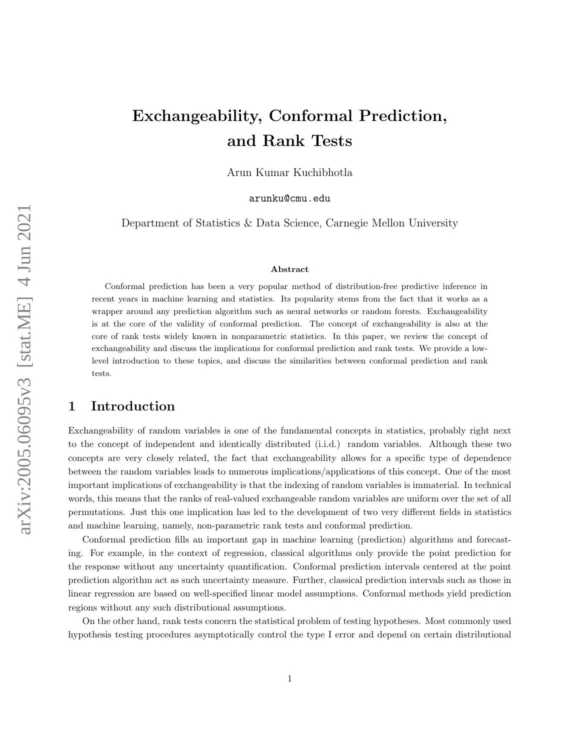# Exchangeability, Conformal Prediction, and Rank Tests

Arun Kumar Kuchibhotla

arunku@cmu.edu

Department of Statistics & Data Science, Carnegie Mellon University

### Abstract

Conformal prediction has been a very popular method of distribution-free predictive inference in recent years in machine learning and statistics. Its popularity stems from the fact that it works as a wrapper around any prediction algorithm such as neural networks or random forests. Exchangeability is at the core of the validity of conformal prediction. The concept of exchangeability is also at the core of rank tests widely known in nonparametric statistics. In this paper, we review the concept of exchangeability and discuss the implications for conformal prediction and rank tests. We provide a low-level introduction to these topics, and discuss the similarities between conformal prediction and rank tests.

## 1 Introduction

Exchangeability of random variables is one of the fundamental concepts in statistics, probably right next to the concept of independent and identically distributed (i.i.d.) random variables. Although these two concepts are very closely related, the fact that exchangeability allows for a specific type of dependence between the random variables leads to numerous implications/applications of this concept. One of the most important implications of exchangeability is that the indexing of random variables is immaterial. In technical words, this means that the ranks of real-valued exchangeable random variables are uniform over the set of all permutations. Just this one implication has led to the development of two very different fields in statistics and machine learning, namely, non-parametric rank tests and conformal prediction.

Conformal prediction fills an important gap in machine learning (prediction) algorithms and forecasting. For example, in the context of regression, classical algorithms only provide the point prediction for the response without any uncertainty quantification. Conformal prediction intervals centered at the point prediction algorithm act as such uncertainty measure. Further, classical prediction intervals such as those in linear regression are based on well-specified linear model assumptions. Conformal methods yield prediction regions without any such distributional assumptions.

On the other hand, rank tests concern the statistical problem of testing hypotheses. Most commonly used hypothesis testing procedures asymptotically control the type I error and depend on certain distributional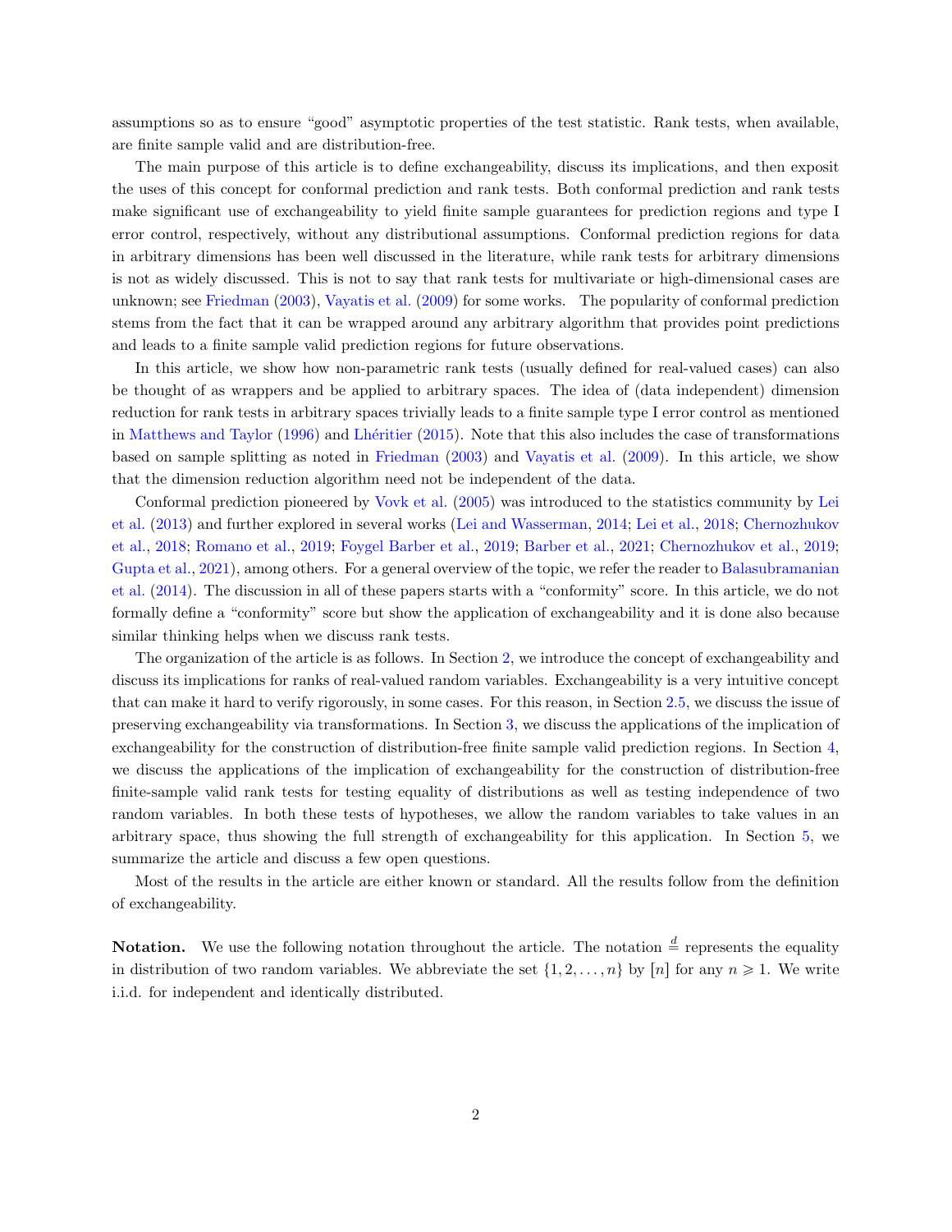assumptions so as to ensure "good" asymptotic properties of the test statistic. Rank tests, when available, are finite sample valid and are distribution-free.

The main purpose of this article is to define exchangeability, discuss its implications, and then exposit the uses of this concept for conformal prediction and rank tests. Both conformal prediction and rank tests make significant use of exchangeability to yield finite sample guarantees for prediction regions and type I error control, respectively, without any distributional assumptions. Conformal prediction regions for data in arbitrary dimensions has been well discussed in the literature, while rank tests for arbitrary dimensions is not as widely discussed. This is not to say that rank tests for multivariate or high-dimensional cases are unknown; see Friedman (2003), Vayatis et al. (2009) for some works. The popularity of conformal prediction stems from the fact that it can be wrapped around any arbitrary algorithm that provides point predictions and leads to a finite sample valid prediction regions for future observations.

In this article, we show how non-parametric rank tests (usually defined for real-valued cases) can also be thought of as wrappers and be applied to arbitrary spaces. The idea of (data independent) dimension reduction for rank tests in arbitrary spaces trivially leads to a finite sample type I error control as mentioned in Matthews and Taylor (1996) and Lhéritier (2015). Note that this also includes the case of transformations based on sample splitting as noted in Friedman (2003) and Vayatis et al. (2009). In this article, we show that the dimension reduction algorithm need not be independent of the data.

Conformal prediction pioneered by Vovk et al. (2005) was introduced to the statistics community by Lei et al. (2013) and further explored in several works (Lei and Wasserman, 2014; Lei et al., 2018; Chernozhukov et al., 2018; Romano et al., 2019; Foygel Barber et al., 2019; Barber et al., 2021; Chernozhukov et al., 2019; Gupta et al., 2021), among others. For a general overview of the topic, we refer the reader to Balasubramanian et al. (2014). The discussion in all of these papers starts with a "conformity" score. In this article, we do not formally define a "conformity" score but show the application of exchangeability and it is done also because similar thinking helps when we discuss rank tests.

The organization of the article is as follows. In Section 2, we introduce the concept of exchangeability and discuss its implications for ranks of real-valued random variables. Exchangeability is a very intuitive concept that can make it hard to verify rigorously, in some cases. For this reason, in Section 2.5, we discuss the issue of preserving exchangeability via transformations. In Section 3, we discuss the applications of the implication of exchangeability for the construction of distribution-free finite sample valid prediction regions. In Section 4, we discuss the applications of the implication of exchangeability for the construction of distribution-free finite-sample valid rank tests for testing equality of distributions as well as testing independence of two random variables. In both these tests of hypotheses, we allow the random variables to take values in an arbitrary space, thus showing the full strength of exchangeability for this application. In Section 5, we summarize the article and discuss a few open questions.

Most of the results in the article are either known or standard. All the results follow from the definition of exchangeability.

**Notation.** We use the following notation throughout the article. The notation $\overset{d}{=}$ represents the equality in distribution of two random variables. We abbreviate the set $\{1, 2, \ldots, n\}$ by $[n]$ for any $n \geqslant 1$. We write i.i.d. for independent and identically distributed.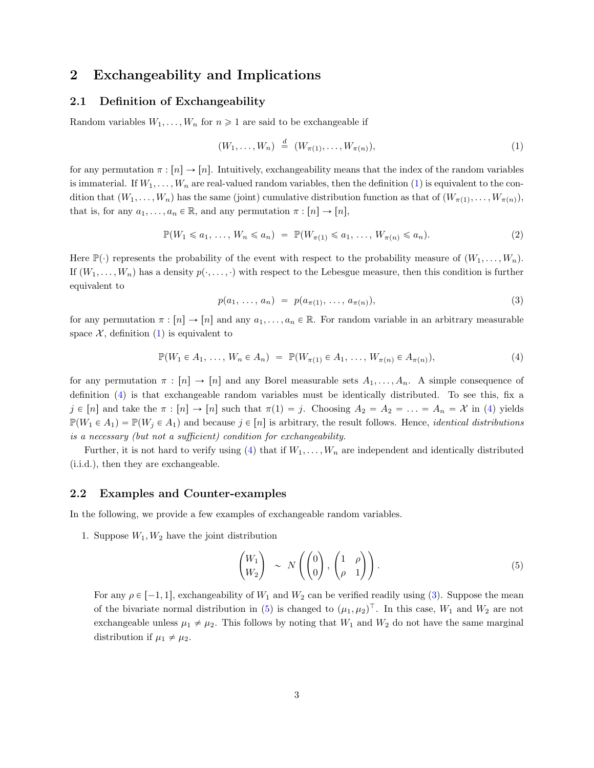## 2 Exchangeability and Implications

### 2.1 Definition of Exchangeability

Random variables $W_1, \ldots, W_n$ for $n \geqslant 1$ are said to be exchangeable if

$$(W_1, \ldots, W_n) \overset{d}{=} (W_{\pi(1)}, \ldots, W_{\pi(n)}), \tag{1}$$

for any permutation $\pi : [n] \to [n]$. Intuitively, exchangeability means that the index of the random variables is immaterial. If $W_1, \ldots, W_n$ are real-valued random variables, then the definition (1) is equivalent to the condition that $(W_1, \ldots, W_n)$ has the same (joint) cumulative distribution function as that of $(W_{\pi(1)}, \ldots, W_{\pi(n)})$, that is, for any $a_1, \ldots, a_n \in \mathbb{R}$, and any permutation $\pi : [n] \to [n]$,

$$\mathbb{P}(W_1 \leqslant a_1, \ldots, W_n \leqslant a_n) = \mathbb{P}(W_{\pi(1)} \leqslant a_1, \ldots, W_{\pi(n)} \leqslant a_n). \tag{2}$$

Here $\mathbb{P}(\cdot)$ represents the probability of the event with respect to the probability measure of $(W_1, \ldots, W_n)$. If $(W_1, \ldots, W_n)$ has a density $p(\cdot, \ldots, \cdot)$ with respect to the Lebesgue measure, then this condition is further equivalent to

$$p(a_1, \ldots, a_n) = p(a_{\pi(1)}, \ldots, a_{\pi(n)}), \tag{3}$$

for any permutation $\pi : [n] \to [n]$ and any $a_1, \ldots, a_n \in \mathbb{R}$. For random variable in an arbitrary measurable space $\mathcal{X}$, definition (1) is equivalent to

$$\mathbb{P}(W_1 \in A_1, \ldots, W_n \in A_n) = \mathbb{P}(W_{\pi(1)} \in A_1, \ldots, W_{\pi(n)} \in A_{\pi(n)}), \tag{4}$$

for any permutation $\pi : [n] \to [n]$ and any Borel measurable sets $A_1, \ldots, A_n$. A simple consequence of definition (4) is that exchangeable random variables must be identically distributed. To see this, fix a $j \in [n]$ and take the $\pi : [n] \to [n]$ such that $\pi(1) = j$. Choosing $A_2 = A_2 = \ldots = A_n = \mathcal{X}$ in (4) yields $\mathbb{P}(W_1 \in A_1) = \mathbb{P}(W_j \in A_1)$ and because $j \in [n]$ is arbitrary, the result follows. Hence, *identical distributions is a necessary (but not a sufficient) condition for exchangeability.*

Further, it is not hard to verify using (4) that if $W_1, \ldots, W_n$ are independent and identically distributed (i.i.d.), then they are exchangeable.

### 2.2 Examples and Counter-examples

In the following, we provide a few examples of exchangeable random variables.

1. Suppose $W_1, W_2$ have the joint distribution

$$\begin{pmatrix} W_1 \\ W_2 \end{pmatrix} \sim N\left( \begin{pmatrix} 0 \\ 0 \end{pmatrix}, \begin{pmatrix} 1 & \rho \\ \rho & 1 \end{pmatrix} \right). \tag{5}$$

   For any $\rho \in [-1, 1]$, exchangeability of $W_1$ and $W_2$ can be verified readily using (3). Suppose the mean of the bivariate normal distribution in (5) is changed to $(\mu_1, \mu_2)^\top$. In this case, $W_1$ and $W_2$ are not exchangeable unless $\mu_1 \neq \mu_2$. This follows by noting that $W_1$ and $W_2$ do not have the same marginal distribution if $\mu_1 \neq \mu_2$.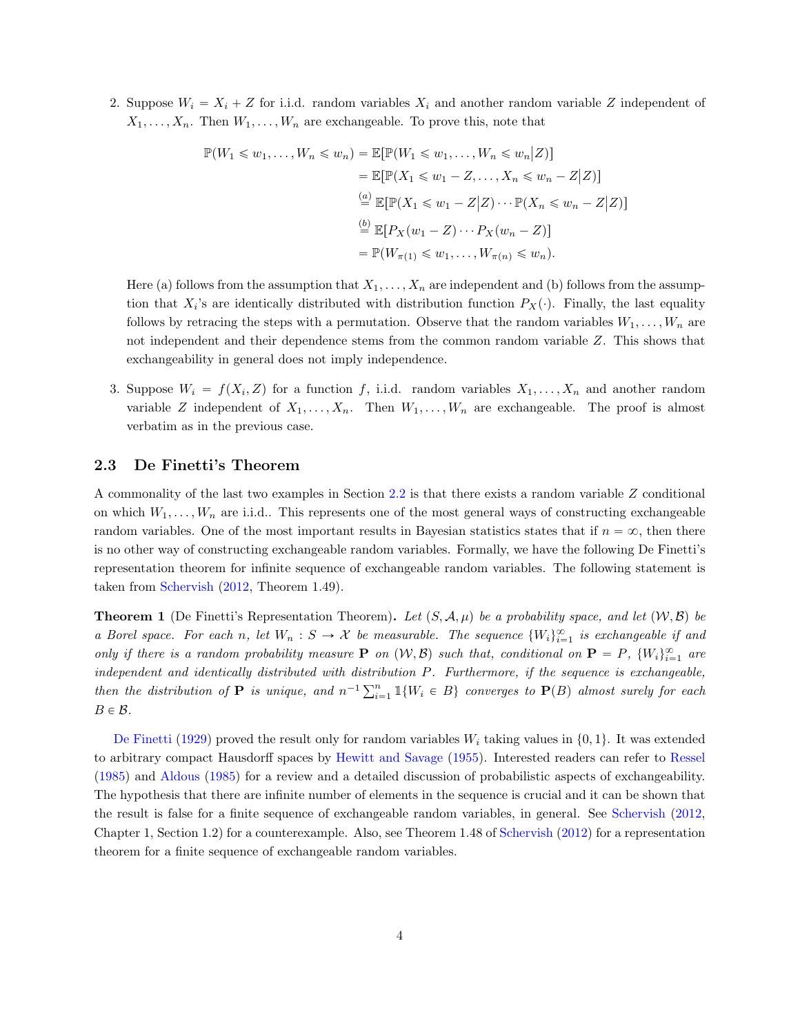2. Suppose $W_i = X_i + Z$ for i.i.d. random variables $X_i$ and another random variable $Z$ independent of $X_1, \ldots, X_n$. Then $W_1, \ldots, W_n$ are exchangeable. To prove this, note that

$$
\begin{aligned}
\mathbb{P}(W_1 \leqslant w_1, \ldots, W_n \leqslant w_n) &= \mathbb{E}[\mathbb{P}(W_1 \leqslant w_1, \ldots, W_n \leqslant w_n \big| Z)] \\
&= \mathbb{E}[\mathbb{P}(X_1 \leqslant w_1 - Z, \ldots, X_n \leqslant w_n - Z \big| Z)] \\
&\overset{(a)}{=} \mathbb{E}[\mathbb{P}(X_1 \leqslant w_1 - Z \big| Z) \cdots \mathbb{P}(X_n \leqslant w_n - Z \big| Z)] \\
&\overset{(b)}{=} \mathbb{E}[P_X(w_1 - Z) \cdots P_X(w_n - Z)] \\
&= \mathbb{P}(W_{\pi(1)} \leqslant w_1, \ldots, W_{\pi(n)} \leqslant w_n).
\end{aligned}
$$

Here (a) follows from the assumption that $X_1, \ldots, X_n$ are independent and (b) follows from the assumption that $X_i$'s are identically distributed with distribution function $P_X(\cdot)$. Finally, the last equality follows by retracing the steps with a permutation. Observe that the random variables $W_1, \ldots, W_n$ are not independent and their dependence stems from the common random variable $Z$. This shows that exchangeability in general does not imply independence.

3. Suppose $W_i = f(X_i, Z)$ for a function $f$, i.i.d. random variables $X_1, \ldots, X_n$ and another random variable $Z$ independent of $X_1, \ldots, X_n$. Then $W_1, \ldots, W_n$ are exchangeable. The proof is almost verbatim as in the previous case.

## 2.3 De Finetti's Theorem

A commonality of the last two examples in Section 2.2 is that there exists a random variable $Z$ conditional on which $W_1, \ldots, W_n$ are i.i.d.. This represents one of the most general ways of constructing exchangeable random variables. One of the most important results in Bayesian statistics states that if $n = \infty$, then there is no other way of constructing exchangeable random variables. Formally, we have the following De Finetti's representation theorem for infinite sequence of exchangeable random variables. The following statement is taken from Schervish (2012, Theorem 1.49).

**Theorem 1** (De Finetti's Representation Theorem)**.** *Let $(S, \mathcal{A}, \mu)$ be a probability space, and let $(\mathcal{W}, \mathcal{B})$ be a Borel space. For each $n$, let $W_n : S \to \mathcal{X}$ be measurable. The sequence $\{W_i\}_{i=1}^{\infty}$ is exchangeable if and only if there is a random probability measure $\mathbf{P}$ on $(\mathcal{W}, \mathcal{B})$ such that, conditional on $\mathbf{P} = P$, $\{W_i\}_{i=1}^{\infty}$ are independent and identically distributed with distribution $P$. Furthermore, if the sequence is exchangeable, then the distribution of $\mathbf{P}$ is unique, and $n^{-1}\sum_{i=1}^{n} \mathbb{1}\{W_i \in B\}$ converges to $\mathbf{P}(B)$ almost surely for each $B \in \mathcal{B}$.*

De Finetti (1929) proved the result only for random variables $W_i$ taking values in $\{0, 1\}$. It was extended to arbitrary compact Hausdorff spaces by Hewitt and Savage (1955). Interested readers can refer to Ressel (1985) and Aldous (1985) for a review and a detailed discussion of probabilistic aspects of exchangeability. The hypothesis that there are infinite number of elements in the sequence is crucial and it can be shown that the result is false for a finite sequence of exchangeable random variables, in general. See Schervish (2012, Chapter 1, Section 1.2) for a counterexample. Also, see Theorem 1.48 of Schervish (2012) for a representation theorem for a finite sequence of exchangeable random variables.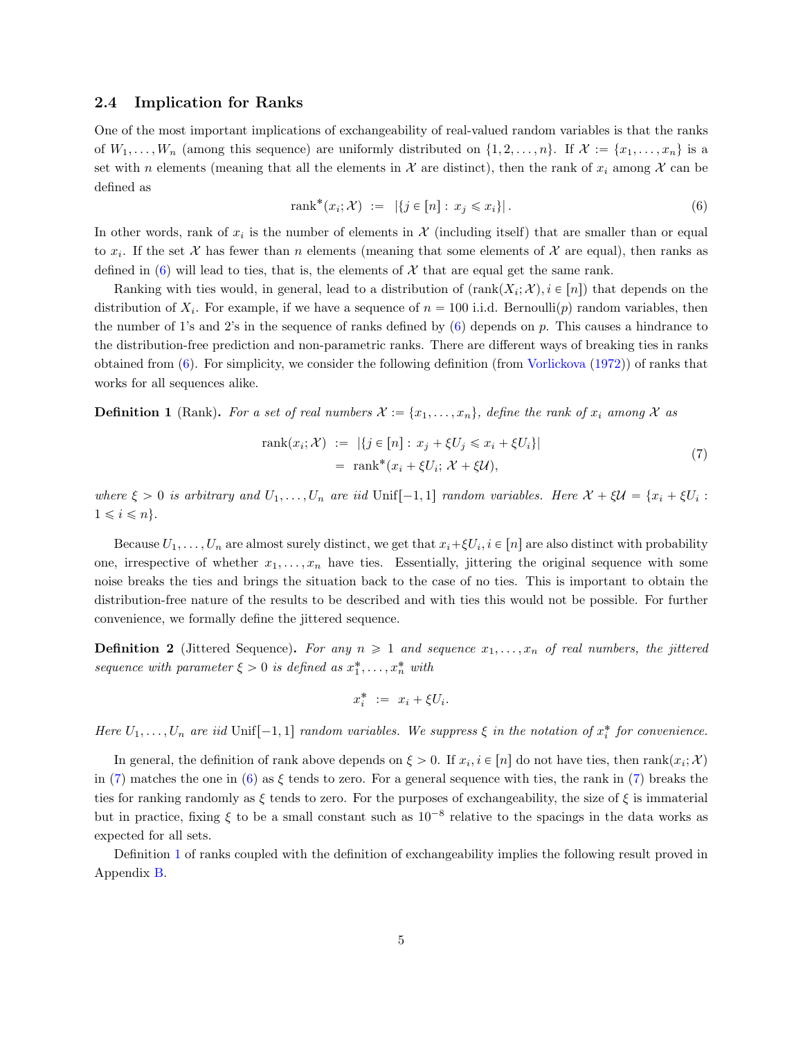### 2.4 Implication for Ranks

One of the most important implications of exchangeability of real-valued random variables is that the ranks of $W_1, \ldots, W_n$ (among this sequence) are uniformly distributed on $\{1, 2, \ldots, n\}$. If $\mathcal{X} := \{x_1, \ldots, x_n\}$ is a set with $n$ elements (meaning that all the elements in $\mathcal{X}$ are distinct), then the rank of $x_i$ among $\mathcal{X}$ can be defined as

$$\text{rank}^*(x_i; \mathcal{X}) \;:=\; |\{j \in [n] : x_j \leqslant x_i\}|. \tag{6}$$

In other words, rank of $x_i$ is the number of elements in $\mathcal{X}$ (including itself) that are smaller than or equal to $x_i$. If the set $\mathcal{X}$ has fewer than $n$ elements (meaning that some elements of $\mathcal{X}$ are equal), then ranks as defined in (6) will lead to ties, that is, the elements of $\mathcal{X}$ that are equal get the same rank.

Ranking with ties would, in general, lead to a distribution of $(\text{rank}(X_i; \mathcal{X}), i \in [n])$ that depends on the distribution of $X_i$. For example, if we have a sequence of $n = 100$ i.i.d. Bernoulli$(p)$ random variables, then the number of 1's and 2's in the sequence of ranks defined by (6) depends on $p$. This causes a hindrance to the distribution-free prediction and non-parametric ranks. There are different ways of breaking ties in ranks obtained from (6). For simplicity, we consider the following definition (from Vorlickova (1972)) of ranks that works for all sequences alike.

**Definition 1** (Rank)**.** *For a set of real numbers $\mathcal{X} := \{x_1, \ldots, x_n\}$, define the rank of $x_i$ among $\mathcal{X}$ as*

$$\begin{aligned} \text{rank}(x_i; \mathcal{X}) \;&:=\; |\{j \in [n] : x_j + \xi U_j \leqslant x_i + \xi U_i\}| \\ &=\; \text{rank}^*(x_i + \xi U_i;\, \mathcal{X} + \xi \mathcal{U}), \end{aligned} \tag{7}$$

*where $\xi > 0$ is arbitrary and $U_1, \ldots, U_n$ are iid* Unif$[-1, 1]$ *random variables. Here $\mathcal{X} + \xi\mathcal{U} = \{x_i + \xi U_i : 1 \leqslant i \leqslant n\}$.*

Because $U_1, \ldots, U_n$ are almost surely distinct, we get that $x_i + \xi U_i, i \in [n]$ are also distinct with probability one, irrespective of whether $x_1, \ldots, x_n$ have ties. Essentially, jittering the original sequence with some noise breaks the ties and brings the situation back to the case of no ties. This is important to obtain the distribution-free nature of the results to be described and with ties this would not be possible. For further convenience, we formally define the jittered sequence.

**Definition 2** (Jittered Sequence)**.** *For any $n \geqslant 1$ and sequence $x_1, \ldots, x_n$ of real numbers, the jittered sequence with parameter $\xi > 0$ is defined as $x_1^*, \ldots, x_n^*$ with*

$$x_i^* \;:=\; x_i + \xi U_i.$$

*Here $U_1, \ldots, U_n$ are iid* Unif$[-1, 1]$ *random variables. We suppress $\xi$ in the notation of $x_i^*$ for convenience.*

In general, the definition of rank above depends on $\xi > 0$. If $x_i, i \in [n]$ do not have ties, then $\text{rank}(x_i; \mathcal{X})$ in (7) matches the one in (6) as $\xi$ tends to zero. For a general sequence with ties, the rank in (7) breaks the ties for ranking randomly as $\xi$ tends to zero. For the purposes of exchangeability, the size of $\xi$ is immaterial but in practice, fixing $\xi$ to be a small constant such as $10^{-8}$ relative to the spacings in the data works as expected for all sets.

Definition 1 of ranks coupled with the definition of exchangeability implies the following result proved in Appendix B.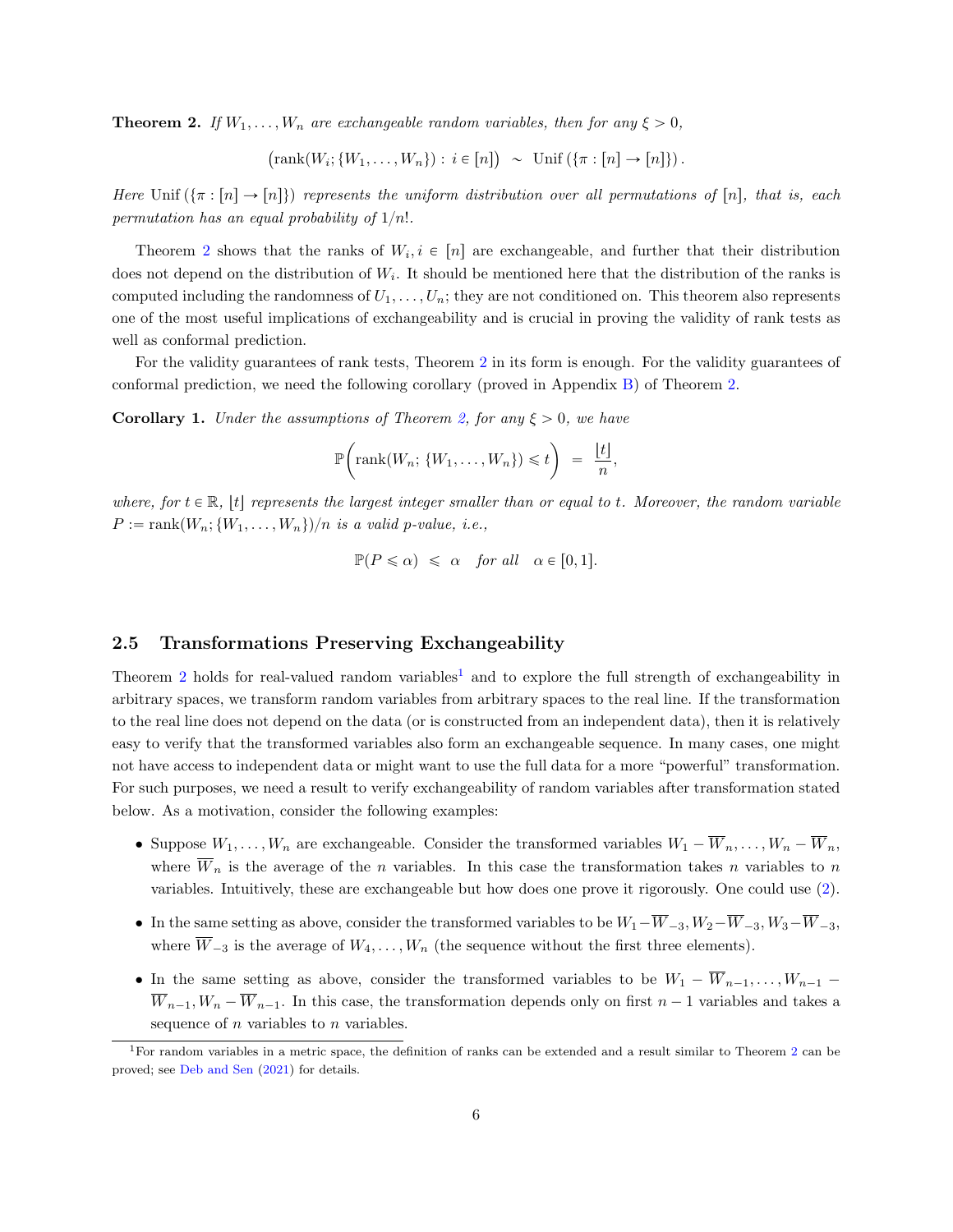**Theorem 2.** *If $W_1, \ldots, W_n$ are exchangeable random variables, then for any $\xi > 0$,*

$$
\big(\mathrm{rank}(W_i; \{W_1, \ldots, W_n\}) : i \in [n]\big) \ \sim\ \mathrm{Unif}\left(\{\pi : [n] \to [n]\}\right).
$$

*Here* $\mathrm{Unif}\left(\{\pi : [n] \to [n]\}\right)$ *represents the uniform distribution over all permutations of* $[n]$*, that is, each permutation has an equal probability of* $1/n!$*.*

Theorem 2 shows that the ranks of $W_i, i \in [n]$ are exchangeable, and further that their distribution does not depend on the distribution of $W_i$. It should be mentioned here that the distribution of the ranks is computed including the randomness of $U_1, \ldots, U_n$; they are not conditioned on. This theorem also represents one of the most useful implications of exchangeability and is crucial in proving the validity of rank tests as well as conformal prediction.

For the validity guarantees of rank tests, Theorem 2 in its form is enough. For the validity guarantees of conformal prediction, we need the following corollary (proved in Appendix B) of Theorem 2.

**Corollary 1.** *Under the assumptions of Theorem 2, for any $\xi > 0$, we have*

$$
\mathbb{P}\bigg(\mathrm{rank}(W_n;\, \{W_1, \ldots, W_n\}) \leqslant t\bigg) \ =\ \frac{\lfloor t \rfloor}{n},
$$

*where, for $t \in \mathbb{R}$, $\lfloor t \rfloor$ represents the largest integer smaller than or equal to $t$. Moreover, the random variable $P := \mathrm{rank}(W_n; \{W_1, \ldots, W_n\})/n$ is a valid p-value, i.e.,*

$$
\mathbb{P}(P \leqslant \alpha) \ \leqslant\ \alpha \quad \textit{for all} \quad \alpha \in [0, 1].
$$

## 2.5 Transformations Preserving Exchangeability

Theorem 2 holds for real-valued random variables[1] and to explore the full strength of exchangeability in arbitrary spaces, we transform random variables from arbitrary spaces to the real line. If the transformation to the real line does not depend on the data (or is constructed from an independent data), then it is relatively easy to verify that the transformed variables also form an exchangeable sequence. In many cases, one might not have access to independent data or might want to use the full data for a more "powerful" transformation. For such purposes, we need a result to verify exchangeability of random variables after transformation stated below. As a motivation, consider the following examples:

- Suppose $W_1, \ldots, W_n$ are exchangeable. Consider the transformed variables $W_1 - \overline{W}_n, \ldots, W_n - \overline{W}_n$, where $\overline{W}_n$ is the average of the $n$ variables. In this case the transformation takes $n$ variables to $n$ variables. Intuitively, these are exchangeable but how does one prove it rigorously. One could use (2).
- In the same setting as above, consider the transformed variables to be $W_1 - \overline{W}_{-3}, W_2 - \overline{W}_{-3}, W_3 - \overline{W}_{-3}$, where $\overline{W}_{-3}$ is the average of $W_4, \ldots, W_n$ (the sequence without the first three elements).
- In the same setting as above, consider the transformed variables to be $W_1 - \overline{W}_{n-1}, \ldots, W_{n-1} - \overline{W}_{n-1}, W_n - \overline{W}_{n-1}$. In this case, the transformation depends only on first $n-1$ variables and takes a sequence of $n$ variables to $n$ variables.

[1] For random variables in a metric space, the definition of ranks can be extended and a result similar to Theorem 2 can be proved; see Deb and Sen (2021) for details.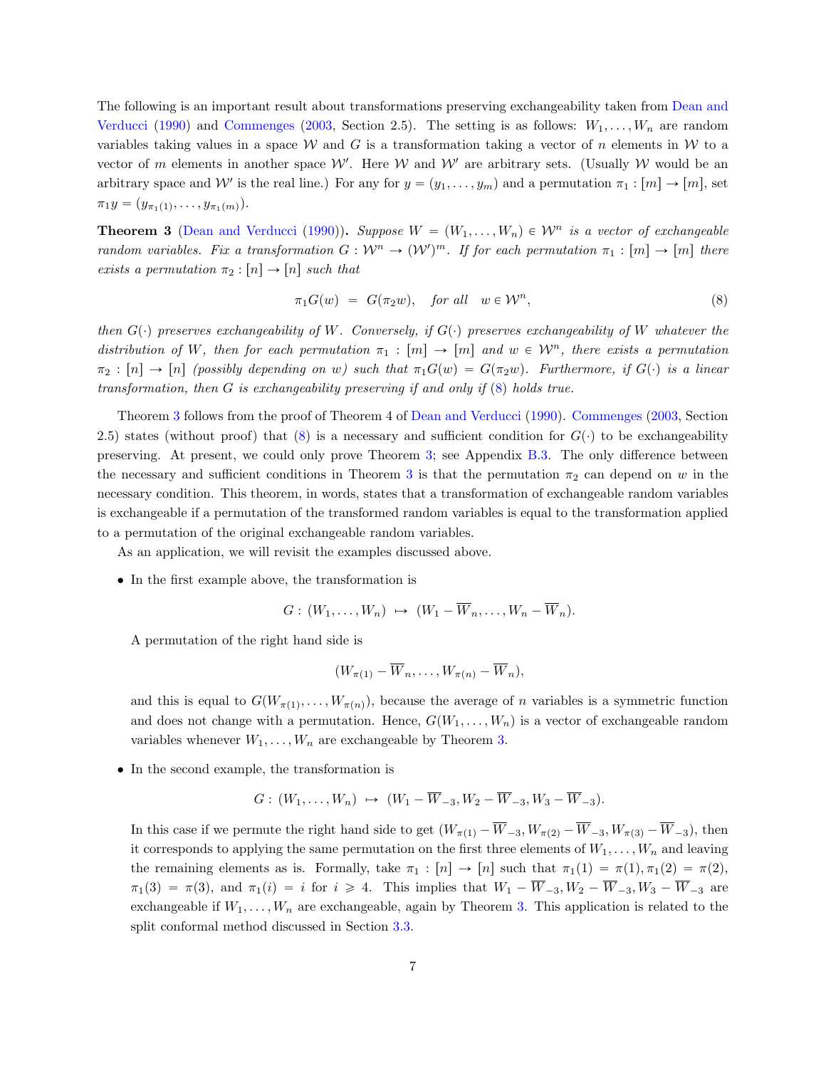The following is an important result about transformations preserving exchangeability taken from Dean and Verducci (1990) and Commenges (2003, Section 2.5). The setting is as follows: $W_1, \ldots, W_n$ are random variables taking values in a space $\mathcal{W}$ and $G$ is a transformation taking a vector of $n$ elements in $\mathcal{W}$ to a vector of $m$ elements in another space $\mathcal{W}'$. Here $\mathcal{W}$ and $\mathcal{W}'$ are arbitrary sets. (Usually $\mathcal{W}$ would be an arbitrary space and $\mathcal{W}'$ is the real line.) For any for $y = (y_1, \ldots, y_m)$ and a permutation $\pi_1 : [m] \to [m]$, set $\pi_1 y = (y_{\pi_1(1)}, \ldots, y_{\pi_1(m)})$.

**Theorem 3** (Dean and Verducci (1990))**.** *Suppose $W = (W_1, \ldots, W_n) \in \mathcal{W}^n$ is a vector of exchangeable random variables. Fix a transformation $G : \mathcal{W}^n \to (\mathcal{W}')^m$. If for each permutation $\pi_1 : [m] \to [m]$ there exists a permutation $\pi_2 : [n] \to [n]$ such that*

$$\pi_1 G(w) \;=\; G(\pi_2 w), \quad \text{for all} \quad w \in \mathcal{W}^n, \tag{8}$$

*then $G(\cdot)$ preserves exchangeability of $W$. Conversely, if $G(\cdot)$ preserves exchangeability of $W$ whatever the distribution of $W$, then for each permutation $\pi_1 : [m] \to [m]$ and $w \in \mathcal{W}^n$, there exists a permutation $\pi_2 : [n] \to [n]$ (possibly depending on $w$) such that $\pi_1 G(w) = G(\pi_2 w)$. Furthermore, if $G(\cdot)$ is a linear transformation, then $G$ is exchangeability preserving if and only if (8) holds true.*

Theorem 3 follows from the proof of Theorem 4 of Dean and Verducci (1990). Commenges (2003, Section 2.5) states (without proof) that (8) is a necessary and sufficient condition for $G(\cdot)$ to be exchangeability preserving. At present, we could only prove Theorem 3; see Appendix B.3. The only difference between the necessary and sufficient conditions in Theorem 3 is that the permutation $\pi_2$ can depend on $w$ in the necessary condition. This theorem, in words, states that a transformation of exchangeable random variables is exchangeable if a permutation of the transformed random variables is equal to the transformation applied to a permutation of the original exchangeable random variables.

As an application, we will revisit the examples discussed above.

- In the first example above, the transformation is

  $$G : (W_1, \ldots, W_n) \;\mapsto\; (W_1 - \overline{W}_n, \ldots, W_n - \overline{W}_n).$$

  A permutation of the right hand side is

  $$(W_{\pi(1)} - \overline{W}_n, \ldots, W_{\pi(n)} - \overline{W}_n),$$

  and this is equal to $G(W_{\pi(1)}, \ldots, W_{\pi(n)})$, because the average of $n$ variables is a symmetric function and does not change with a permutation. Hence, $G(W_1, \ldots, W_n)$ is a vector of exchangeable random variables whenever $W_1, \ldots, W_n$ are exchangeable by Theorem 3.

- In the second example, the transformation is

  $$G : (W_1, \ldots, W_n) \;\mapsto\; (W_1 - \overline{W}_{-3}, W_2 - \overline{W}_{-3}, W_3 - \overline{W}_{-3}).$$

  In this case if we permute the right hand side to get $(W_{\pi(1)} - \overline{W}_{-3}, W_{\pi(2)} - \overline{W}_{-3}, W_{\pi(3)} - \overline{W}_{-3})$, then it corresponds to applying the same permutation on the first three elements of $W_1, \ldots, W_n$ and leaving the remaining elements as is. Formally, take $\pi_1 : [n] \to [n]$ such that $\pi_1(1) = \pi(1), \pi_1(2) = \pi(2)$, $\pi_1(3) = \pi(3)$, and $\pi_1(i) = i$ for $i \geqslant 4$. This implies that $W_1 - \overline{W}_{-3}, W_2 - \overline{W}_{-3}, W_3 - \overline{W}_{-3}$ are exchangeable if $W_1, \ldots, W_n$ are exchangeable, again by Theorem 3. This application is related to the split conformal method discussed in Section 3.3.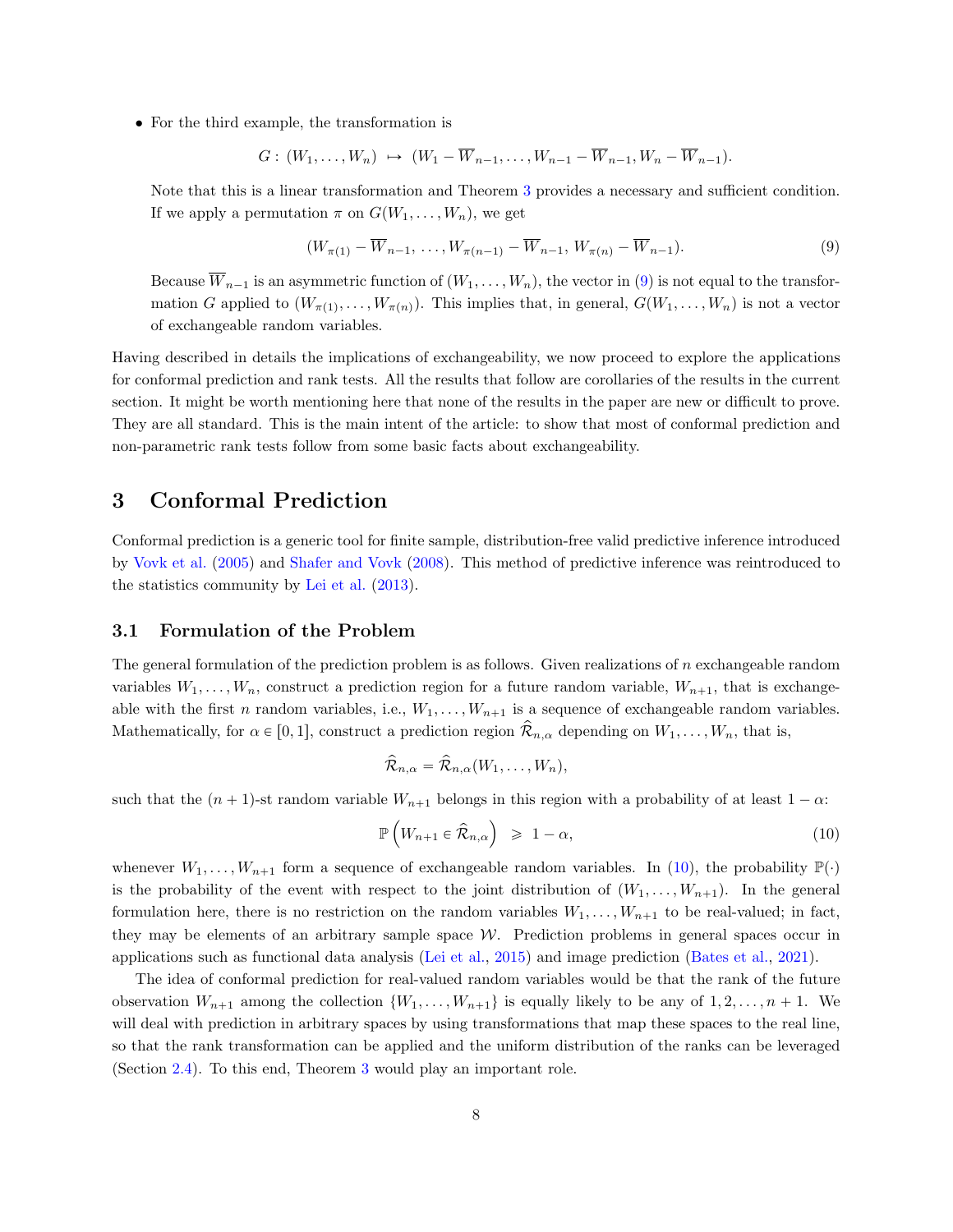- For the third example, the transformation is

$$G: (W_1, \ldots, W_n) \;\mapsto\; (W_1 - \overline{W}_{n-1}, \ldots, W_{n-1} - \overline{W}_{n-1}, W_n - \overline{W}_{n-1}).$$

  Note that this is a linear transformation and Theorem 3 provides a necessary and sufficient condition. If we apply a permutation $\pi$ on $G(W_1, \ldots, W_n)$, we get

$$(W_{\pi(1)} - \overline{W}_{n-1},\, \ldots, W_{\pi(n-1)} - \overline{W}_{n-1},\, W_{\pi(n)} - \overline{W}_{n-1}). \tag{9}$$

  Because $\overline{W}_{n-1}$ is an asymmetric function of $(W_1, \ldots, W_n)$, the vector in (9) is not equal to the transformation $G$ applied to $(W_{\pi(1)}, \ldots, W_{\pi(n)})$. This implies that, in general, $G(W_1, \ldots, W_n)$ is not a vector of exchangeable random variables.

Having described in details the implications of exchangeability, we now proceed to explore the applications for conformal prediction and rank tests. All the results that follow are corollaries of the results in the current section. It might be worth mentioning here that none of the results in the paper are new or difficult to prove. They are all standard. This is the main intent of the article: to show that most of conformal prediction and non-parametric rank tests follow from some basic facts about exchangeability.

# 3 Conformal Prediction

Conformal prediction is a generic tool for finite sample, distribution-free valid predictive inference introduced by Vovk et al. (2005) and Shafer and Vovk (2008). This method of predictive inference was reintroduced to the statistics community by Lei et al. (2013).

## 3.1 Formulation of the Problem

The general formulation of the prediction problem is as follows. Given realizations of $n$ exchangeable random variables $W_1, \ldots, W_n$, construct a prediction region for a future random variable, $W_{n+1}$, that is exchangeable with the first $n$ random variables, i.e., $W_1, \ldots, W_{n+1}$ is a sequence of exchangeable random variables. Mathematically, for $\alpha \in [0, 1]$, construct a prediction region $\widehat{\mathcal{R}}_{n,\alpha}$ depending on $W_1, \ldots, W_n$, that is,

$$\widehat{\mathcal{R}}_{n,\alpha} = \widehat{\mathcal{R}}_{n,\alpha}(W_1, \ldots, W_n),$$

such that the $(n+1)$-st random variable $W_{n+1}$ belongs in this region with a probability of at least $1 - \alpha$:

$$\mathbb{P}\left(W_{n+1} \in \widehat{\mathcal{R}}_{n,\alpha}\right) \;\geqslant\; 1 - \alpha, \tag{10}$$

whenever $W_1, \ldots, W_{n+1}$ form a sequence of exchangeable random variables. In (10), the probability $\mathbb{P}(\cdot)$ is the probability of the event with respect to the joint distribution of $(W_1, \ldots, W_{n+1})$. In the general formulation here, there is no restriction on the random variables $W_1, \ldots, W_{n+1}$ to be real-valued; in fact, they may be elements of an arbitrary sample space $\mathcal{W}$. Prediction problems in general spaces occur in applications such as functional data analysis (Lei et al., 2015) and image prediction (Bates et al., 2021).

The idea of conformal prediction for real-valued random variables would be that the rank of the future observation $W_{n+1}$ among the collection $\{W_1, \ldots, W_{n+1}\}$ is equally likely to be any of $1, 2, \ldots, n+1$. We will deal with prediction in arbitrary spaces by using transformations that map these spaces to the real line, so that the rank transformation can be applied and the uniform distribution of the ranks can be leveraged (Section 2.4). To this end, Theorem 3 would play an important role.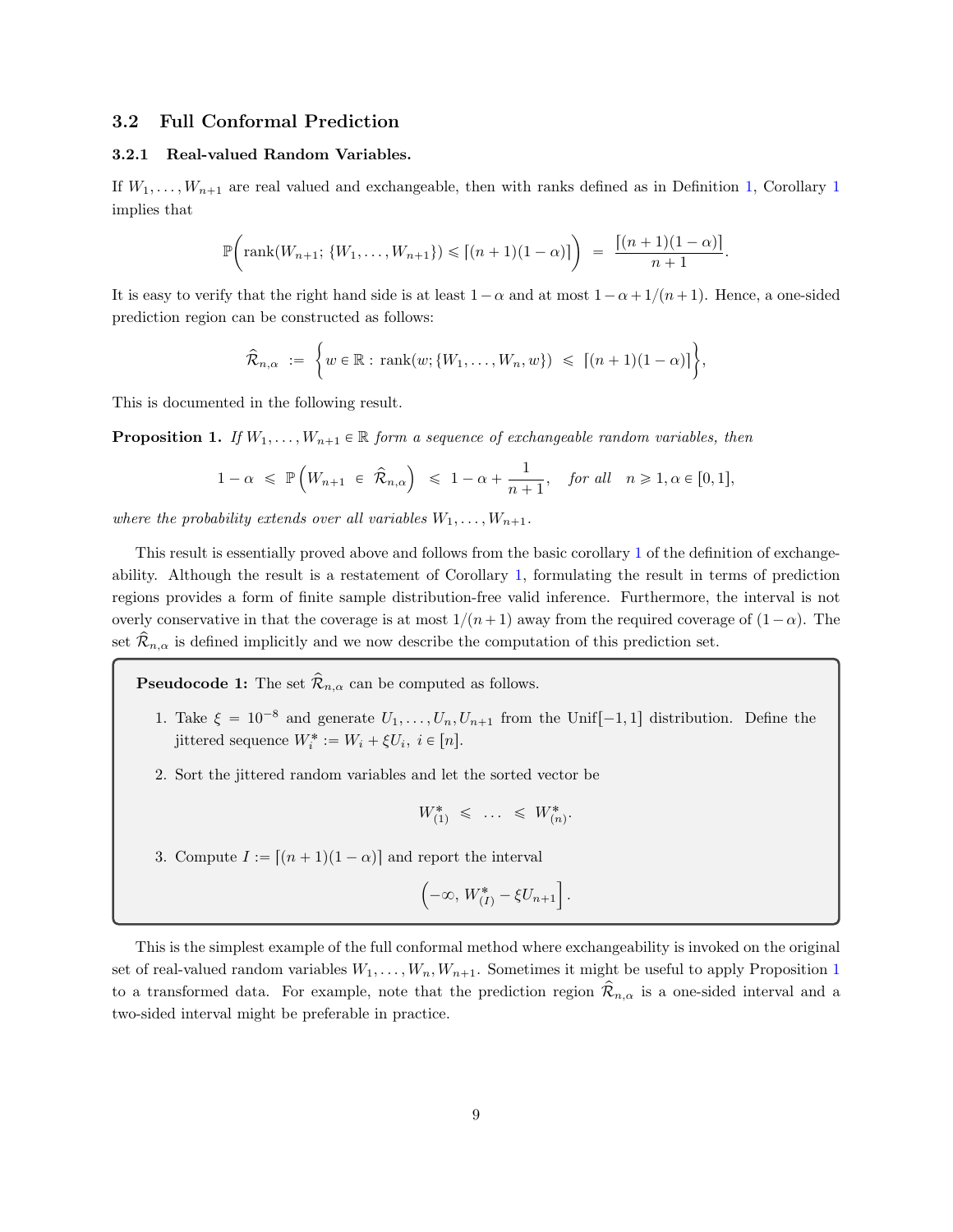## 3.2 Full Conformal Prediction

### 3.2.1 Real-valued Random Variables.

If $W_1, \ldots, W_{n+1}$ are real valued and exchangeable, then with ranks defined as in Definition 1, Corollary 1 implies that

$$\mathbb{P}\Big(\text{rank}(W_{n+1}; \{W_1, \ldots, W_{n+1}\}) \leqslant \lceil (n+1)(1-\alpha) \rceil\Big) \;=\; \frac{\lceil (n+1)(1-\alpha) \rceil}{n+1}.$$

It is easy to verify that the right hand side is at least $1-\alpha$ and at most $1-\alpha+1/(n+1)$. Hence, a one-sided prediction region can be constructed as follows:

$$\widehat{\mathcal{R}}_{n,\alpha} \;:=\; \Big\{ w \in \mathbb{R} : \text{rank}(w; \{W_1, \ldots, W_n, w\}) \;\leqslant\; \lceil (n+1)(1-\alpha) \rceil \Big\},$$

This is documented in the following result.

**Proposition 1.** *If $W_1, \ldots, W_{n+1} \in \mathbb{R}$ form a sequence of exchangeable random variables, then*

$$1-\alpha \;\leqslant\; \mathbb{P}\Big(W_{n+1} \;\in\; \widehat{\mathcal{R}}_{n,\alpha}\Big) \;\leqslant\; 1-\alpha+\frac{1}{n+1}, \quad \textit{for all} \quad n \geqslant 1, \alpha \in [0,1],$$

*where the probability extends over all variables $W_1, \ldots, W_{n+1}$.*

This result is essentially proved above and follows from the basic corollary 1 of the definition of exchangeability. Although the result is a restatement of Corollary 1, formulating the result in terms of prediction regions provides a form of finite sample distribution-free valid inference. Furthermore, the interval is not overly conservative in that the coverage is at most $1/(n+1)$ away from the required coverage of $(1-\alpha)$. The set $\widehat{\mathcal{R}}_{n,\alpha}$ is defined implicitly and we now describe the computation of this prediction set.

> **Pseudocode 1:** The set $\widehat{\mathcal{R}}_{n,\alpha}$ can be computed as follows.
>
> 1. Take $\xi = 10^{-8}$ and generate $U_1, \ldots, U_n, U_{n+1}$ from the Unif$[-1,1]$ distribution. Define the jittered sequence $W_i^* := W_i + \xi U_i,\ i \in [n]$.
> 2. Sort the jittered random variables and let the sorted vector be
> $$W_{(1)}^* \;\leqslant\; \ldots \;\leqslant\; W_{(n)}^*.$$
> 3. Compute $I := \lceil (n+1)(1-\alpha) \rceil$ and report the interval
> $$\Big(-\infty,\, W_{(I)}^* - \xi U_{n+1}\Big].$$

This is the simplest example of the full conformal method where exchangeability is invoked on the original set of real-valued random variables $W_1, \ldots, W_n, W_{n+1}$. Sometimes it might be useful to apply Proposition 1 to a transformed data. For example, note that the prediction region $\widehat{\mathcal{R}}_{n,\alpha}$ is a one-sided interval and a two-sided interval might be preferable in practice.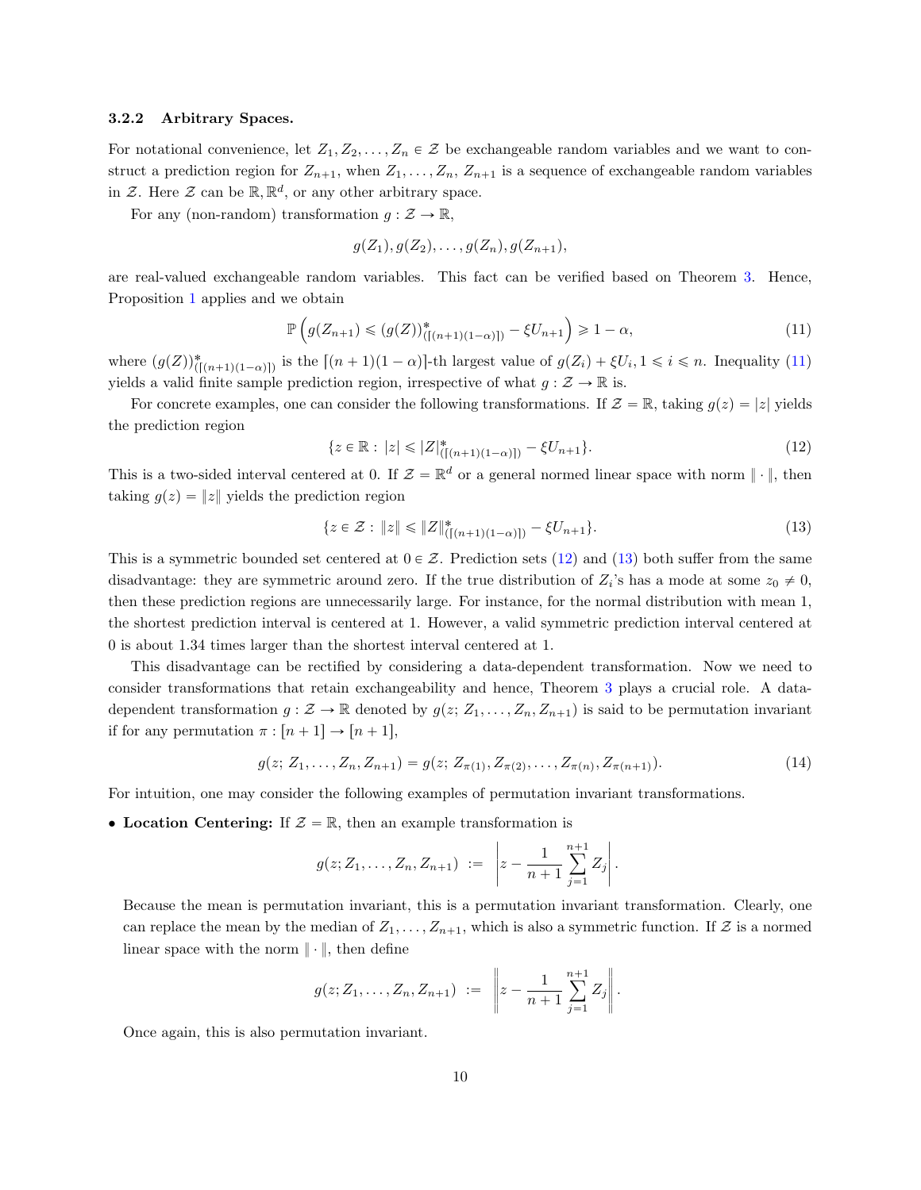### 3.2.2 Arbitrary Spaces.

For notational convenience, let $Z_1, Z_2, \ldots, Z_n \in \mathcal{Z}$ be exchangeable random variables and we want to construct a prediction region for $Z_{n+1}$, when $Z_1, \ldots, Z_n, Z_{n+1}$ is a sequence of exchangeable random variables in $\mathcal{Z}$. Here $\mathcal{Z}$ can be $\mathbb{R}, \mathbb{R}^d$, or any other arbitrary space.

For any (non-random) transformation $g : \mathcal{Z} \to \mathbb{R}$,

$$g(Z_1), g(Z_2), \ldots, g(Z_n), g(Z_{n+1}),$$

are real-valued exchangeable random variables. This fact can be verified based on Theorem 3. Hence, Proposition 1 applies and we obtain

$$\mathbb{P}\left(g(Z_{n+1}) \leqslant (g(Z))^*_{(\lceil (n+1)(1-\alpha)\rceil)} - \xi U_{n+1}\right) \geqslant 1 - \alpha, \tag{11}$$

where $(g(Z))^*_{(\lceil (n+1)(1-\alpha)\rceil)}$ is the $\lceil (n+1)(1-\alpha)\rceil$-th largest value of $g(Z_i) + \xi U_i, 1 \leqslant i \leqslant n$. Inequality (11) yields a valid finite sample prediction region, irrespective of what $g : \mathcal{Z} \to \mathbb{R}$ is.

For concrete examples, one can consider the following transformations. If $\mathcal{Z} = \mathbb{R}$, taking $g(z) = |z|$ yields the prediction region

$$\{z \in \mathbb{R} : |z| \leqslant |Z|^*_{(\lceil (n+1)(1-\alpha)\rceil)} - \xi U_{n+1}\}. \tag{12}$$

This is a two-sided interval centered at 0. If $\mathcal{Z} = \mathbb{R}^d$ or a general normed linear space with norm $\|\cdot\|$, then taking $g(z) = \|z\|$ yields the prediction region

$$\{z \in \mathcal{Z} : \|z\| \leqslant \|Z\|^*_{(\lceil (n+1)(1-\alpha)\rceil)} - \xi U_{n+1}\}. \tag{13}$$

This is a symmetric bounded set centered at $0 \in \mathcal{Z}$. Prediction sets (12) and (13) both suffer from the same disadvantage: they are symmetric around zero. If the true distribution of $Z_i$'s has a mode at some $z_0 \neq 0$, then these prediction regions are unnecessarily large. For instance, for the normal distribution with mean 1, the shortest prediction interval is centered at 1. However, a valid symmetric prediction interval centered at 0 is about 1.34 times larger than the shortest interval centered at 1.

This disadvantage can be rectified by considering a data-dependent transformation. Now we need to consider transformations that retain exchangeability and hence, Theorem 3 plays a crucial role. A data-dependent transformation $g : \mathcal{Z} \to \mathbb{R}$ denoted by $g(z; Z_1, \ldots, Z_n, Z_{n+1})$ is said to be permutation invariant if for any permutation $\pi : [n+1] \to [n+1]$,

$$g(z; Z_1, \ldots, Z_n, Z_{n+1}) = g(z; Z_{\pi(1)}, Z_{\pi(2)}, \ldots, Z_{\pi(n)}, Z_{\pi(n+1)}). \tag{14}$$

For intuition, one may consider the following examples of permutation invariant transformations.

- **Location Centering:** If $\mathcal{Z} = \mathbb{R}$, then an example transformation is

$$g(z; Z_1, \ldots, Z_n, Z_{n+1}) := \left| z - \frac{1}{n+1} \sum_{j=1}^{n+1} Z_j \right|.$$

Because the mean is permutation invariant, this is a permutation invariant transformation. Clearly, one can replace the mean by the median of $Z_1, \ldots, Z_{n+1}$, which is also a symmetric function. If $\mathcal{Z}$ is a normed linear space with the norm $\|\cdot\|$, then define

$$g(z; Z_1, \ldots, Z_n, Z_{n+1}) := \left\| z - \frac{1}{n+1} \sum_{j=1}^{n+1} Z_j \right\|.$$

Once again, this is also permutation invariant.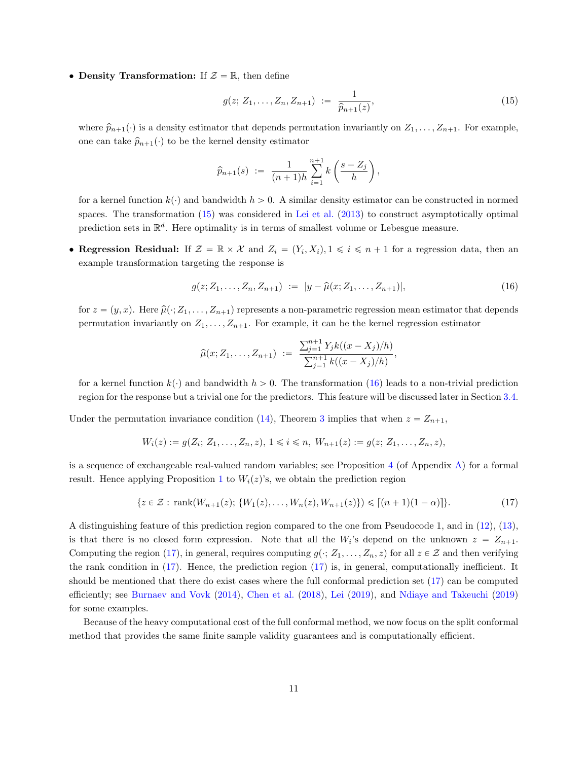- **Density Transformation:** If $\mathcal{Z} = \mathbb{R}$, then define

$$
g(z;\, Z_1, \ldots, Z_n, Z_{n+1}) \;:=\; \frac{1}{\widehat{p}_{n+1}(z)}, \tag{15}
$$

  where $\widehat{p}_{n+1}(\cdot)$ is a density estimator that depends permutation invariantly on $Z_1, \ldots, Z_{n+1}$. For example, one can take $\widehat{p}_{n+1}(\cdot)$ to be the kernel density estimator

$$
\widehat{p}_{n+1}(s) \;:=\; \frac{1}{(n+1)h} \sum_{i=1}^{n+1} k\left(\frac{s - Z_j}{h}\right),
$$

  for a kernel function $k(\cdot)$ and bandwidth $h > 0$. A similar density estimator can be constructed in normed spaces. The transformation (15) was considered in Lei et al. (2013) to construct asymptotically optimal prediction sets in $\mathbb{R}^d$. Here optimality is in terms of smallest volume or Lebesgue measure.

- **Regression Residual:** If $\mathcal{Z} = \mathbb{R} \times \mathcal{X}$ and $Z_i = (Y_i, X_i), 1 \leqslant i \leqslant n+1$ for a regression data, then an example transformation targeting the response is

$$
g(z; Z_1, \ldots, Z_n, Z_{n+1}) \;:=\; |y - \widehat{\mu}(x; Z_1, \ldots, Z_{n+1})|, \tag{16}
$$

  for $z = (y, x)$. Here $\widehat{\mu}(\cdot; Z_1, \ldots, Z_{n+1})$ represents a non-parametric regression mean estimator that depends permutation invariantly on $Z_1, \ldots, Z_{n+1}$. For example, it can be the kernel regression estimator

$$
\widehat{\mu}(x; Z_1, \ldots, Z_{n+1}) \;:=\; \frac{\sum_{j=1}^{n+1} Y_j k((x - X_j)/h)}{\sum_{j=1}^{n+1} k((x - X_j)/h)},
$$

  for a kernel function $k(\cdot)$ and bandwidth $h > 0$. The transformation (16) leads to a non-trivial prediction region for the response but a trivial one for the predictors. This feature will be discussed later in Section 3.4.

Under the permutation invariance condition (14), Theorem 3 implies that when $z = Z_{n+1}$,

$$
W_i(z) := g(Z_i;\, Z_1, \ldots, Z_n, z),\; 1 \leqslant i \leqslant n,\; W_{n+1}(z) := g(z;\, Z_1, \ldots, Z_n, z),
$$

is a sequence of exchangeable real-valued random variables; see Proposition 4 (of Appendix A) for a formal result. Hence applying Proposition 1 to $W_i(z)$'s, we obtain the prediction region

$$
\{z \in \mathcal{Z} :\; \mathrm{rank}(W_{n+1}(z);\, \{W_1(z), \ldots, W_n(z), W_{n+1}(z)\}) \leqslant \lceil (n+1)(1-\alpha) \rceil\}. \tag{17}
$$

A distinguishing feature of this prediction region compared to the one from Pseudocode 1, and in (12), (13), is that there is no closed form expression. Note that all the $W_i$'s depend on the unknown $z = Z_{n+1}$. Computing the region (17), in general, requires computing $g(\cdot;\, Z_1, \ldots, Z_n, z)$ for all $z \in \mathcal{Z}$ and then verifying the rank condition in (17). Hence, the prediction region (17) is, in general, computationally inefficient. It should be mentioned that there do exist cases where the full conformal prediction set (17) can be computed efficiently; see Burnaev and Vovk (2014), Chen et al. (2018), Lei (2019), and Ndiaye and Takeuchi (2019) for some examples.

Because of the heavy computational cost of the full conformal method, we now focus on the split conformal method that provides the same finite sample validity guarantees and is computationally efficient.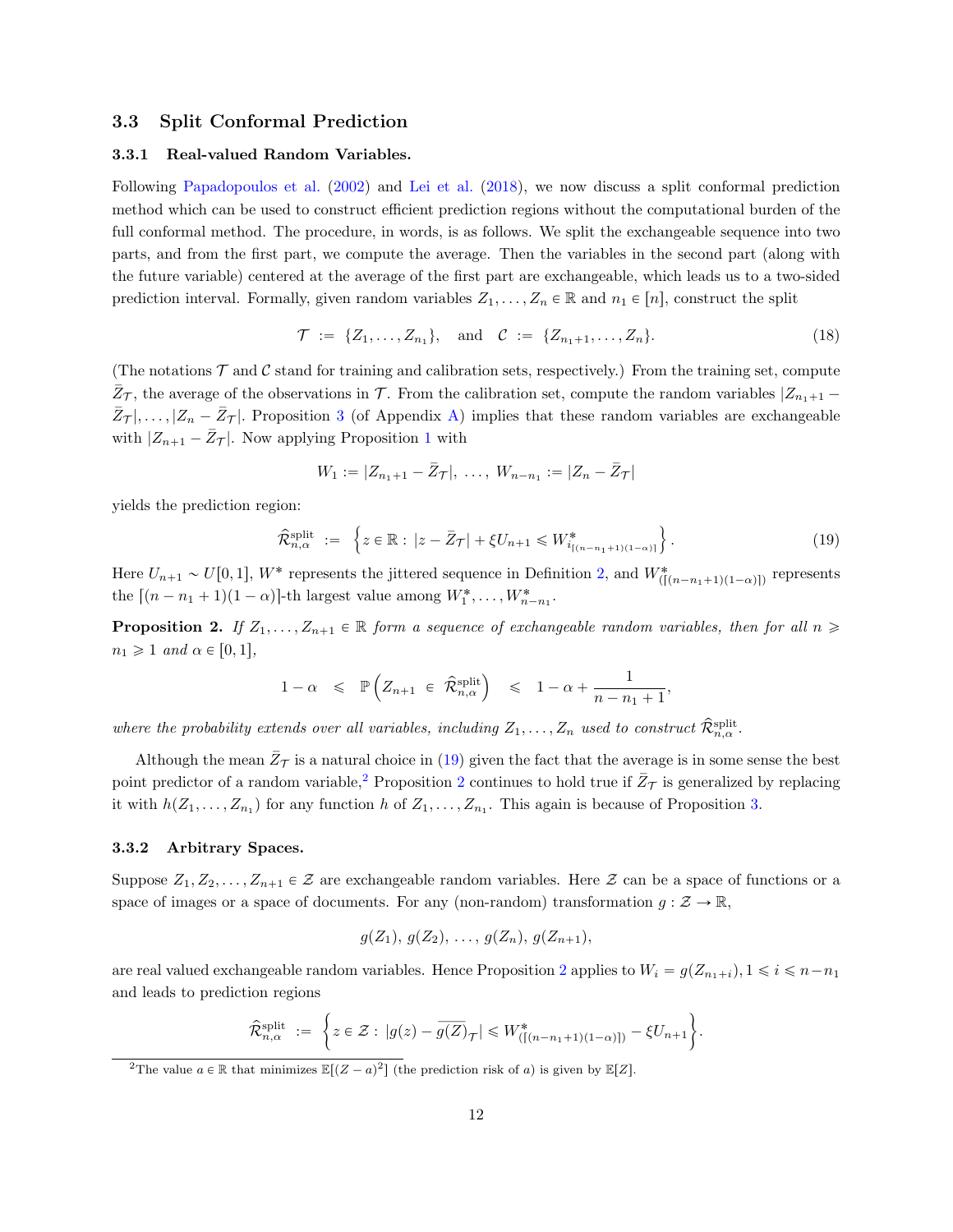### 3.3 Split Conformal Prediction

#### 3.3.1 Real-valued Random Variables.

Following Papadopoulos et al. (2002) and Lei et al. (2018), we now discuss a split conformal prediction method which can be used to construct efficient prediction regions without the computational burden of the full conformal method. The procedure, in words, is as follows. We split the exchangeable sequence into two parts, and from the first part, we compute the average. Then the variables in the second part (along with the future variable) centered at the average of the first part are exchangeable, which leads us to a two-sided prediction interval. Formally, given random variables $Z_1, \ldots, Z_n \in \mathbb{R}$ and $n_1 \in [n]$, construct the split

$$\mathcal{T} \;:=\; \{Z_1, \ldots, Z_{n_1}\}, \quad \text{and} \quad \mathcal{C} \;:=\; \{Z_{n_1+1}, \ldots, Z_n\}. \tag{18}$$

(The notations $\mathcal{T}$ and $\mathcal{C}$ stand for training and calibration sets, respectively.) From the training set, compute $\bar{Z}_{\mathcal{T}}$, the average of the observations in $\mathcal{T}$. From the calibration set, compute the random variables $|Z_{n_1+1} - \bar{Z}_{\mathcal{T}}|, \ldots, |Z_n - \bar{Z}_{\mathcal{T}}|$. Proposition 3 (of Appendix A) implies that these random variables are exchangeable with $|Z_{n+1} - \bar{Z}_{\mathcal{T}}|$. Now applying Proposition 1 with

$$W_1 := |Z_{n_1+1} - \bar{Z}_{\mathcal{T}}|, \; \ldots, \; W_{n-n_1} := |Z_n - \bar{Z}_{\mathcal{T}}|$$

yields the prediction region:

$$\widehat{\mathcal{R}}^{\text{split}}_{n,\alpha} \;:=\; \left\{ z \in \mathbb{R} : \, |z - \bar{Z}_{\mathcal{T}}| + \xi U_{n+1} \leqslant W^*_{i_{\lceil (n-n_1+1)(1-\alpha) \rceil}} \right\}. \tag{19}$$

Here $U_{n+1} \sim U[0,1]$, $W^*$ represents the jittered sequence in Definition 2, and $W^*_{(\lceil (n-n_1+1)(1-\alpha) \rceil)}$ represents the $\lceil (n-n_1+1)(1-\alpha) \rceil$-th largest value among $W_1^*, \ldots, W_{n-n_1}^*$.

**Proposition 2.** *If $Z_1, \ldots, Z_{n+1} \in \mathbb{R}$ form a sequence of exchangeable random variables, then for all $n \geqslant n_1 \geqslant 1$ and $\alpha \in [0,1]$,*

$$1 - \alpha \;\; \leqslant \;\; \mathbb{P}\left( Z_{n+1} \; \in \; \widehat{\mathcal{R}}^{\text{split}}_{n,\alpha} \right) \;\; \leqslant \;\; 1 - \alpha + \frac{1}{n - n_1 + 1},$$

*where the probability extends over all variables, including $Z_1, \ldots, Z_n$ used to construct $\widehat{\mathcal{R}}^{\text{split}}_{n,\alpha}$.*

Although the mean $\bar{Z}_{\mathcal{T}}$ is a natural choice in (19) given the fact that the average is in some sense the best point predictor of a random variable,[2] Proposition 2 continues to hold true if $\bar{Z}_{\mathcal{T}}$ is generalized by replacing it with $h(Z_1, \ldots, Z_{n_1})$ for any function $h$ of $Z_1, \ldots, Z_{n_1}$. This again is because of Proposition 3.

#### 3.3.2 Arbitrary Spaces.

Suppose $Z_1, Z_2, \ldots, Z_{n+1} \in \mathcal{Z}$ are exchangeable random variables. Here $\mathcal{Z}$ can be a space of functions or a space of images or a space of documents. For any (non-random) transformation $g : \mathcal{Z} \to \mathbb{R}$,

$$g(Z_1), \, g(Z_2), \, \ldots, \, g(Z_n), \, g(Z_{n+1}),$$

are real valued exchangeable random variables. Hence Proposition 2 applies to $W_i = g(Z_{n_1+i}), 1 \leqslant i \leqslant n - n_1$ and leads to prediction regions

$$\widehat{\mathcal{R}}^{\text{split}}_{n,\alpha} \;:=\; \left\{ z \in \mathcal{Z} : \, |g(z) - \overline{g(Z)}_{\mathcal{T}}| \leqslant W^*_{(\lceil (n-n_1+1)(1-\alpha) \rceil)} - \xi U_{n+1} \right\}.$$

[2] The value $a \in \mathbb{R}$ that minimizes $\mathbb{E}[(Z - a)^2]$ (the prediction risk of $a$) is given by $\mathbb{E}[Z]$.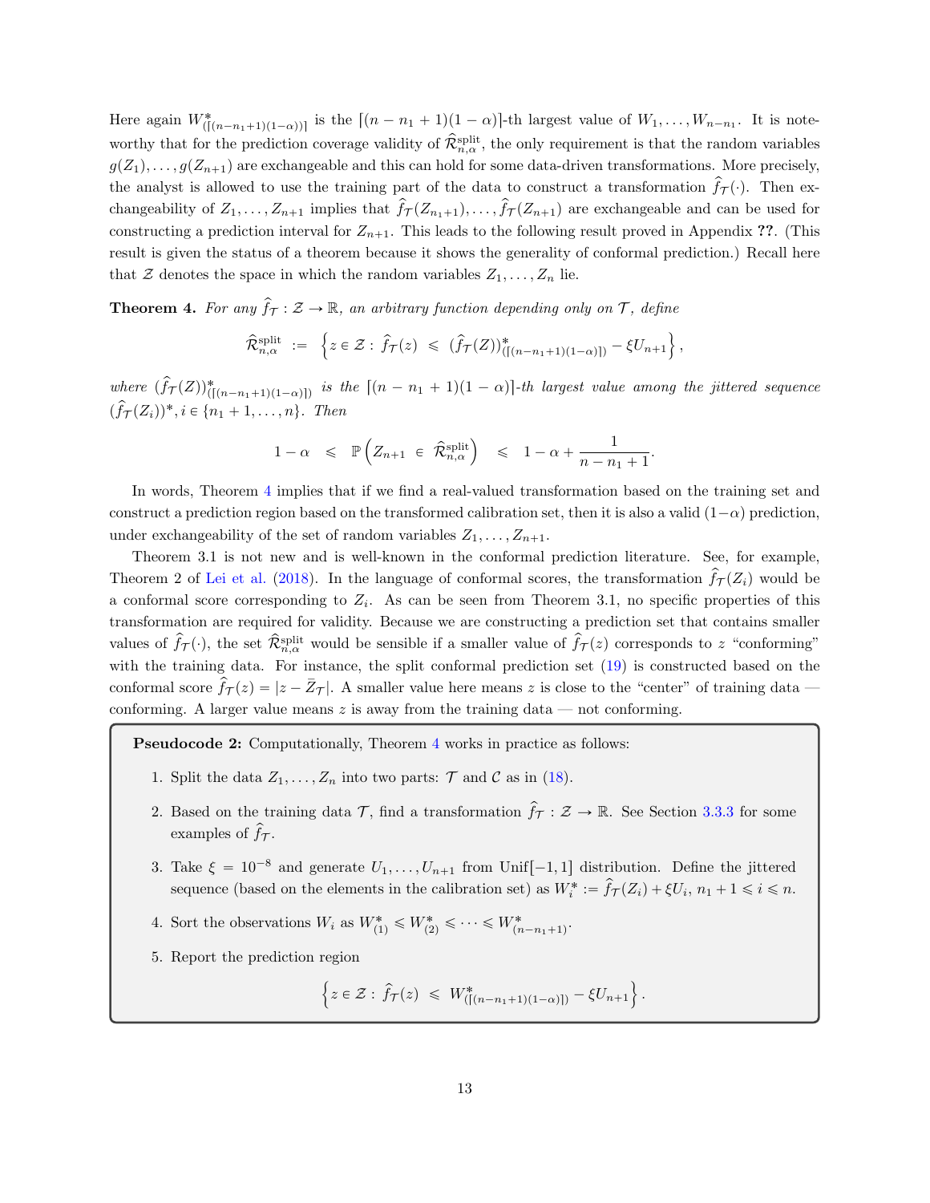Here again $W^*_{(\lceil (n-n_1+1)(1-\alpha)\rceil)}$ is the $\lceil (n-n_1+1)(1-\alpha)\rceil$-th largest value of $W_1, \ldots, W_{n-n_1}$. It is noteworthy that for the prediction coverage validity of $\widehat{\mathcal{R}}^{\mathrm{split}}_{n,\alpha}$, the only requirement is that the random variables $g(Z_1), \ldots, g(Z_{n+1})$ are exchangeable and this can hold for some data-driven transformations. More precisely, the analyst is allowed to use the training part of the data to construct a transformation $\widehat{f}_{\mathcal{T}}(\cdot)$. Then exchangeability of $Z_1, \ldots, Z_{n+1}$ implies that $\widehat{f}_{\mathcal{T}}(Z_{n_1+1}), \ldots, \widehat{f}_{\mathcal{T}}(Z_{n+1})$ are exchangeable and can be used for constructing a prediction interval for $Z_{n+1}$. This leads to the following result proved in Appendix **??**. (This result is given the status of a theorem because it shows the generality of conformal prediction.) Recall here that $\mathcal{Z}$ denotes the space in which the random variables $Z_1, \ldots, Z_n$ lie.

**Theorem 4.** *For any $\widehat{f}_{\mathcal{T}} : \mathcal{Z} \to \mathbb{R}$, an arbitrary function depending only on $\mathcal{T}$, define*

$$\widehat{\mathcal{R}}^{\mathrm{split}}_{n,\alpha} \;:=\; \left\{ z \in \mathcal{Z} :\; \widehat{f}_{\mathcal{T}}(z) \;\leqslant\; (\widehat{f}_{\mathcal{T}}(Z))^*_{(\lceil (n-n_1+1)(1-\alpha)\rceil)} - \xi U_{n+1} \right\},$$

*where $(\widehat{f}_{\mathcal{T}}(Z))^*_{(\lceil (n-n_1+1)(1-\alpha)\rceil)}$ is the $\lceil (n-n_1+1)(1-\alpha)\rceil$-th largest value among the jittered sequence $(\widehat{f}_{\mathcal{T}}(Z_i))^*, i \in \{n_1+1, \ldots, n\}$. Then*

$$1-\alpha \;\leqslant\; \mathbb{P}\left( Z_{n+1} \;\in\; \widehat{\mathcal{R}}^{\mathrm{split}}_{n,\alpha} \right) \;\leqslant\; 1-\alpha + \frac{1}{n-n_1+1}.$$

In words, Theorem 4 implies that if we find a real-valued transformation based on the training set and construct a prediction region based on the transformed calibration set, then it is also a valid $(1-\alpha)$ prediction, under exchangeability of the set of random variables $Z_1, \ldots, Z_{n+1}$.

Theorem 3.1 is not new and is well-known in the conformal prediction literature. See, for example, Theorem 2 of Lei et al. (2018). In the language of conformal scores, the transformation $\widehat{f}_{\mathcal{T}}(Z_i)$ would be a conformal score corresponding to $Z_i$. As can be seen from Theorem 3.1, no specific properties of this transformation are required for validity. Because we are constructing a prediction set that contains smaller values of $\widehat{f}_{\mathcal{T}}(\cdot)$, the set $\widehat{\mathcal{R}}^{\mathrm{split}}_{n,\alpha}$ would be sensible if a smaller value of $\widehat{f}_{\mathcal{T}}(z)$ corresponds to $z$ "conforming" with the training data. For instance, the split conformal prediction set (19) is constructed based on the conformal score $\widehat{f}_{\mathcal{T}}(z) = |z - \bar{Z}_{\mathcal{T}}|$. A smaller value here means $z$ is close to the "center" of training data — conforming. A larger value means $z$ is away from the training data — not conforming.

**Pseudocode 2:** Computationally, Theorem 4 works in practice as follows:

1. Split the data $Z_1, \ldots, Z_n$ into two parts: $\mathcal{T}$ and $\mathcal{C}$ as in (18).
2. Based on the training data $\mathcal{T}$, find a transformation $\widehat{f}_{\mathcal{T}} : \mathcal{Z} \to \mathbb{R}$. See Section 3.3.3 for some examples of $\widehat{f}_{\mathcal{T}}$.
3. Take $\xi = 10^{-8}$ and generate $U_1, \ldots, U_{n+1}$ from Unif$[-1, 1]$ distribution. Define the jittered sequence (based on the elements in the calibration set) as $W_i^* := \widehat{f}_{\mathcal{T}}(Z_i) + \xi U_i$, $n_1 + 1 \leqslant i \leqslant n$.
4. Sort the observations $W_i$ as $W^*_{(1)} \leqslant W^*_{(2)} \leqslant \cdots \leqslant W^*_{(n-n_1+1)}$.
5. Report the prediction region

$$\left\{ z \in \mathcal{Z} :\; \widehat{f}_{\mathcal{T}}(z) \;\leqslant\; W^*_{(\lceil (n-n_1+1)(1-\alpha)\rceil)} - \xi U_{n+1} \right\}.$$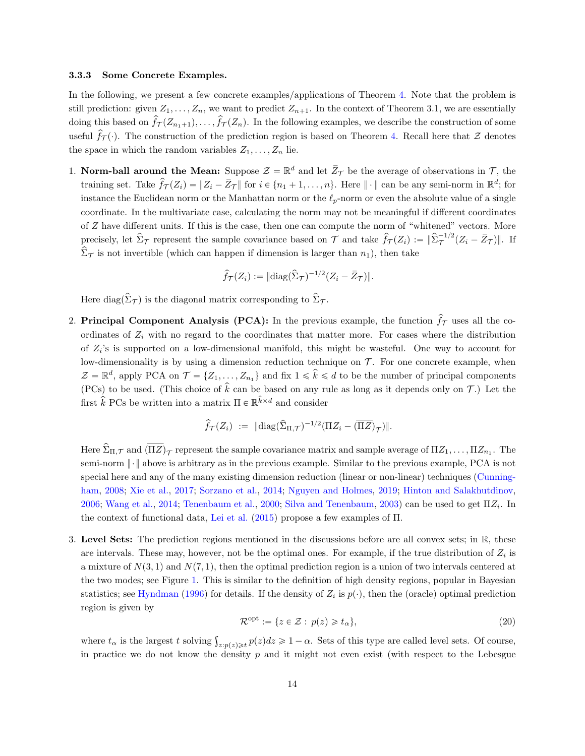### 3.3.3 Some Concrete Examples.

In the following, we present a few concrete examples/applications of Theorem 4. Note that the problem is still prediction: given $Z_1, \ldots, Z_n$, we want to predict $Z_{n+1}$. In the context of Theorem 3.1, we are essentially doing this based on $\widehat{f}_{\mathcal{T}}(Z_{n_1+1}), \ldots, \widehat{f}_{\mathcal{T}}(Z_n)$. In the following examples, we describe the construction of some useful $\widehat{f}_{\mathcal{T}}(\cdot)$. The construction of the prediction region is based on Theorem 4. Recall here that $\mathcal{Z}$ denotes the space in which the random variables $Z_1, \ldots, Z_n$ lie.

1. **Norm-ball around the Mean:** Suppose $\mathcal{Z} = \mathbb{R}^d$ and let $\bar{Z}_{\mathcal{T}}$ be the average of observations in $\mathcal{T}$, the training set. Take $\widehat{f}_{\mathcal{T}}(Z_i) = \|Z_i - \bar{Z}_{\mathcal{T}}\|$ for $i \in \{n_1+1, \ldots, n\}$. Here $\|\cdot\|$ can be any semi-norm in $\mathbb{R}^d$; for instance the Euclidean norm or the Manhattan norm or the $\ell_p$-norm or even the absolute value of a single coordinate. In the multivariate case, calculating the norm may not be meaningful if different coordinates of $Z$ have different units. If this is the case, then one can compute the norm of "whitened" vectors. More precisely, let $\widehat{\Sigma}_{\mathcal{T}}$ represent the sample covariance based on $\mathcal{T}$ and take $\widehat{f}_{\mathcal{T}}(Z_i) := \|\widehat{\Sigma}_{\mathcal{T}}^{-1/2}(Z_i - \bar{Z}_{\mathcal{T}})\|$. If $\widehat{\Sigma}_{\mathcal{T}}$ is not invertible (which can happen if dimension is larger than $n_1$), then take

$$\widehat{f}_{\mathcal{T}}(Z_i) := \|\text{diag}(\widehat{\Sigma}_{\mathcal{T}})^{-1/2}(Z_i - \bar{Z}_{\mathcal{T}})\|.$$

   Here $\text{diag}(\widehat{\Sigma}_{\mathcal{T}})$ is the diagonal matrix corresponding to $\widehat{\Sigma}_{\mathcal{T}}$.

2. **Principal Component Analysis (PCA):** In the previous example, the function $\widehat{f}_{\mathcal{T}}$ uses all the coordinates of $Z_i$ with no regard to the coordinates that matter more. For cases where the distribution of $Z_i$'s is supported on a low-dimensional manifold, this might be wasteful. One way to account for low-dimensionality is by using a dimension reduction technique on $\mathcal{T}$. For one concrete example, when $\mathcal{Z} = \mathbb{R}^d$, apply PCA on $\mathcal{T} = \{Z_1, \ldots, Z_{n_1}\}$ and fix $1 \leqslant \widehat{k} \leqslant d$ to be the number of principal components (PCs) to be used. (This choice of $\widehat{k}$ can be based on any rule as long as it depends only on $\mathcal{T}$.) Let the first $\widehat{k}$ PCs be written into a matrix $\Pi \in \mathbb{R}^{\widehat{k} \times d}$ and consider

$$\widehat{f}_{\mathcal{T}}(Z_i) \;:=\; \|\text{diag}(\widehat{\Sigma}_{\Pi,\mathcal{T}})^{-1/2}(\Pi Z_i - \overline{(\Pi Z)}_{\mathcal{T}})\|.$$

   Here $\widehat{\Sigma}_{\Pi,\mathcal{T}}$ and $\overline{(\Pi Z)}_{\mathcal{T}}$ represent the sample covariance matrix and sample average of $\Pi Z_1, \ldots, \Pi Z_{n_1}$. The semi-norm $\|\cdot\|$ above is arbitrary as in the previous example. Similar to the previous example, PCA is not special here and any of the many existing dimension reduction (linear or non-linear) techniques (Cunningham, 2008; Xie et al., 2017; Sorzano et al., 2014; Nguyen and Holmes, 2019; Hinton and Salakhutdinov, 2006; Wang et al., 2014; Tenenbaum et al., 2000; Silva and Tenenbaum, 2003) can be used to get $\Pi Z_i$. In the context of functional data, Lei et al. (2015) propose a few examples of $\Pi$.

3. **Level Sets:** The prediction regions mentioned in the discussions before are all convex sets; in $\mathbb{R}$, these are intervals. These may, however, not be the optimal ones. For example, if the true distribution of $Z_i$ is a mixture of $N(3,1)$ and $N(7,1)$, then the optimal prediction region is a union of two intervals centered at the two modes; see Figure 1. This is similar to the definition of high density regions, popular in Bayesian statistics; see Hyndman (1996) for details. If the density of $Z_i$ is $p(\cdot)$, then the (oracle) optimal prediction region is given by

$$\mathcal{R}^{\text{opt}} := \{z \in \mathcal{Z} : \; p(z) \geqslant t_\alpha\}, \tag{20}$$

   where $t_\alpha$ is the largest $t$ solving $\int_{z:p(z)\geqslant t} p(z)dz \geqslant 1 - \alpha$. Sets of this type are called level sets. Of course, in practice we do not know the density $p$ and it might not even exist (with respect to the Lebesgue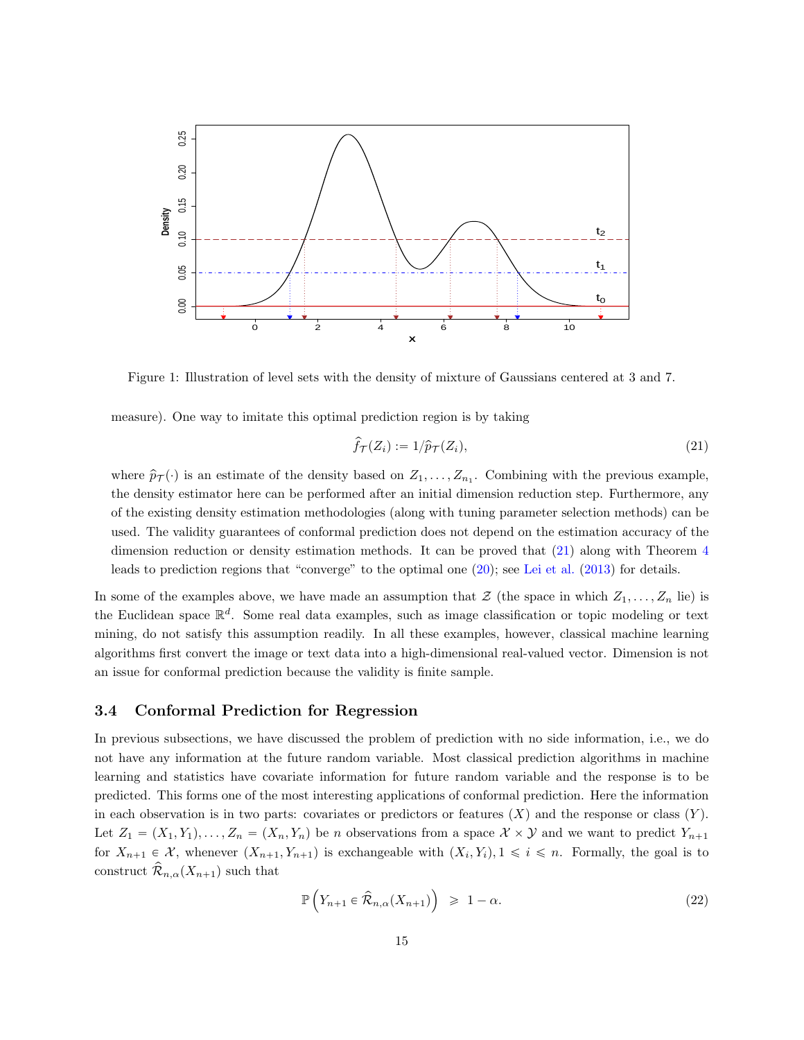Figure 1: Illustration of level sets with the density of mixture of Gaussians centered at 3 and 7.

measure). One way to imitate this optimal prediction region is by taking

$$\widehat{f}_{\mathcal{T}}(Z_i) := 1/\widehat{p}_{\mathcal{T}}(Z_i), \tag{21}$$

where $\widehat{p}_{\mathcal{T}}(\cdot)$ is an estimate of the density based on $Z_1, \ldots, Z_{n_1}$. Combining with the previous example, the density estimator here can be performed after an initial dimension reduction step. Furthermore, any of the existing density estimation methodologies (along with tuning parameter selection methods) can be used. The validity guarantees of conformal prediction does not depend on the estimation accuracy of the dimension reduction or density estimation methods. It can be proved that (21) along with Theorem 4 leads to prediction regions that "converge" to the optimal one (20); see Lei et al. (2013) for details.

In some of the examples above, we have made an assumption that $\mathcal{Z}$ (the space in which $Z_1, \ldots, Z_n$ lie) is the Euclidean space $\mathbb{R}^d$. Some real data examples, such as image classification or topic modeling or text mining, do not satisfy this assumption readily. In all these examples, however, classical machine learning algorithms first convert the image or text data into a high-dimensional real-valued vector. Dimension is not an issue for conformal prediction because the validity is finite sample.

### 3.4 Conformal Prediction for Regression

In previous subsections, we have discussed the problem of prediction with no side information, i.e., we do not have any information at the future random variable. Most classical prediction algorithms in machine learning and statistics have covariate information for future random variable and the response is to be predicted. This forms one of the most interesting applications of conformal prediction. Here the information in each observation is in two parts: covariates or predictors or features ($X$) and the response or class ($Y$). Let $Z_1 = (X_1, Y_1), \ldots, Z_n = (X_n, Y_n)$ be $n$ observations from a space $\mathcal{X} \times \mathcal{Y}$ and we want to predict $Y_{n+1}$ for $X_{n+1} \in \mathcal{X}$, whenever $(X_{n+1}, Y_{n+1})$ is exchangeable with $(X_i, Y_i), 1 \leqslant i \leqslant n$. Formally, the goal is to construct $\widehat{\mathcal{R}}_{n,\alpha}(X_{n+1})$ such that

$$\mathbb{P}\left(Y_{n+1} \in \widehat{\mathcal{R}}_{n,\alpha}(X_{n+1})\right) \;\geqslant\; 1 - \alpha. \tag{22}$$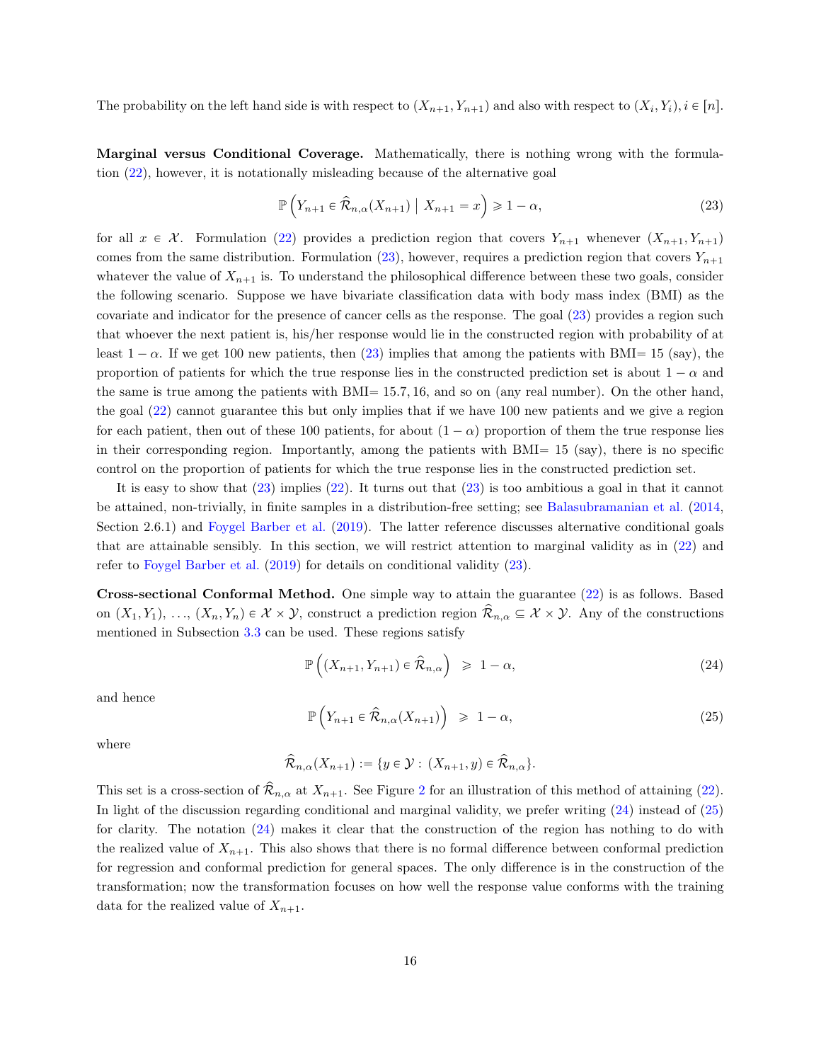The probability on the left hand side is with respect to $(X_{n+1}, Y_{n+1})$ and also with respect to $(X_i, Y_i), i \in [n]$.

**Marginal versus Conditional Coverage.** Mathematically, there is nothing wrong with the formulation (22), however, it is notationally misleading because of the alternative goal

$$\mathbb{P}\left(Y_{n+1} \in \widehat{\mathcal{R}}_{n,\alpha}(X_{n+1}) \;\middle|\; X_{n+1} = x\right) \geqslant 1 - \alpha, \tag{23}$$

for all $x \in \mathcal{X}$. Formulation (22) provides a prediction region that covers $Y_{n+1}$ whenever $(X_{n+1}, Y_{n+1})$ comes from the same distribution. Formulation (23), however, requires a prediction region that covers $Y_{n+1}$ whatever the value of $X_{n+1}$ is. To understand the philosophical difference between these two goals, consider the following scenario. Suppose we have bivariate classification data with body mass index (BMI) as the covariate and indicator for the presence of cancer cells as the response. The goal (23) provides a region such that whoever the next patient is, his/her response would lie in the constructed region with probability of at least $1 - \alpha$. If we get 100 new patients, then (23) implies that among the patients with BMI= 15 (say), the proportion of patients for which the true response lies in the constructed prediction set is about $1 - \alpha$ and the same is true among the patients with BMI= 15.7, 16, and so on (any real number). On the other hand, the goal (22) cannot guarantee this but only implies that if we have 100 new patients and we give a region for each patient, then out of these 100 patients, for about $(1 - \alpha)$ proportion of them the true response lies in their corresponding region. Importantly, among the patients with BMI= 15 (say), there is no specific control on the proportion of patients for which the true response lies in the constructed prediction set.

It is easy to show that (23) implies (22). It turns out that (23) is too ambitious a goal in that it cannot be attained, non-trivially, in finite samples in a distribution-free setting; see Balasubramanian et al. (2014, Section 2.6.1) and Foygel Barber et al. (2019). The latter reference discusses alternative conditional goals that are attainable sensibly. In this section, we will restrict attention to marginal validity as in (22) and refer to Foygel Barber et al. (2019) for details on conditional validity (23).

**Cross-sectional Conformal Method.** One simple way to attain the guarantee (22) is as follows. Based on $(X_1, Y_1), \ldots, (X_n, Y_n) \in \mathcal{X} \times \mathcal{Y}$, construct a prediction region $\widehat{\mathcal{R}}_{n,\alpha} \subseteq \mathcal{X} \times \mathcal{Y}$. Any of the constructions mentioned in Subsection 3.3 can be used. These regions satisfy

$$\mathbb{P}\left((X_{n+1}, Y_{n+1}) \in \widehat{\mathcal{R}}_{n,\alpha}\right) \;\geqslant\; 1 - \alpha, \tag{24}$$

and hence

$$\mathbb{P}\left(Y_{n+1} \in \widehat{\mathcal{R}}_{n,\alpha}(X_{n+1})\right) \;\geqslant\; 1 - \alpha, \tag{25}$$

where

$$\widehat{\mathcal{R}}_{n,\alpha}(X_{n+1}) := \{y \in \mathcal{Y} : \, (X_{n+1}, y) \in \widehat{\mathcal{R}}_{n,\alpha}\}.$$

This set is a cross-section of $\widehat{\mathcal{R}}_{n,\alpha}$ at $X_{n+1}$. See Figure 2 for an illustration of this method of attaining (22). In light of the discussion regarding conditional and marginal validity, we prefer writing (24) instead of (25) for clarity. The notation (24) makes it clear that the construction of the region has nothing to do with the realized value of $X_{n+1}$. This also shows that there is no formal difference between conformal prediction for regression and conformal prediction for general spaces. The only difference is in the construction of the transformation; now the transformation focuses on how well the response value conforms with the training data for the realized value of $X_{n+1}$.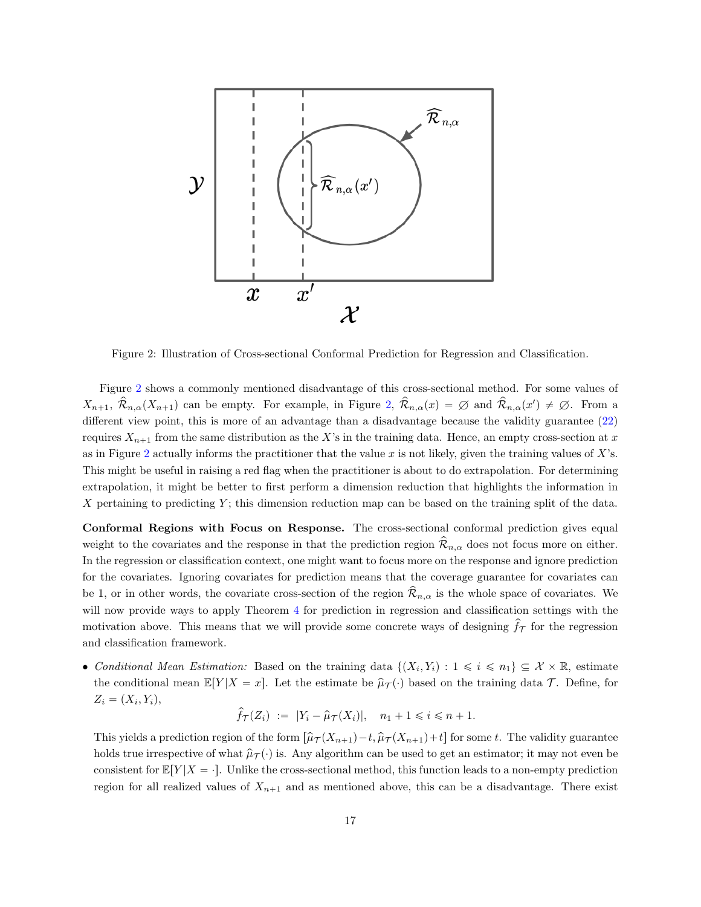Figure 2: Illustration of Cross-sectional Conformal Prediction for Regression and Classification.

Figure 2 shows a commonly mentioned disadvantage of this cross-sectional method. For some values of $X_{n+1}$, $\widehat{\mathcal{R}}_{n,\alpha}(X_{n+1})$ can be empty. For example, in Figure 2, $\widehat{\mathcal{R}}_{n,\alpha}(x) = \varnothing$ and $\widehat{\mathcal{R}}_{n,\alpha}(x') \neq \varnothing$. From a different view point, this is more of an advantage than a disadvantage because the validity guarantee (22) requires $X_{n+1}$ from the same distribution as the $X$'s in the training data. Hence, an empty cross-section at $x$ as in Figure 2 actually informs the practitioner that the value $x$ is not likely, given the training values of $X$'s. This might be useful in raising a red flag when the practitioner is about to do extrapolation. For determining extrapolation, it might be better to first perform a dimension reduction that highlights the information in $X$ pertaining to predicting $Y$; this dimension reduction map can be based on the training split of the data.

**Conformal Regions with Focus on Response.** The cross-sectional conformal prediction gives equal weight to the covariates and the response in that the prediction region $\widehat{\mathcal{R}}_{n,\alpha}$ does not focus more on either. In the regression or classification context, one might want to focus more on the response and ignore prediction for the covariates. Ignoring covariates for prediction means that the coverage guarantee for covariates can be 1, or in other words, the covariate cross-section of the region $\widehat{\mathcal{R}}_{n,\alpha}$ is the whole space of covariates. We will now provide ways to apply Theorem 4 for prediction in regression and classification settings with the motivation above. This means that we will provide some concrete ways of designing $\widehat{f}_{\mathcal{T}}$ for the regression and classification framework.

- *Conditional Mean Estimation:* Based on the training data $\{(X_i, Y_i) : 1 \leqslant i \leqslant n_1\} \subseteq \mathcal{X} \times \mathbb{R}$, estimate the conditional mean $\mathbb{E}[Y|X = x]$. Let the estimate be $\widehat{\mu}_{\mathcal{T}}(\cdot)$ based on the training data $\mathcal{T}$. Define, for $Z_i = (X_i, Y_i)$,

$$\widehat{f}_{\mathcal{T}}(Z_i) \; := \; |Y_i - \widehat{\mu}_{\mathcal{T}}(X_i)|, \quad n_1 + 1 \leqslant i \leqslant n + 1.$$

  This yields a prediction region of the form $[\widehat{\mu}_{\mathcal{T}}(X_{n+1}) - t, \widehat{\mu}_{\mathcal{T}}(X_{n+1}) + t]$ for some $t$. The validity guarantee holds true irrespective of what $\widehat{\mu}_{\mathcal{T}}(\cdot)$ is. Any algorithm can be used to get an estimator; it may not even be consistent for $\mathbb{E}[Y|X = \cdot]$. Unlike the cross-sectional method, this function leads to a non-empty prediction region for all realized values of $X_{n+1}$ and as mentioned above, this can be a disadvantage. There exist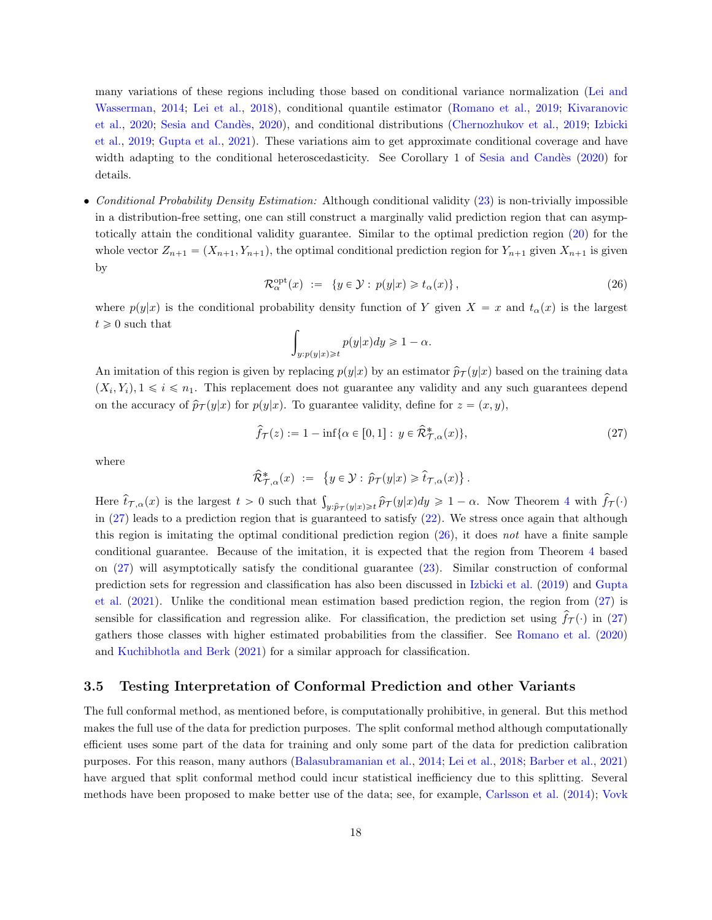many variations of these regions including those based on conditional variance normalization (Lei and Wasserman, 2014; Lei et al., 2018), conditional quantile estimator (Romano et al., 2019; Kivaranovic et al., 2020; Sesia and Candès, 2020), and conditional distributions (Chernozhukov et al., 2019; Izbicki et al., 2019; Gupta et al., 2021). These variations aim to get approximate conditional coverage and have width adapting to the conditional heteroscedasticity. See Corollary 1 of Sesia and Candès (2020) for details.

- *Conditional Probability Density Estimation:* Although conditional validity (23) is non-trivially impossible in a distribution-free setting, one can still construct a marginally valid prediction region that can asymptotically attain the conditional validity guarantee. Similar to the optimal prediction region (20) for the whole vector $Z_{n+1} = (X_{n+1}, Y_{n+1})$, the optimal conditional prediction region for $Y_{n+1}$ given $X_{n+1}$ is given by

$$\mathcal{R}_{\alpha}^{\mathrm{opt}}(x) \;:=\; \{y \in \mathcal{Y} : \, p(y|x) \geqslant t_{\alpha}(x)\}\,, \tag{26}$$

where $p(y|x)$ is the conditional probability density function of $Y$ given $X = x$ and $t_{\alpha}(x)$ is the largest $t \geqslant 0$ such that

$$\int_{y: p(y|x) \geqslant t} p(y|x) dy \geqslant 1 - \alpha.$$

An imitation of this region is given by replacing $p(y|x)$ by an estimator $\widehat{p}_{\mathcal{T}}(y|x)$ based on the training data $(X_i, Y_i), 1 \leqslant i \leqslant n_1$. This replacement does not guarantee any validity and any such guarantees depend on the accuracy of $\widehat{p}_{\mathcal{T}}(y|x)$ for $p(y|x)$. To guarantee validity, define for $z = (x, y)$,

$$\widehat{f}_{\mathcal{T}}(z) := 1 - \inf\{\alpha \in [0,1] : \, y \in \widehat{\mathcal{R}}^{*}_{\mathcal{T},\alpha}(x)\}, \tag{27}$$

where

$$\widehat{\mathcal{R}}^{*}_{\mathcal{T},\alpha}(x) \;:=\; \left\{y \in \mathcal{Y} : \, \widehat{p}_{\mathcal{T}}(y|x) \geqslant \widehat{t}_{\mathcal{T},\alpha}(x)\right\}.$$

Here $\widehat{t}_{\mathcal{T},\alpha}(x)$ is the largest $t > 0$ such that $\int_{y:\widehat{p}_{\mathcal{T}}(y|x)\geqslant t} \widehat{p}_{\mathcal{T}}(y|x)dy \geqslant 1 - \alpha$. Now Theorem 4 with $\widehat{f}_{\mathcal{T}}(\cdot)$ in (27) leads to a prediction region that is guaranteed to satisfy (22). We stress once again that although this region is imitating the optimal conditional prediction region (26), it does *not* have a finite sample conditional guarantee. Because of the imitation, it is expected that the region from Theorem 4 based on (27) will asymptotically satisfy the conditional guarantee (23). Similar construction of conformal prediction sets for regression and classification has also been discussed in Izbicki et al. (2019) and Gupta et al. (2021). Unlike the conditional mean estimation based prediction region, the region from (27) is sensible for classification and regression alike. For classification, the prediction set using $\widehat{f}_{\mathcal{T}}(\cdot)$ in (27) gathers those classes with higher estimated probabilities from the classifier. See Romano et al. (2020) and Kuchibhotla and Berk (2021) for a similar approach for classification.

### 3.5 Testing Interpretation of Conformal Prediction and other Variants

The full conformal method, as mentioned before, is computationally prohibitive, in general. But this method makes the full use of the data for prediction purposes. The split conformal method although computationally efficient uses some part of the data for training and only some part of the data for prediction calibration purposes. For this reason, many authors (Balasubramanian et al., 2014; Lei et al., 2018; Barber et al., 2021) have argued that split conformal method could incur statistical inefficiency due to this splitting. Several methods have been proposed to make better use of the data; see, for example, Carlsson et al. (2014); Vovk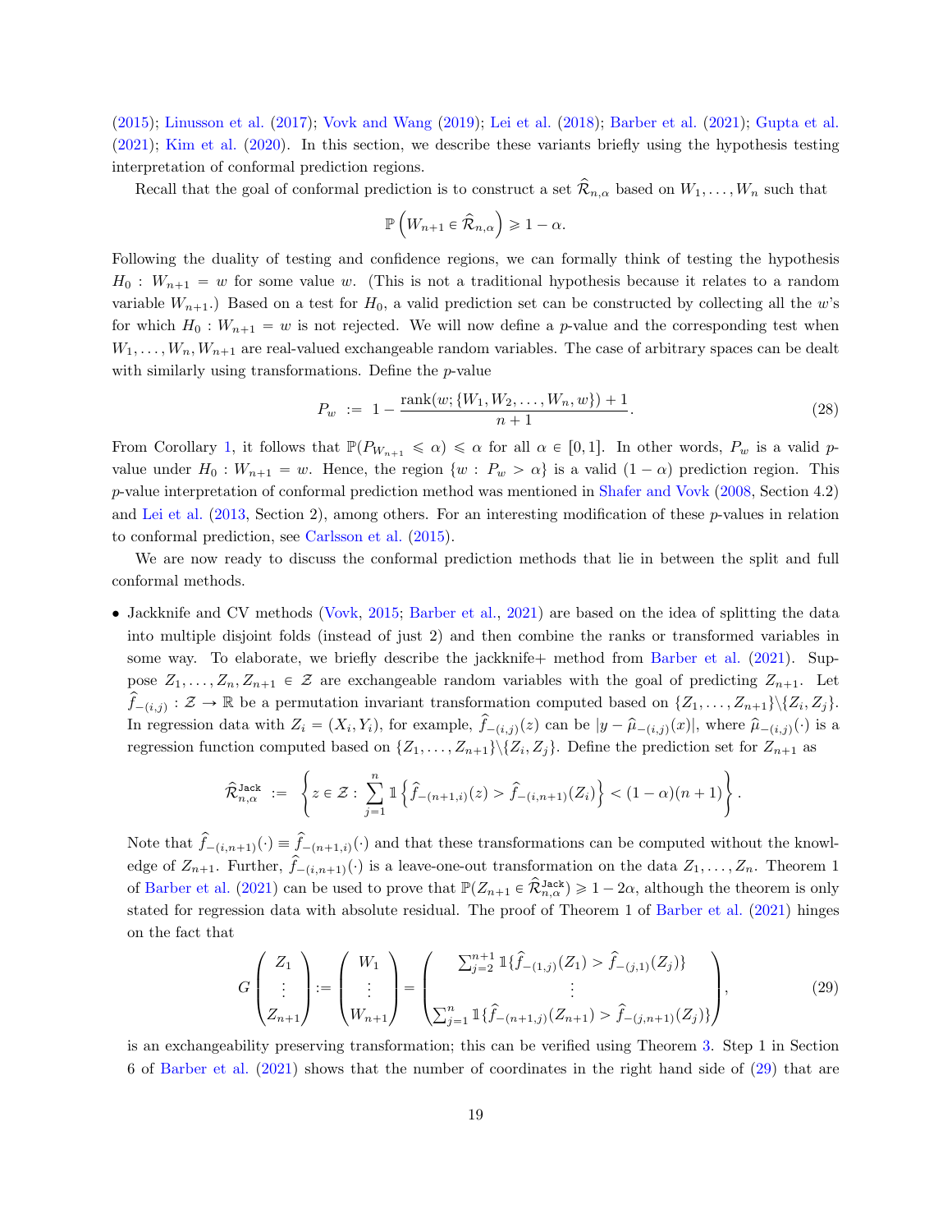(2015); Linusson et al. (2017); Vovk and Wang (2019); Lei et al. (2018); Barber et al. (2021); Gupta et al. (2021); Kim et al. (2020). In this section, we describe these variants briefly using the hypothesis testing interpretation of conformal prediction regions.

Recall that the goal of conformal prediction is to construct a set $\widehat{\mathcal{R}}_{n,\alpha}$ based on $W_1, \ldots, W_n$ such that

$$\mathbb{P}\left(W_{n+1} \in \widehat{\mathcal{R}}_{n,\alpha}\right) \geqslant 1 - \alpha.$$

Following the duality of testing and confidence regions, we can formally think of testing the hypothesis $H_0 : W_{n+1} = w$ for some value $w$. (This is not a traditional hypothesis because it relates to a random variable $W_{n+1}$.) Based on a test for $H_0$, a valid prediction set can be constructed by collecting all the $w$'s for which $H_0 : W_{n+1} = w$ is not rejected. We will now define a $p$-value and the corresponding test when $W_1, \ldots, W_n, W_{n+1}$ are real-valued exchangeable random variables. The case of arbitrary spaces can be dealt with similarly using transformations. Define the $p$-value

$$P_w \;:=\; 1 - \frac{\text{rank}(w; \{W_1, W_2, \ldots, W_n, w\}) + 1}{n+1}. \tag{28}$$

From Corollary 1, it follows that $\mathbb{P}(P_{W_{n+1}} \leqslant \alpha) \leqslant \alpha$ for all $\alpha \in [0,1]$. In other words, $P_w$ is a valid $p$-value under $H_0 : W_{n+1} = w$. Hence, the region $\{w : P_w > \alpha\}$ is a valid $(1-\alpha)$ prediction region. This $p$-value interpretation of conformal prediction method was mentioned in Shafer and Vovk (2008, Section 4.2) and Lei et al. (2013, Section 2), among others. For an interesting modification of these $p$-values in relation to conformal prediction, see Carlsson et al. (2015).

We are now ready to discuss the conformal prediction methods that lie in between the split and full conformal methods.

- Jackknife and CV methods (Vovk, 2015; Barber et al., 2021) are based on the idea of splitting the data into multiple disjoint folds (instead of just 2) and then combine the ranks or transformed variables in some way. To elaborate, we briefly describe the jackknife+ method from Barber et al. (2021). Suppose $Z_1, \ldots, Z_n, Z_{n+1} \in \mathcal{Z}$ are exchangeable random variables with the goal of predicting $Z_{n+1}$. Let $\widehat{f}_{-(i,j)} : \mathcal{Z} \to \mathbb{R}$ be a permutation invariant transformation computed based on $\{Z_1, \ldots, Z_{n+1}\} \backslash \{Z_i, Z_j\}$. In regression data with $Z_i = (X_i, Y_i)$, for example, $\widehat{f}_{-(i,j)}(z)$ can be $|y - \widehat{\mu}_{-(i,j)}(x)|$, where $\widehat{\mu}_{-(i,j)}(\cdot)$ is a regression function computed based on $\{Z_1, \ldots, Z_{n+1}\} \backslash \{Z_i, Z_j\}$. Define the prediction set for $Z_{n+1}$ as

$$\widehat{\mathcal{R}}^{\texttt{Jack}}_{n,\alpha} \;:=\; \left\{ z \in \mathcal{Z} : \sum_{j=1}^{n} \mathbb{1}\left\{ \widehat{f}_{-(n+1,i)}(z) > \widehat{f}_{-(i,n+1)}(Z_i) \right\} < (1-\alpha)(n+1) \right\}.$$

  Note that $\widehat{f}_{-(i,n+1)}(\cdot) \equiv \widehat{f}_{-(n+1,i)}(\cdot)$ and that these transformations can be computed without the knowledge of $Z_{n+1}$. Further, $\widehat{f}_{-(i,n+1)}(\cdot)$ is a leave-one-out transformation on the data $Z_1, \ldots, Z_n$. Theorem 1 of Barber et al. (2021) can be used to prove that $\mathbb{P}(Z_{n+1} \in \widehat{\mathcal{R}}^{\texttt{Jack}}_{n,\alpha}) \geqslant 1 - 2\alpha$, although the theorem is only stated for regression data with absolute residual. The proof of Theorem 1 of Barber et al. (2021) hinges on the fact that

$$G\begin{pmatrix} Z_1 \\ \vdots \\ Z_{n+1} \end{pmatrix} := \begin{pmatrix} W_1 \\ \vdots \\ W_{n+1} \end{pmatrix} = \begin{pmatrix} \sum_{j=2}^{n+1} \mathbb{1}\{\widehat{f}_{-(1,j)}(Z_1) > \widehat{f}_{-(j,1)}(Z_j)\} \\ \vdots \\ \sum_{j=1}^{n} \mathbb{1}\{\widehat{f}_{-(n+1,j)}(Z_{n+1}) > \widehat{f}_{-(j,n+1)}(Z_j)\} \end{pmatrix}, \tag{29}$$

  is an exchangeability preserving transformation; this can be verified using Theorem 3. Step 1 in Section 6 of Barber et al. (2021) shows that the number of coordinates in the right hand side of (29) that are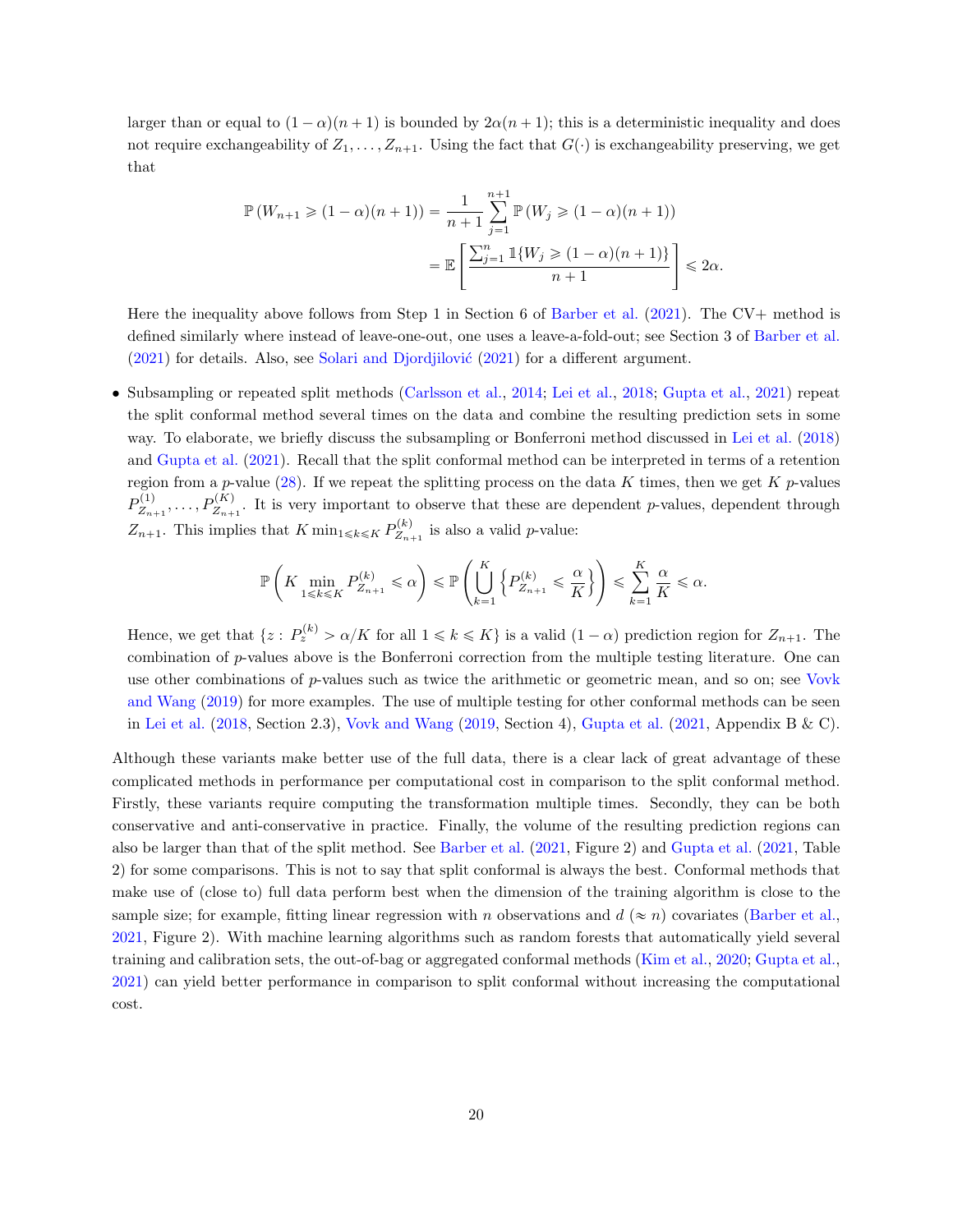larger than or equal to $(1-\alpha)(n+1)$ is bounded by $2\alpha(n+1)$; this is a deterministic inequality and does not require exchangeability of $Z_1, \ldots, Z_{n+1}$. Using the fact that $G(\cdot)$ is exchangeability preserving, we get that

$$\begin{aligned}
\mathbb{P}\left(W_{n+1} \geqslant (1-\alpha)(n+1)\right) &= \frac{1}{n+1}\sum_{j=1}^{n+1}\mathbb{P}\left(W_j \geqslant (1-\alpha)(n+1)\right) \\
&= \mathbb{E}\left[\frac{\sum_{j=1}^{n}\mathbb{1}\{W_j \geqslant (1-\alpha)(n+1)\}}{n+1}\right] \leqslant 2\alpha.
\end{aligned}$$

Here the inequality above follows from Step 1 in Section 6 of Barber et al. (2021). The CV+ method is defined similarly where instead of leave-one-out, one uses a leave-a-fold-out; see Section 3 of Barber et al. (2021) for details. Also, see Solari and Djordjilović (2021) for a different argument.

- Subsampling or repeated split methods (Carlsson et al., 2014; Lei et al., 2018; Gupta et al., 2021) repeat the split conformal method several times on the data and combine the resulting prediction sets in some way. To elaborate, we briefly discuss the subsampling or Bonferroni method discussed in Lei et al. (2018) and Gupta et al. (2021). Recall that the split conformal method can be interpreted in terms of a retention region from a $p$-value (28). If we repeat the splitting process on the data $K$ times, then we get $K$ $p$-values $P_{Z_{n+1}}^{(1)}, \ldots, P_{Z_{n+1}}^{(K)}$. It is very important to observe that these are dependent $p$-values, dependent through $Z_{n+1}$. This implies that $K\min_{1\leqslant k\leqslant K} P_{Z_{n+1}}^{(k)}$ is also a valid $p$-value:

$$\mathbb{P}\left(K\min_{1\leqslant k\leqslant K} P_{Z_{n+1}}^{(k)} \leqslant \alpha\right) \leqslant \mathbb{P}\left(\bigcup_{k=1}^{K}\left\{P_{Z_{n+1}}^{(k)} \leqslant \frac{\alpha}{K}\right\}\right) \leqslant \sum_{k=1}^{K}\frac{\alpha}{K} \leqslant \alpha.$$

  Hence, we get that $\{z : P_z^{(k)} > \alpha/K \text{ for all } 1 \leqslant k \leqslant K\}$ is a valid $(1-\alpha)$ prediction region for $Z_{n+1}$. The combination of $p$-values above is the Bonferroni correction from the multiple testing literature. One can use other combinations of $p$-values such as twice the arithmetic or geometric mean, and so on; see Vovk and Wang (2019) for more examples. The use of multiple testing for other conformal methods can be seen in Lei et al. (2018, Section 2.3), Vovk and Wang (2019, Section 4), Gupta et al. (2021, Appendix B & C).

Although these variants make better use of the full data, there is a clear lack of great advantage of these complicated methods in performance per computational cost in comparison to the split conformal method. Firstly, these variants require computing the transformation multiple times. Secondly, they can be both conservative and anti-conservative in practice. Finally, the volume of the resulting prediction regions can also be larger than that of the split method. See Barber et al. (2021, Figure 2) and Gupta et al. (2021, Table 2) for some comparisons. This is not to say that split conformal is always the best. Conformal methods that make use of (close to) full data perform best when the dimension of the training algorithm is close to the sample size; for example, fitting linear regression with $n$ observations and $d$ $(\approx n)$ covariates (Barber et al., 2021, Figure 2). With machine learning algorithms such as random forests that automatically yield several training and calibration sets, the out-of-bag or aggregated conformal methods (Kim et al., 2020; Gupta et al., 2021) can yield better performance in comparison to split conformal without increasing the computational cost.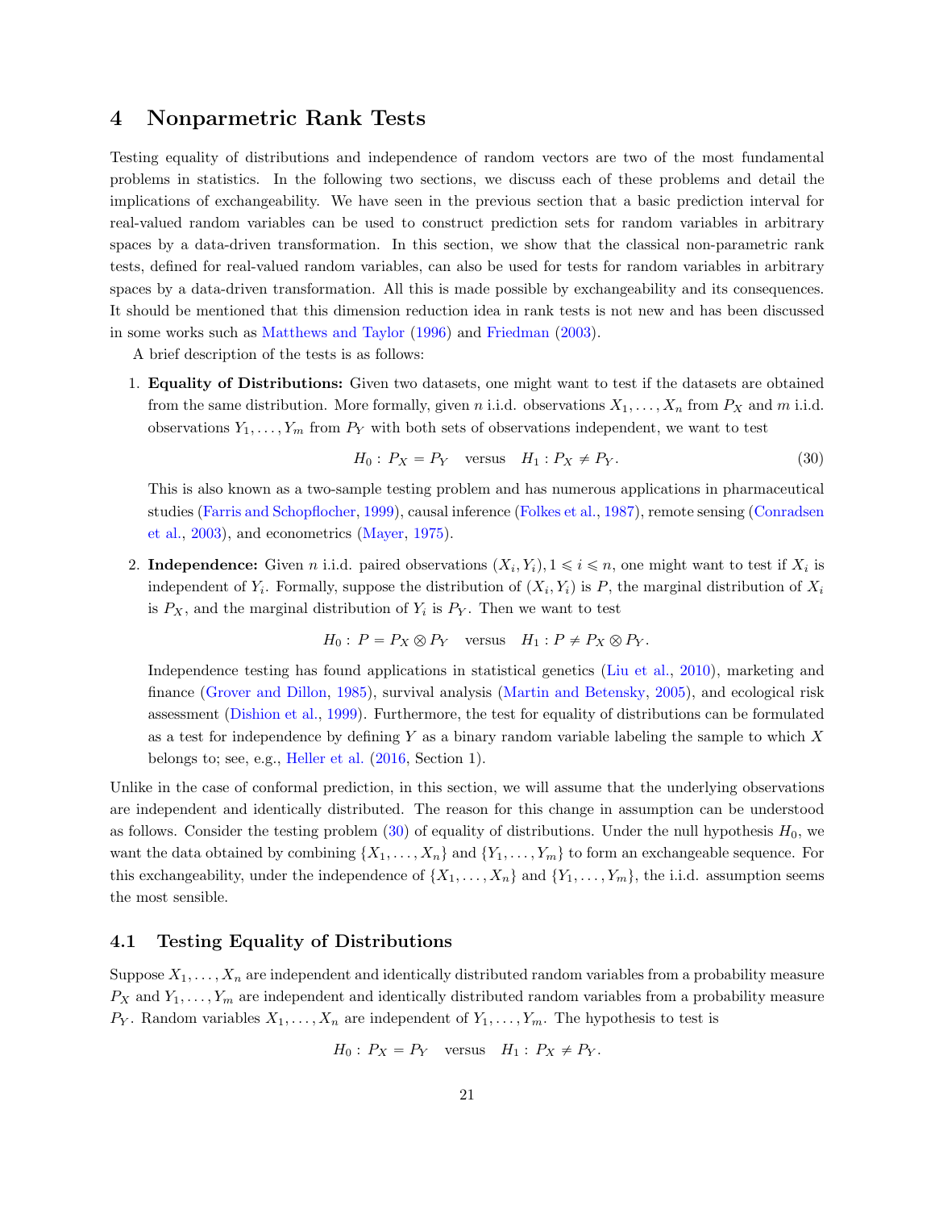# 4 Nonparmetric Rank Tests

Testing equality of distributions and independence of random vectors are two of the most fundamental problems in statistics. In the following two sections, we discuss each of these problems and detail the implications of exchangeability. We have seen in the previous section that a basic prediction interval for real-valued random variables can be used to construct prediction sets for random variables in arbitrary spaces by a data-driven transformation. In this section, we show that the classical non-parametric rank tests, defined for real-valued random variables, can also be used for tests for random variables in arbitrary spaces by a data-driven transformation. All this is made possible by exchangeability and its consequences. It should be mentioned that this dimension reduction idea in rank tests is not new and has been discussed in some works such as Matthews and Taylor (1996) and Friedman (2003).

A brief description of the tests is as follows:

1. **Equality of Distributions:** Given two datasets, one might want to test if the datasets are obtained from the same distribution. More formally, given $n$ i.i.d. observations $X_1, \ldots, X_n$ from $P_X$ and $m$ i.i.d. observations $Y_1, \ldots, Y_m$ from $P_Y$ with both sets of observations independent, we want to test

$$H_0: \, P_X = P_Y \quad \text{versus} \quad H_1: P_X \neq P_Y. \tag{30}$$

   This is also known as a two-sample testing problem and has numerous applications in pharmaceutical studies (Farris and Schopflocher, 1999), causal inference (Folkes et al., 1987), remote sensing (Conradsen et al., 2003), and econometrics (Mayer, 1975).

2. **Independence:** Given $n$ i.i.d. paired observations $(X_i, Y_i), 1 \leqslant i \leqslant n$, one might want to test if $X_i$ is independent of $Y_i$. Formally, suppose the distribution of $(X_i, Y_i)$ is $P$, the marginal distribution of $X_i$ is $P_X$, and the marginal distribution of $Y_i$ is $P_Y$. Then we want to test

$$H_0: \, P = P_X \otimes P_Y \quad \text{versus} \quad H_1: P \neq P_X \otimes P_Y.$$

   Independence testing has found applications in statistical genetics (Liu et al., 2010), marketing and finance (Grover and Dillon, 1985), survival analysis (Martin and Betensky, 2005), and ecological risk assessment (Dishion et al., 1999). Furthermore, the test for equality of distributions can be formulated as a test for independence by defining $Y$ as a binary random variable labeling the sample to which $X$ belongs to; see, e.g., Heller et al. (2016, Section 1).

Unlike in the case of conformal prediction, in this section, we will assume that the underlying observations are independent and identically distributed. The reason for this change in assumption can be understood as follows. Consider the testing problem (30) of equality of distributions. Under the null hypothesis $H_0$, we want the data obtained by combining $\{X_1, \ldots, X_n\}$ and $\{Y_1, \ldots, Y_m\}$ to form an exchangeable sequence. For this exchangeability, under the independence of $\{X_1, \ldots, X_n\}$ and $\{Y_1, \ldots, Y_m\}$, the i.i.d. assumption seems the most sensible.

## 4.1 Testing Equality of Distributions

Suppose $X_1, \ldots, X_n$ are independent and identically distributed random variables from a probability measure $P_X$ and $Y_1, \ldots, Y_m$ are independent and identically distributed random variables from a probability measure $P_Y$. Random variables $X_1, \ldots, X_n$ are independent of $Y_1, \ldots, Y_m$. The hypothesis to test is

$$H_0: \, P_X = P_Y \quad \text{versus} \quad H_1: \, P_X \neq P_Y.$$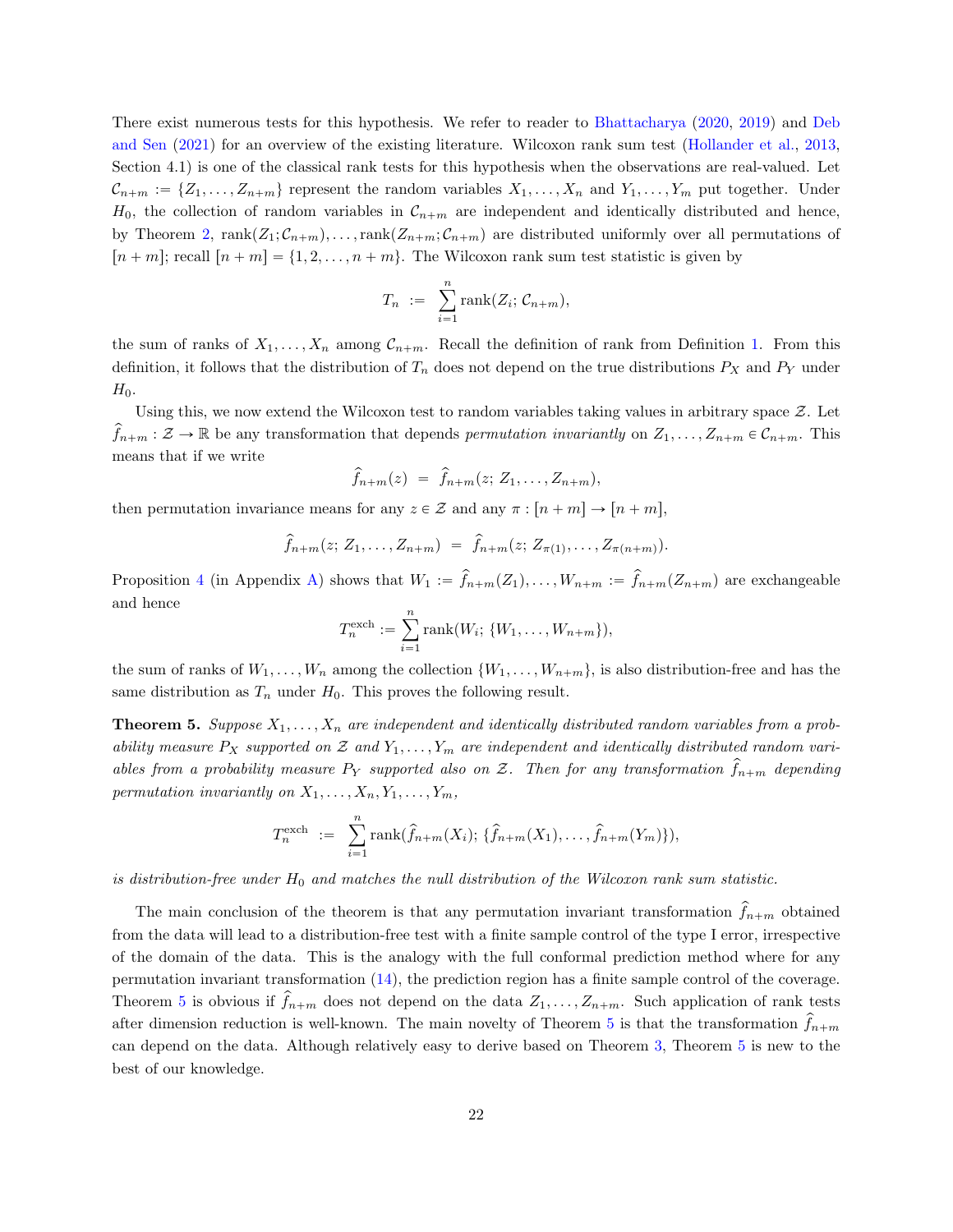There exist numerous tests for this hypothesis. We refer to reader to Bhattacharya (2020, 2019) and Deb and Sen (2021) for an overview of the existing literature. Wilcoxon rank sum test (Hollander et al., 2013, Section 4.1) is one of the classical rank tests for this hypothesis when the observations are real-valued. Let $\mathcal{C}_{n+m} := \{Z_1, \dots, Z_{n+m}\}$ represent the random variables $X_1, \dots, X_n$ and $Y_1, \dots, Y_m$ put together. Under $H_0$, the collection of random variables in $\mathcal{C}_{n+m}$ are independent and identically distributed and hence, by Theorem 2, $\text{rank}(Z_1; \mathcal{C}_{n+m}), \dots, \text{rank}(Z_{n+m}; \mathcal{C}_{n+m})$ are distributed uniformly over all permutations of $[n+m]$; recall $[n+m] = \{1, 2, \dots, n+m\}$. The Wilcoxon rank sum test statistic is given by

$$T_n \;:=\; \sum_{i=1}^{n} \text{rank}(Z_i;\, \mathcal{C}_{n+m}),$$

the sum of ranks of $X_1, \dots, X_n$ among $\mathcal{C}_{n+m}$. Recall the definition of rank from Definition 1. From this definition, it follows that the distribution of $T_n$ does not depend on the true distributions $P_X$ and $P_Y$ under $H_0$.

Using this, we now extend the Wilcoxon test to random variables taking values in arbitrary space $\mathcal{Z}$. Let $\widehat{f}_{n+m} : \mathcal{Z} \to \mathbb{R}$ be any transformation that depends *permutation invariantly* on $Z_1, \dots, Z_{n+m} \in \mathcal{C}_{n+m}$. This means that if we write

$$\widehat{f}_{n+m}(z) \;=\; \widehat{f}_{n+m}(z;\, Z_1, \dots, Z_{n+m}),$$

then permutation invariance means for any $z \in \mathcal{Z}$ and any $\pi : [n+m] \to [n+m]$,

$$\widehat{f}_{n+m}(z;\, Z_1, \dots, Z_{n+m}) \;=\; \widehat{f}_{n+m}(z;\, Z_{\pi(1)}, \dots, Z_{\pi(n+m)}).$$

Proposition 4 (in Appendix A) shows that $W_1 := \widehat{f}_{n+m}(Z_1), \dots, W_{n+m} := \widehat{f}_{n+m}(Z_{n+m})$ are exchangeable and hence

$$T_n^{\text{exch}} := \sum_{i=1}^{n} \text{rank}(W_i;\, \{W_1, \dots, W_{n+m}\}),$$

the sum of ranks of $W_1, \dots, W_n$ among the collection $\{W_1, \dots, W_{n+m}\}$, is also distribution-free and has the same distribution as $T_n$ under $H_0$. This proves the following result.

**Theorem 5.** *Suppose $X_1, \dots, X_n$ are independent and identically distributed random variables from a probability measure $P_X$ supported on $\mathcal{Z}$ and $Y_1, \dots, Y_m$ are independent and identically distributed random variables from a probability measure $P_Y$ supported also on $\mathcal{Z}$. Then for any transformation $\widehat{f}_{n+m}$ depending permutation invariantly on $X_1, \dots, X_n, Y_1, \dots, Y_m$,*

$$T_n^{\text{exch}} \;:=\; \sum_{i=1}^{n} \text{rank}(\widehat{f}_{n+m}(X_i);\, \{\widehat{f}_{n+m}(X_1), \dots, \widehat{f}_{n+m}(Y_m)\}),$$

*is distribution-free under $H_0$ and matches the null distribution of the Wilcoxon rank sum statistic.*

The main conclusion of the theorem is that any permutation invariant transformation $\widehat{f}_{n+m}$ obtained from the data will lead to a distribution-free test with a finite sample control of the type I error, irrespective of the domain of the data. This is the analogy with the full conformal prediction method where for any permutation invariant transformation (14), the prediction region has a finite sample control of the coverage. Theorem 5 is obvious if $\widehat{f}_{n+m}$ does not depend on the data $Z_1, \dots, Z_{n+m}$. Such application of rank tests after dimension reduction is well-known. The main novelty of Theorem 5 is that the transformation $\widehat{f}_{n+m}$ can depend on the data. Although relatively easy to derive based on Theorem 3, Theorem 5 is new to the best of our knowledge.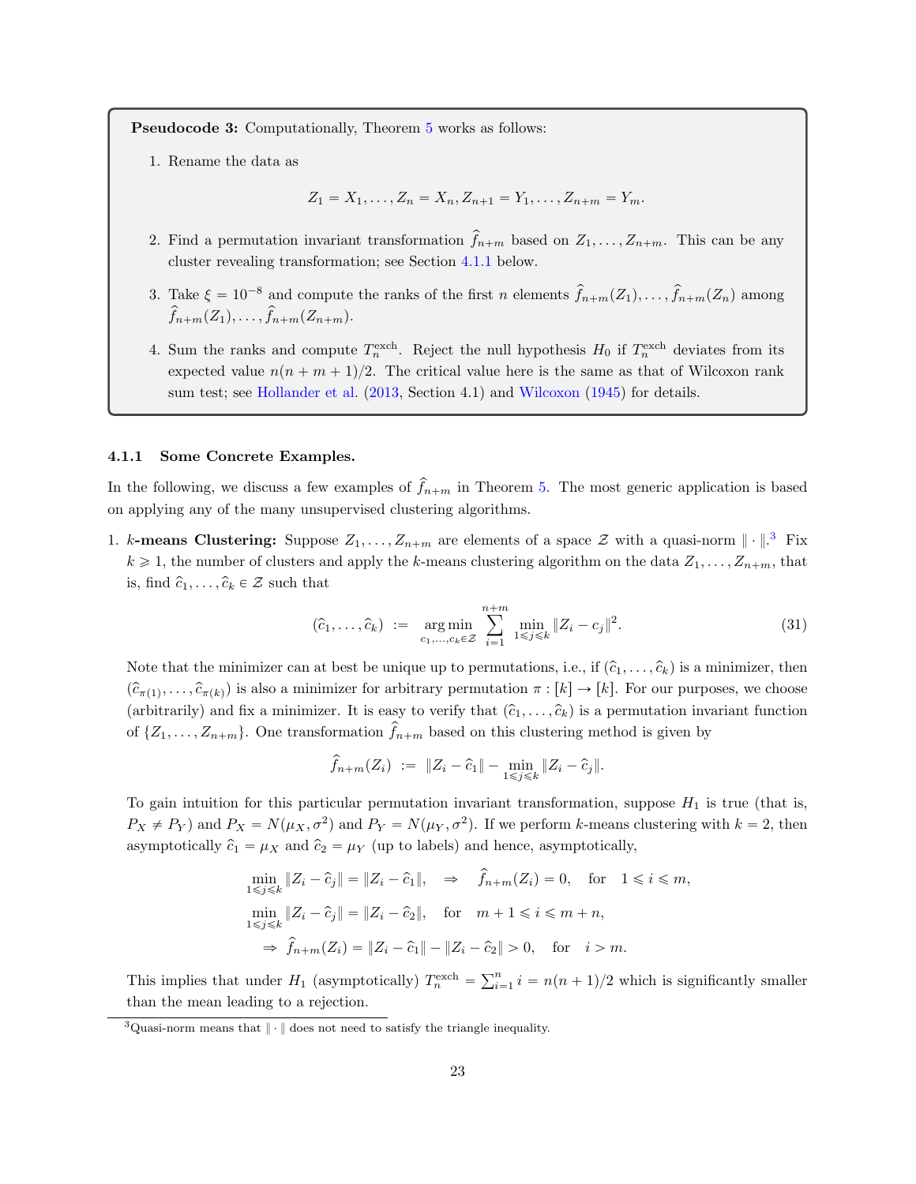**Pseudocode 3:** Computationally, Theorem 5 works as follows:

1. Rename the data as

$$Z_1 = X_1, \ldots, Z_n = X_n, Z_{n+1} = Y_1, \ldots, Z_{n+m} = Y_m.$$

2. Find a permutation invariant transformation $\widehat{f}_{n+m}$ based on $Z_1, \ldots, Z_{n+m}$. This can be any cluster revealing transformation; see Section 4.1.1 below.

3. Take $\xi = 10^{-8}$ and compute the ranks of the first $n$ elements $\widehat{f}_{n+m}(Z_1), \ldots, \widehat{f}_{n+m}(Z_n)$ among $\widehat{f}_{n+m}(Z_1), \ldots, \widehat{f}_{n+m}(Z_{n+m})$.

4. Sum the ranks and compute $T_n^{\text{exch}}$. Reject the null hypothesis $H_0$ if $T_n^{\text{exch}}$ deviates from its expected value $n(n+m+1)/2$. The critical value here is the same as that of Wilcoxon rank sum test; see Hollander et al. (2013, Section 4.1) and Wilcoxon (1945) for details.

#### 4.1.1 Some Concrete Examples.

In the following, we discuss a few examples of $\widehat{f}_{n+m}$ in Theorem 5. The most generic application is based on applying any of the many unsupervised clustering algorithms.

1. **$k$-means Clustering:** Suppose $Z_1, \ldots, Z_{n+m}$ are elements of a space $\mathcal{Z}$ with a quasi-norm $\|\cdot\|$.[3] Fix $k \geqslant 1$, the number of clusters and apply the $k$-means clustering algorithm on the data $Z_1, \ldots, Z_{n+m}$, that is, find $\widehat{c}_1, \ldots, \widehat{c}_k \in \mathcal{Z}$ such that

$$(\widehat{c}_1, \ldots, \widehat{c}_k) \;:=\; \underset{c_1,\ldots,c_k \in \mathcal{Z}}{\arg\min} \sum_{i=1}^{n+m} \min_{1 \leqslant j \leqslant k} \|Z_i - c_j\|^2. \tag{31}$$

Note that the minimizer can at best be unique up to permutations, i.e., if $(\widehat{c}_1, \ldots, \widehat{c}_k)$ is a minimizer, then $(\widehat{c}_{\pi(1)}, \ldots, \widehat{c}_{\pi(k)})$ is also a minimizer for arbitrary permutation $\pi : [k] \to [k]$. For our purposes, we choose (arbitrarily) and fix a minimizer. It is easy to verify that $(\widehat{c}_1, \ldots, \widehat{c}_k)$ is a permutation invariant function of $\{Z_1, \ldots, Z_{n+m}\}$. One transformation $\widehat{f}_{n+m}$ based on this clustering method is given by

$$\widehat{f}_{n+m}(Z_i) \;:=\; \|Z_i - \widehat{c}_1\| - \min_{1 \leqslant j \leqslant k} \|Z_i - \widehat{c}_j\|.$$

To gain intuition for this particular permutation invariant transformation, suppose $H_1$ is true (that is, $P_X \neq P_Y$) and $P_X = N(\mu_X, \sigma^2)$ and $P_Y = N(\mu_Y, \sigma^2)$. If we perform $k$-means clustering with $k = 2$, then asymptotically $\widehat{c}_1 = \mu_X$ and $\widehat{c}_2 = \mu_Y$ (up to labels) and hence, asymptotically,

$$\begin{aligned}
&\min_{1 \leqslant j \leqslant k} \|Z_i - \widehat{c}_j\| = \|Z_i - \widehat{c}_1\|, \quad \Rightarrow \quad \widehat{f}_{n+m}(Z_i) = 0, \quad \text{for} \quad 1 \leqslant i \leqslant m, \\
&\min_{1 \leqslant j \leqslant k} \|Z_i - \widehat{c}_j\| = \|Z_i - \widehat{c}_2\|, \quad \text{for} \quad m+1 \leqslant i \leqslant m+n, \\
&\quad \Rightarrow \; \widehat{f}_{n+m}(Z_i) = \|Z_i - \widehat{c}_1\| - \|Z_i - \widehat{c}_2\| > 0, \quad \text{for} \quad i > m.
\end{aligned}$$

This implies that under $H_1$ (asymptotically) $T_n^{\text{exch}} = \sum_{i=1}^n i = n(n+1)/2$ which is significantly smaller than the mean leading to a rejection.

[3] Quasi-norm means that $\|\cdot\|$ does not need to satisfy the triangle inequality.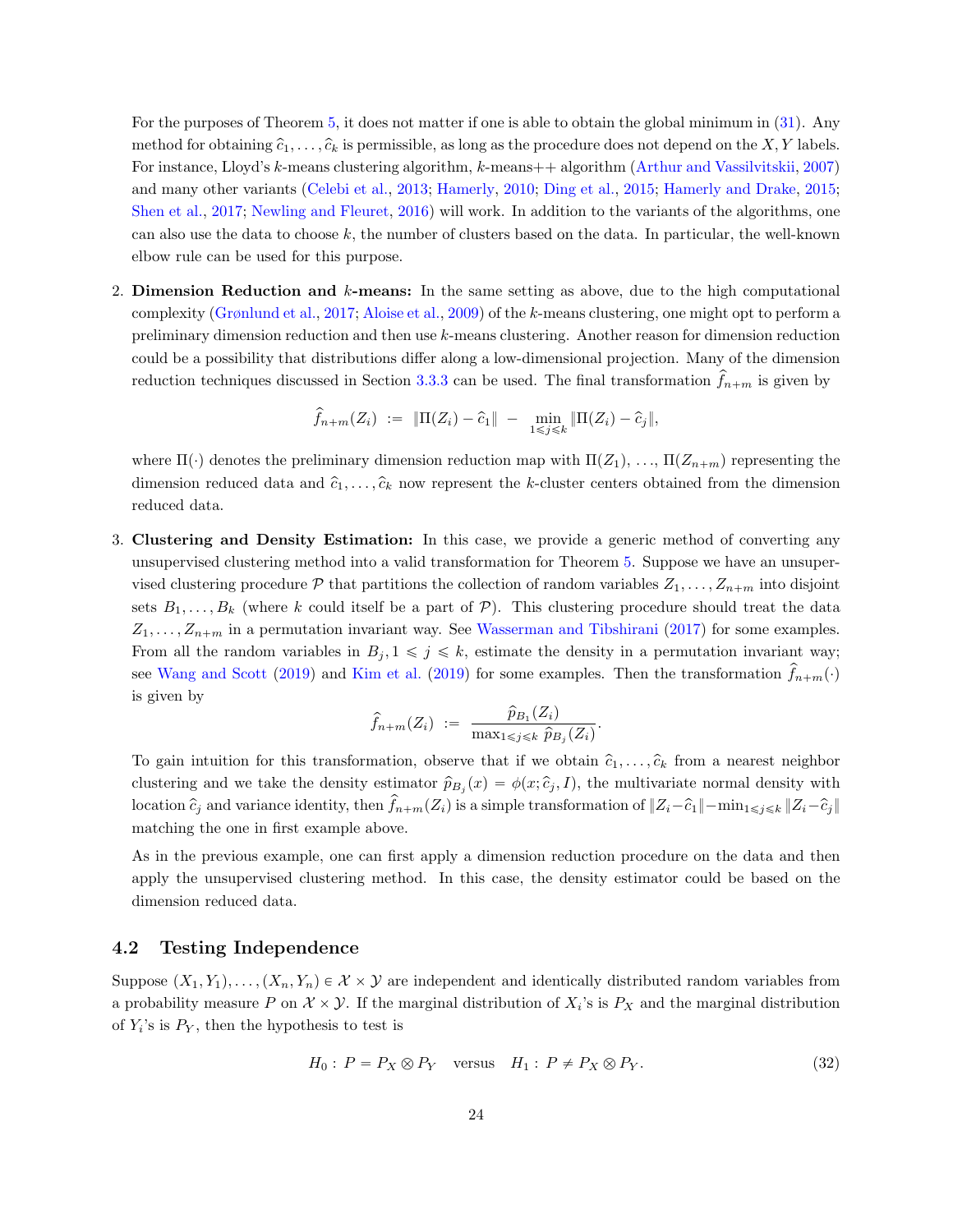For the purposes of Theorem 5, it does not matter if one is able to obtain the global minimum in (31). Any method for obtaining $\widehat{c}_1, \ldots, \widehat{c}_k$ is permissible, as long as the procedure does not depend on the $X, Y$ labels. For instance, Lloyd's $k$-means clustering algorithm, $k$-means++ algorithm (Arthur and Vassilvitskii, 2007) and many other variants (Celebi et al., 2013; Hamerly, 2010; Ding et al., 2015; Hamerly and Drake, 2015; Shen et al., 2017; Newling and Fleuret, 2016) will work. In addition to the variants of the algorithms, one can also use the data to choose $k$, the number of clusters based on the data. In particular, the well-known elbow rule can be used for this purpose.

2. **Dimension Reduction and $k$-means:** In the same setting as above, due to the high computational complexity (Grønlund et al., 2017; Aloise et al., 2009) of the $k$-means clustering, one might opt to perform a preliminary dimension reduction and then use $k$-means clustering. Another reason for dimension reduction could be a possibility that distributions differ along a low-dimensional projection. Many of the dimension reduction techniques discussed in Section 3.3.3 can be used. The final transformation $\widehat{f}_{n+m}$ is given by

$$\widehat{f}_{n+m}(Z_i) \;:=\; \|\Pi(Z_i) - \widehat{c}_1\| \;-\; \min_{1\leqslant j\leqslant k} \|\Pi(Z_i) - \widehat{c}_j\|,$$

   where $\Pi(\cdot)$ denotes the preliminary dimension reduction map with $\Pi(Z_1), \ldots, \Pi(Z_{n+m})$ representing the dimension reduced data and $\widehat{c}_1, \ldots, \widehat{c}_k$ now represent the $k$-cluster centers obtained from the dimension reduced data.

3. **Clustering and Density Estimation:** In this case, we provide a generic method of converting any unsupervised clustering method into a valid transformation for Theorem 5. Suppose we have an unsupervised clustering procedure $\mathcal{P}$ that partitions the collection of random variables $Z_1, \ldots, Z_{n+m}$ into disjoint sets $B_1, \ldots, B_k$ (where $k$ could itself be a part of $\mathcal{P}$). This clustering procedure should treat the data $Z_1, \ldots, Z_{n+m}$ in a permutation invariant way. See Wasserman and Tibshirani (2017) for some examples. From all the random variables in $B_j, 1 \leqslant j \leqslant k$, estimate the density in a permutation invariant way; see Wang and Scott (2019) and Kim et al. (2019) for some examples. Then the transformation $\widehat{f}_{n+m}(\cdot)$ is given by

$$\widehat{f}_{n+m}(Z_i) \;:=\; \frac{\widehat{p}_{B_1}(Z_i)}{\max_{1\leqslant j\leqslant k} \widehat{p}_{B_j}(Z_i)}.$$

   To gain intuition for this transformation, observe that if we obtain $\widehat{c}_1, \ldots, \widehat{c}_k$ from a nearest neighbor clustering and we take the density estimator $\widehat{p}_{B_j}(x) = \phi(x; \widehat{c}_j, I)$, the multivariate normal density with location $\widehat{c}_j$ and variance identity, then $\widehat{f}_{n+m}(Z_i)$ is a simple transformation of $\|Z_i - \widehat{c}_1\| - \min_{1\leqslant j\leqslant k} \|Z_i - \widehat{c}_j\|$ matching the one in first example above.

   As in the previous example, one can first apply a dimension reduction procedure on the data and then apply the unsupervised clustering method. In this case, the density estimator could be based on the dimension reduced data.

### 4.2 Testing Independence

Suppose $(X_1, Y_1), \ldots, (X_n, Y_n) \in \mathcal{X} \times \mathcal{Y}$ are independent and identically distributed random variables from a probability measure $P$ on $\mathcal{X} \times \mathcal{Y}$. If the marginal distribution of $X_i$'s is $P_X$ and the marginal distribution of $Y_i$'s is $P_Y$, then the hypothesis to test is

$$H_0 : \, P = P_X \otimes P_Y \quad \text{versus} \quad H_1 : \, P \neq P_X \otimes P_Y. \tag{32}$$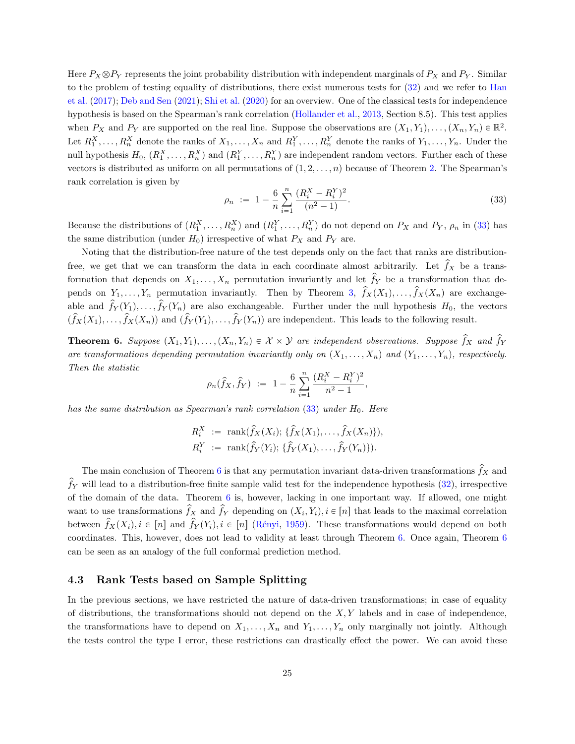Here $P_X \otimes P_Y$ represents the joint probability distribution with independent marginals of $P_X$ and $P_Y$. Similar to the problem of testing equality of distributions, there exist numerous tests for (32) and we refer to Han et al. (2017); Deb and Sen (2021); Shi et al. (2020) for an overview. One of the classical tests for independence hypothesis is based on the Spearman's rank correlation (Hollander et al., 2013, Section 8.5). This test applies when $P_X$ and $P_Y$ are supported on the real line. Suppose the observations are $(X_1, Y_1), \ldots, (X_n, Y_n) \in \mathbb{R}^2$. Let $R_1^X, \ldots, R_n^X$ denote the ranks of $X_1, \ldots, X_n$ and $R_1^Y, \ldots, R_n^Y$ denote the ranks of $Y_1, \ldots, Y_n$. Under the null hypothesis $H_0$, $(R_1^X, \ldots, R_n^X)$ and $(R_1^Y, \ldots, R_n^Y)$ are independent random vectors. Further each of these vectors is distributed as uniform on all permutations of $(1, 2, \ldots, n)$ because of Theorem 2. The Spearman's rank correlation is given by

$$\rho_n \;:=\; 1 - \frac{6}{n}\sum_{i=1}^{n} \frac{(R_i^X - R_i^Y)^2}{(n^2-1)}. \tag{33}$$

Because the distributions of $(R_1^X, \ldots, R_n^X)$ and $(R_1^Y, \ldots, R_n^Y)$ do not depend on $P_X$ and $P_Y$, $\rho_n$ in (33) has the same distribution (under $H_0$) irrespective of what $P_X$ and $P_Y$ are.

Noting that the distribution-free nature of the test depends only on the fact that ranks are distribution-free, we get that we can transform the data in each coordinate almost arbitrarily. Let $\widehat{f}_X$ be a transformation that depends on $X_1, \ldots, X_n$ permutation invariantly and let $\widehat{f}_Y$ be a transformation that depends on $Y_1, \ldots, Y_n$ permutation invariantly. Then by Theorem 3, $\widehat{f}_X(X_1), \ldots, \widehat{f}_X(X_n)$ are exchangeable and $\widehat{f}_Y(Y_1), \ldots, \widehat{f}_Y(Y_n)$ are also exchangeable. Further under the null hypothesis $H_0$, the vectors $(\widehat{f}_X(X_1), \ldots, \widehat{f}_X(X_n))$ and $(\widehat{f}_Y(Y_1), \ldots, \widehat{f}_Y(Y_n))$ are independent. This leads to the following result.

**Theorem 6.** *Suppose $(X_1, Y_1), \ldots, (X_n, Y_n) \in \mathcal{X} \times \mathcal{Y}$ are independent observations. Suppose $\widehat{f}_X$ and $\widehat{f}_Y$ are transformations depending permutation invariantly only on $(X_1, \ldots, X_n)$ and $(Y_1, \ldots, Y_n)$, respectively. Then the statistic*

$$\rho_n(\widehat{f}_X, \widehat{f}_Y) \;:=\; 1 - \frac{6}{n}\sum_{i=1}^{n} \frac{(R_i^X - R_i^Y)^2}{n^2-1},$$

*has the same distribution as Spearman's rank correlation (33) under $H_0$. Here*

$$\begin{aligned} R_i^X &:= \operatorname{rank}(\widehat{f}_X(X_i); \{\widehat{f}_X(X_1), \ldots, \widehat{f}_X(X_n)\}), \\ R_i^Y &:= \operatorname{rank}(\widehat{f}_Y(Y_i); \{\widehat{f}_Y(X_1), \ldots, \widehat{f}_Y(Y_n)\}). \end{aligned}$$

The main conclusion of Theorem 6 is that any permutation invariant data-driven transformations $\widehat{f}_X$ and $\widehat{f}_Y$ will lead to a distribution-free finite sample valid test for the independence hypothesis (32), irrespective of the domain of the data. Theorem 6 is, however, lacking in one important way. If allowed, one might want to use transformations $\widehat{f}_X$ and $\widehat{f}_Y$ depending on $(X_i, Y_i), i \in [n]$ that leads to the maximal correlation between $\widehat{f}_X(X_i), i \in [n]$ and $\widehat{f}_Y(Y_i), i \in [n]$ (Rényi, 1959). These transformations would depend on both coordinates. This, however, does not lead to validity at least through Theorem 6. Once again, Theorem 6 can be seen as an analogy of the full conformal prediction method.

### 4.3 Rank Tests based on Sample Splitting

In the previous sections, we have restricted the nature of data-driven transformations; in case of equality of distributions, the transformations should not depend on the $X, Y$ labels and in case of independence, the transformations have to depend on $X_1, \ldots, X_n$ and $Y_1, \ldots, Y_n$ only marginally not jointly. Although the tests control the type I error, these restrictions can drastically effect the power. We can avoid these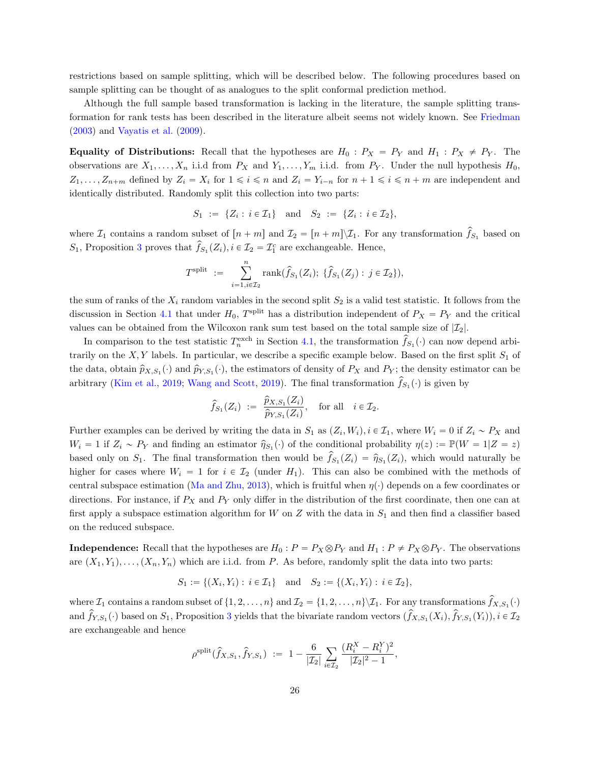restrictions based on sample splitting, which will be described below. The following procedures based on sample splitting can be thought of as analogues to the split conformal prediction method.

Although the full sample based transformation is lacking in the literature, the sample splitting transformation for rank tests has been described in the literature albeit seems not widely known. See Friedman (2003) and Vayatis et al. (2009).

**Equality of Distributions:** Recall that the hypotheses are $H_0 : P_X = P_Y$ and $H_1 : P_X \neq P_Y$. The observations are $X_1, \ldots, X_n$ i.i.d from $P_X$ and $Y_1, \ldots, Y_m$ i.i.d. from $P_Y$. Under the null hypothesis $H_0$, $Z_1, \ldots, Z_{n+m}$ defined by $Z_i = X_i$ for $1 \leqslant i \leqslant n$ and $Z_i = Y_{i-n}$ for $n+1 \leqslant i \leqslant n+m$ are independent and identically distributed. Randomly split this collection into two parts:

$$S_1 \;:=\; \{Z_i : i \in \mathcal{I}_1\} \quad \text{and} \quad S_2 \;:=\; \{Z_i : i \in \mathcal{I}_2\},$$

where $\mathcal{I}_1$ contains a random subset of $[n+m]$ and $\mathcal{I}_2 = [n+m]\backslash\mathcal{I}_1$. For any transformation $\widehat{f}_{S_1}$ based on $S_1$, Proposition 3 proves that $\widehat{f}_{S_1}(Z_i), i \in \mathcal{I}_2 = \mathcal{I}_1^c$ are exchangeable. Hence,

$$T^{\text{split}} \;:=\; \sum_{i=1, i\in\mathcal{I}_2}^{n} \text{rank}(\widehat{f}_{S_1}(Z_i);\; \{\widehat{f}_{S_1}(Z_j) : j \in \mathcal{I}_2\}),$$

the sum of ranks of the $X_i$ random variables in the second split $S_2$ is a valid test statistic. It follows from the discussion in Section 4.1 that under $H_0$, $T^{\text{split}}$ has a distribution independent of $P_X = P_Y$ and the critical values can be obtained from the Wilcoxon rank sum test based on the total sample size of $|\mathcal{I}_2|$.

In comparison to the test statistic $T_n^{\text{exch}}$ in Section 4.1, the transformation $\widehat{f}_{S_1}(\cdot)$ can now depend arbitrarily on the $X, Y$ labels. In particular, we describe a specific example below. Based on the first split $S_1$ of the data, obtain $\widehat{p}_{X,S_1}(\cdot)$ and $\widehat{p}_{Y,S_1}(\cdot)$, the estimators of density of $P_X$ and $P_Y$; the density estimator can be arbitrary (Kim et al., 2019; Wang and Scott, 2019). The final transformation $\widehat{f}_{S_1}(\cdot)$ is given by

$$\widehat{f}_{S_1}(Z_i) \;:=\; \frac{\widehat{p}_{X,S_1}(Z_i)}{\widehat{p}_{Y,S_1}(Z_i)}, \quad \text{for all} \quad i \in \mathcal{I}_2.$$

Further examples can be derived by writing the data in $S_1$ as $(Z_i, W_i), i \in \mathcal{I}_1$, where $W_i = 0$ if $Z_i \sim P_X$ and $W_i = 1$ if $Z_i \sim P_Y$ and finding an estimator $\widehat{\eta}_{S_1}(\cdot)$ of the conditional probability $\eta(z) := \mathbb{P}(W = 1|Z = z)$ based only on $S_1$. The final transformation then would be $\widehat{f}_{S_1}(Z_i) = \widehat{\eta}_{S_1}(Z_i)$, which would naturally be higher for cases where $W_i = 1$ for $i \in \mathcal{I}_2$ (under $H_1$). This can also be combined with the methods of central subspace estimation (Ma and Zhu, 2013), which is fruitful when $\eta(\cdot)$ depends on a few coordinates or directions. For instance, if $P_X$ and $P_Y$ only differ in the distribution of the first coordinate, then one can at first apply a subspace estimation algorithm for $W$ on $Z$ with the data in $S_1$ and then find a classifier based on the reduced subspace.

**Independence:** Recall that the hypotheses are $H_0 : P = P_X \otimes P_Y$ and $H_1 : P \neq P_X \otimes P_Y$. The observations are $(X_1, Y_1), \ldots, (X_n, Y_n)$ which are i.i.d. from $P$. As before, randomly split the data into two parts:

$$S_1 := \{(X_i, Y_i) : i \in \mathcal{I}_1\} \quad \text{and} \quad S_2 := \{(X_i, Y_i) : i \in \mathcal{I}_2\},$$

where $\mathcal{I}_1$ contains a random subset of $\{1, 2, \ldots, n\}$ and $\mathcal{I}_2 = \{1, 2, \ldots, n\}\backslash\mathcal{I}_1$. For any transformations $\widehat{f}_{X,S_1}(\cdot)$ and $\widehat{f}_{Y,S_1}(\cdot)$ based on $S_1$, Proposition 3 yields that the bivariate random vectors $(\widehat{f}_{X,S_1}(X_i), \widehat{f}_{Y,S_1}(Y_i)), i \in \mathcal{I}_2$ are exchangeable and hence

$$\rho^{\text{split}}(\widehat{f}_{X,S_1}, \widehat{f}_{Y,S_1}) \;:=\; 1 - \frac{6}{|\mathcal{I}_2|}\sum_{i\in\mathcal{I}_2}\frac{(R_i^X - R_i^Y)^2}{|\mathcal{I}_2|^2 - 1},$$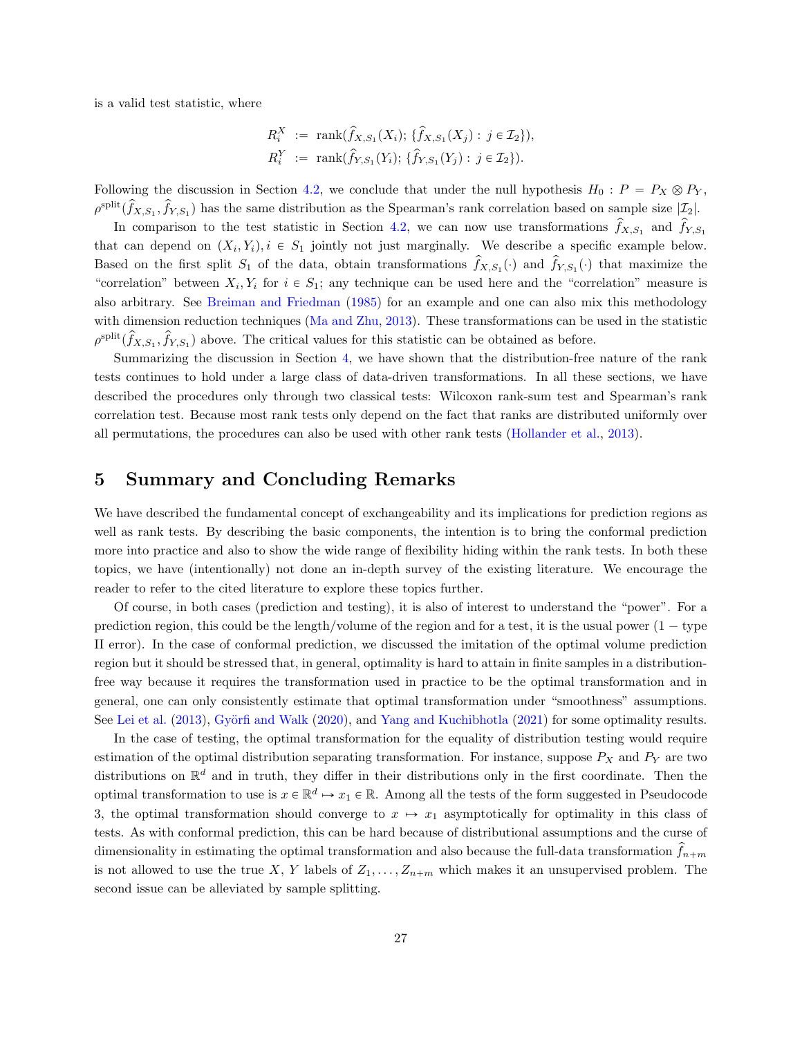is a valid test statistic, where

$$
\begin{aligned}
R_i^X &:= \text{rank}(\widehat{f}_{X,S_1}(X_i);\, \{\widehat{f}_{X,S_1}(X_j) : j \in \mathcal{I}_2\}),\\
R_i^Y &:= \text{rank}(\widehat{f}_{Y,S_1}(Y_i);\, \{\widehat{f}_{Y,S_1}(Y_j) : j \in \mathcal{I}_2\}).
\end{aligned}
$$

Following the discussion in Section 4.2, we conclude that under the null hypothesis $H_0 : P = P_X \otimes P_Y$, $\rho^{\text{split}}(\widehat{f}_{X,S_1}, \widehat{f}_{Y,S_1})$ has the same distribution as the Spearman's rank correlation based on sample size $|\mathcal{I}_2|$.

In comparison to the test statistic in Section 4.2, we can now use transformations $\widehat{f}_{X,S_1}$ and $\widehat{f}_{Y,S_1}$ that can depend on $(X_i, Y_i), i \in S_1$ jointly not just marginally. We describe a specific example below. Based on the first split $S_1$ of the data, obtain transformations $\widehat{f}_{X,S_1}(\cdot)$ and $\widehat{f}_{Y,S_1}(\cdot)$ that maximize the "correlation" between $X_i, Y_i$ for $i \in S_1$; any technique can be used here and the "correlation" measure is also arbitrary. See Breiman and Friedman (1985) for an example and one can also mix this methodology with dimension reduction techniques (Ma and Zhu, 2013). These transformations can be used in the statistic $\rho^{\text{split}}(\widehat{f}_{X,S_1}, \widehat{f}_{Y,S_1})$ above. The critical values for this statistic can be obtained as before.

Summarizing the discussion in Section 4, we have shown that the distribution-free nature of the rank tests continues to hold under a large class of data-driven transformations. In all these sections, we have described the procedures only through two classical tests: Wilcoxon rank-sum test and Spearman's rank correlation test. Because most rank tests only depend on the fact that ranks are distributed uniformly over all permutations, the procedures can also be used with other rank tests (Hollander et al., 2013).

# 5 Summary and Concluding Remarks

We have described the fundamental concept of exchangeability and its implications for prediction regions as well as rank tests. By describing the basic components, the intention is to bring the conformal prediction more into practice and also to show the wide range of flexibility hiding within the rank tests. In both these topics, we have (intentionally) not done an in-depth survey of the existing literature. We encourage the reader to refer to the cited literature to explore these topics further.

Of course, in both cases (prediction and testing), it is also of interest to understand the "power". For a prediction region, this could be the length/volume of the region and for a test, it is the usual power ($1 -$ type II error). In the case of conformal prediction, we discussed the imitation of the optimal volume prediction region but it should be stressed that, in general, optimality is hard to attain in finite samples in a distribution-free way because it requires the transformation used in practice to be the optimal transformation and in general, one can only consistently estimate that optimal transformation under "smoothness" assumptions. See Lei et al. (2013), Györfi and Walk (2020), and Yang and Kuchibhotla (2021) for some optimality results.

In the case of testing, the optimal transformation for the equality of distribution testing would require estimation of the optimal distribution separating transformation. For instance, suppose $P_X$ and $P_Y$ are two distributions on $\mathbb{R}^d$ and in truth, they differ in their distributions only in the first coordinate. Then the optimal transformation to use is $x \in \mathbb{R}^d \mapsto x_1 \in \mathbb{R}$. Among all the tests of the form suggested in Pseudocode 3, the optimal transformation should converge to $x \mapsto x_1$ asymptotically for optimality in this class of tests. As with conformal prediction, this can be hard because of distributional assumptions and the curse of dimensionality in estimating the optimal transformation and also because the full-data transformation $\widehat{f}_{n+m}$ is not allowed to use the true $X$, $Y$ labels of $Z_1, \ldots, Z_{n+m}$ which makes it an unsupervised problem. The second issue can be alleviated by sample splitting.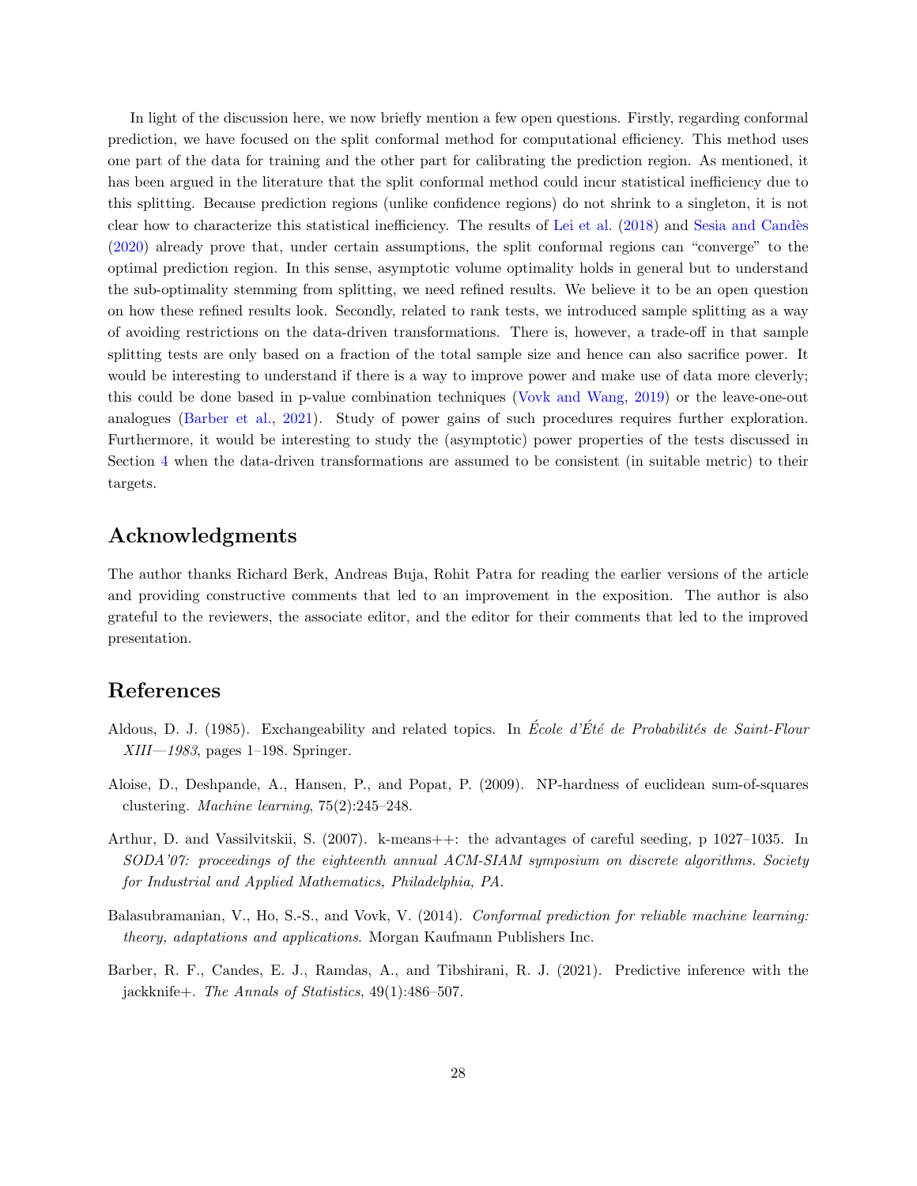In light of the discussion here, we now briefly mention a few open questions. Firstly, regarding conformal prediction, we have focused on the split conformal method for computational efficiency. This method uses one part of the data for training and the other part for calibrating the prediction region. As mentioned, it has been argued in the literature that the split conformal method could incur statistical inefficiency due to this splitting. Because prediction regions (unlike confidence regions) do not shrink to a singleton, it is not clear how to characterize this statistical inefficiency. The results of Lei et al. (2018) and Sesia and Candès (2020) already prove that, under certain assumptions, the split conformal regions can "converge" to the optimal prediction region. In this sense, asymptotic volume optimality holds in general but to understand the sub-optimality stemming from splitting, we need refined results. We believe it to be an open question on how these refined results look. Secondly, related to rank tests, we introduced sample splitting as a way of avoiding restrictions on the data-driven transformations. There is, however, a trade-off in that sample splitting tests are only based on a fraction of the total sample size and hence can also sacrifice power. It would be interesting to understand if there is a way to improve power and make use of data more cleverly; this could be done based in p-value combination techniques (Vovk and Wang, 2019) or the leave-one-out analogues (Barber et al., 2021). Study of power gains of such procedures requires further exploration. Furthermore, it would be interesting to study the (asymptotic) power properties of the tests discussed in Section 4 when the data-driven transformations are assumed to be consistent (in suitable metric) to their targets.

## Acknowledgments

The author thanks Richard Berk, Andreas Buja, Rohit Patra for reading the earlier versions of the article and providing constructive comments that led to an improvement in the exposition. The author is also grateful to the reviewers, the associate editor, and the editor for their comments that led to the improved presentation.

## References

Aldous, D. J. (1985). Exchangeability and related topics. In *École d'Été de Probabilités de Saint-Flour XIII—1983*, pages 1–198. Springer.

Aloise, D., Deshpande, A., Hansen, P., and Popat, P. (2009). NP-hardness of euclidean sum-of-squares clustering. *Machine learning*, 75(2):245–248.

Arthur, D. and Vassilvitskii, S. (2007). k-means++: the advantages of careful seeding, p 1027–1035. In *SODA'07: proceedings of the eighteenth annual ACM-SIAM symposium on discrete algorithms. Society for Industrial and Applied Mathematics, Philadelphia, PA.*

Balasubramanian, V., Ho, S.-S., and Vovk, V. (2014). *Conformal prediction for reliable machine learning: theory, adaptations and applications*. Morgan Kaufmann Publishers Inc.

Barber, R. F., Candes, E. J., Ramdas, A., and Tibshirani, R. J. (2021). Predictive inference with the jackknife+. *The Annals of Statistics*, 49(1):486–507.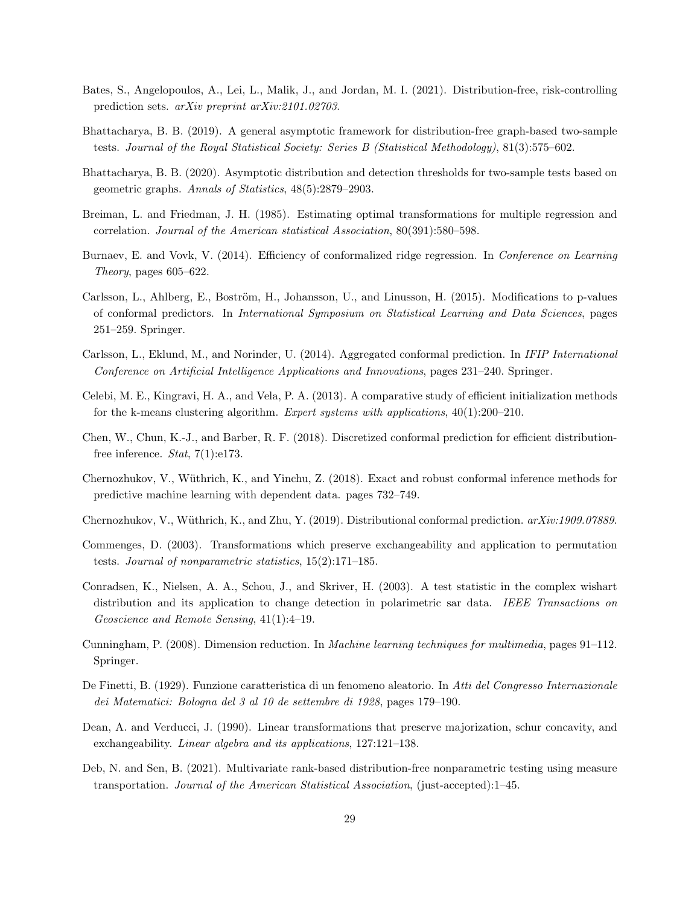Bates, S., Angelopoulos, A., Lei, L., Malik, J., and Jordan, M. I. (2021). Distribution-free, risk-controlling prediction sets. *arXiv preprint arXiv:2101.02703*.

Bhattacharya, B. B. (2019). A general asymptotic framework for distribution-free graph-based two-sample tests. *Journal of the Royal Statistical Society: Series B (Statistical Methodology)*, 81(3):575–602.

Bhattacharya, B. B. (2020). Asymptotic distribution and detection thresholds for two-sample tests based on geometric graphs. *Annals of Statistics*, 48(5):2879–2903.

Breiman, L. and Friedman, J. H. (1985). Estimating optimal transformations for multiple regression and correlation. *Journal of the American statistical Association*, 80(391):580–598.

Burnaev, E. and Vovk, V. (2014). Efficiency of conformalized ridge regression. In *Conference on Learning Theory*, pages 605–622.

Carlsson, L., Ahlberg, E., Boström, H., Johansson, U., and Linusson, H. (2015). Modifications to p-values of conformal predictors. In *International Symposium on Statistical Learning and Data Sciences*, pages 251–259. Springer.

Carlsson, L., Eklund, M., and Norinder, U. (2014). Aggregated conformal prediction. In *IFIP International Conference on Artificial Intelligence Applications and Innovations*, pages 231–240. Springer.

Celebi, M. E., Kingravi, H. A., and Vela, P. A. (2013). A comparative study of efficient initialization methods for the k-means clustering algorithm. *Expert systems with applications*, 40(1):200–210.

Chen, W., Chun, K.-J., and Barber, R. F. (2018). Discretized conformal prediction for efficient distribution-free inference. *Stat*, 7(1):e173.

Chernozhukov, V., Wüthrich, K., and Yinchu, Z. (2018). Exact and robust conformal inference methods for predictive machine learning with dependent data. pages 732–749.

Chernozhukov, V., Wüthrich, K., and Zhu, Y. (2019). Distributional conformal prediction. *arXiv:1909.07889*.

Commenges, D. (2003). Transformations which preserve exchangeability and application to permutation tests. *Journal of nonparametric statistics*, 15(2):171–185.

Conradsen, K., Nielsen, A. A., Schou, J., and Skriver, H. (2003). A test statistic in the complex wishart distribution and its application to change detection in polarimetric sar data. *IEEE Transactions on Geoscience and Remote Sensing*, 41(1):4–19.

Cunningham, P. (2008). Dimension reduction. In *Machine learning techniques for multimedia*, pages 91–112. Springer.

De Finetti, B. (1929). Funzione caratteristica di un fenomeno aleatorio. In *Atti del Congresso Internazionale dei Matematici: Bologna del 3 al 10 de settembre di 1928*, pages 179–190.

Dean, A. and Verducci, J. (1990). Linear transformations that preserve majorization, schur concavity, and exchangeability. *Linear algebra and its applications*, 127:121–138.

Deb, N. and Sen, B. (2021). Multivariate rank-based distribution-free nonparametric testing using measure transportation. *Journal of the American Statistical Association*, (just-accepted):1–45.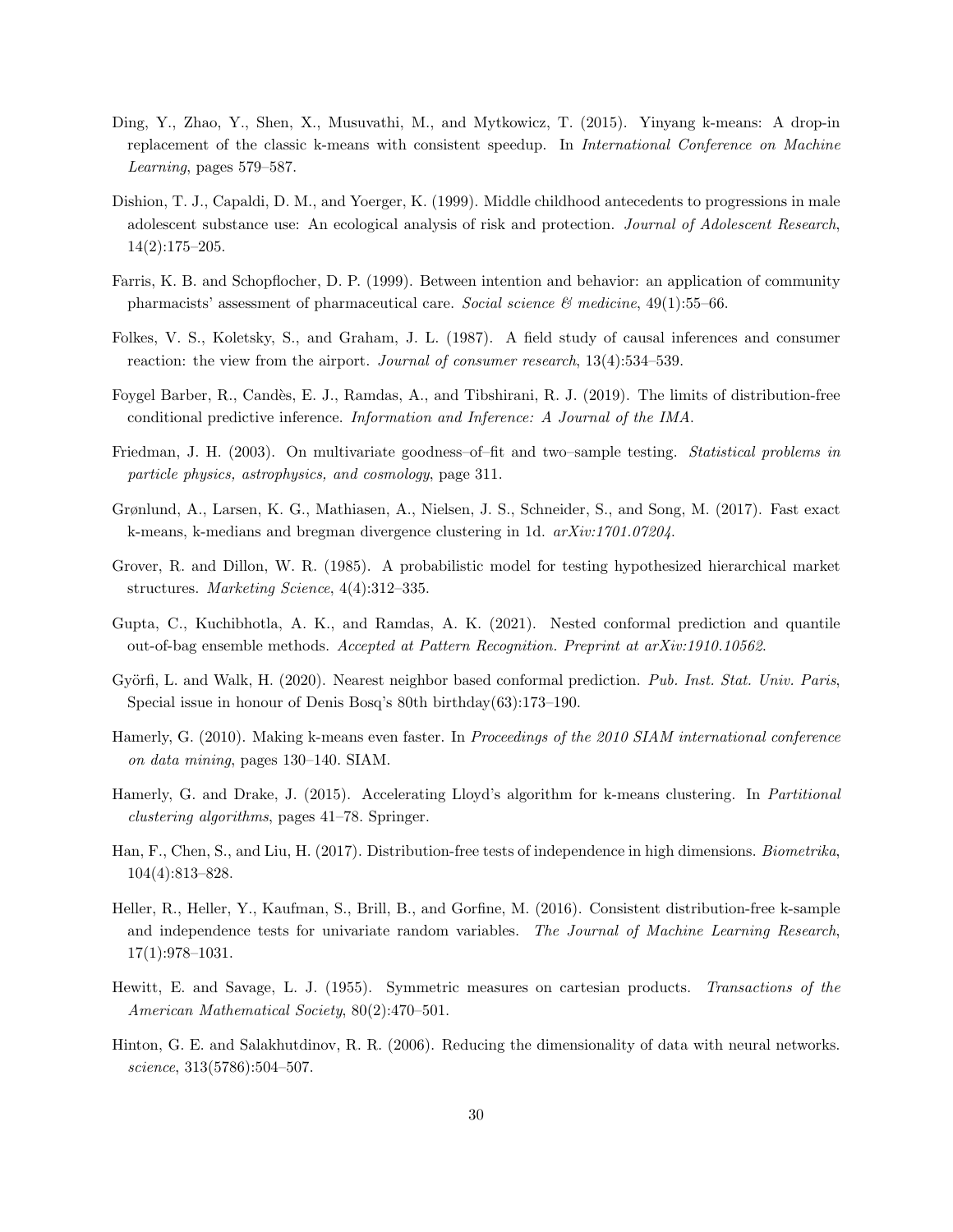Ding, Y., Zhao, Y., Shen, X., Musuvathi, M., and Mytkowicz, T. (2015). Yinyang k-means: A drop-in replacement of the classic k-means with consistent speedup. In *International Conference on Machine Learning*, pages 579–587.

Dishion, T. J., Capaldi, D. M., and Yoerger, K. (1999). Middle childhood antecedents to progressions in male adolescent substance use: An ecological analysis of risk and protection. *Journal of Adolescent Research*, 14(2):175–205.

Farris, K. B. and Schopflocher, D. P. (1999). Between intention and behavior: an application of community pharmacists' assessment of pharmaceutical care. *Social science & medicine*, 49(1):55–66.

Folkes, V. S., Koletsky, S., and Graham, J. L. (1987). A field study of causal inferences and consumer reaction: the view from the airport. *Journal of consumer research*, 13(4):534–539.

Foygel Barber, R., Candès, E. J., Ramdas, A., and Tibshirani, R. J. (2019). The limits of distribution-free conditional predictive inference. *Information and Inference: A Journal of the IMA*.

Friedman, J. H. (2003). On multivariate goodness–of–fit and two–sample testing. *Statistical problems in particle physics, astrophysics, and cosmology*, page 311.

Grønlund, A., Larsen, K. G., Mathiasen, A., Nielsen, J. S., Schneider, S., and Song, M. (2017). Fast exact k-means, k-medians and bregman divergence clustering in 1d. *arXiv:1701.07204*.

Grover, R. and Dillon, W. R. (1985). A probabilistic model for testing hypothesized hierarchical market structures. *Marketing Science*, 4(4):312–335.

Gupta, C., Kuchibhotla, A. K., and Ramdas, A. K. (2021). Nested conformal prediction and quantile out-of-bag ensemble methods. *Accepted at Pattern Recognition. Preprint at arXiv:1910.10562*.

Györfi, L. and Walk, H. (2020). Nearest neighbor based conformal prediction. *Pub. Inst. Stat. Univ. Paris*, Special issue in honour of Denis Bosq's 80th birthday(63):173–190.

Hamerly, G. (2010). Making k-means even faster. In *Proceedings of the 2010 SIAM international conference on data mining*, pages 130–140. SIAM.

Hamerly, G. and Drake, J. (2015). Accelerating Lloyd's algorithm for k-means clustering. In *Partitional clustering algorithms*, pages 41–78. Springer.

Han, F., Chen, S., and Liu, H. (2017). Distribution-free tests of independence in high dimensions. *Biometrika*, 104(4):813–828.

Heller, R., Heller, Y., Kaufman, S., Brill, B., and Gorfine, M. (2016). Consistent distribution-free k-sample and independence tests for univariate random variables. *The Journal of Machine Learning Research*, 17(1):978–1031.

Hewitt, E. and Savage, L. J. (1955). Symmetric measures on cartesian products. *Transactions of the American Mathematical Society*, 80(2):470–501.

Hinton, G. E. and Salakhutdinov, R. R. (2006). Reducing the dimensionality of data with neural networks. *science*, 313(5786):504–507.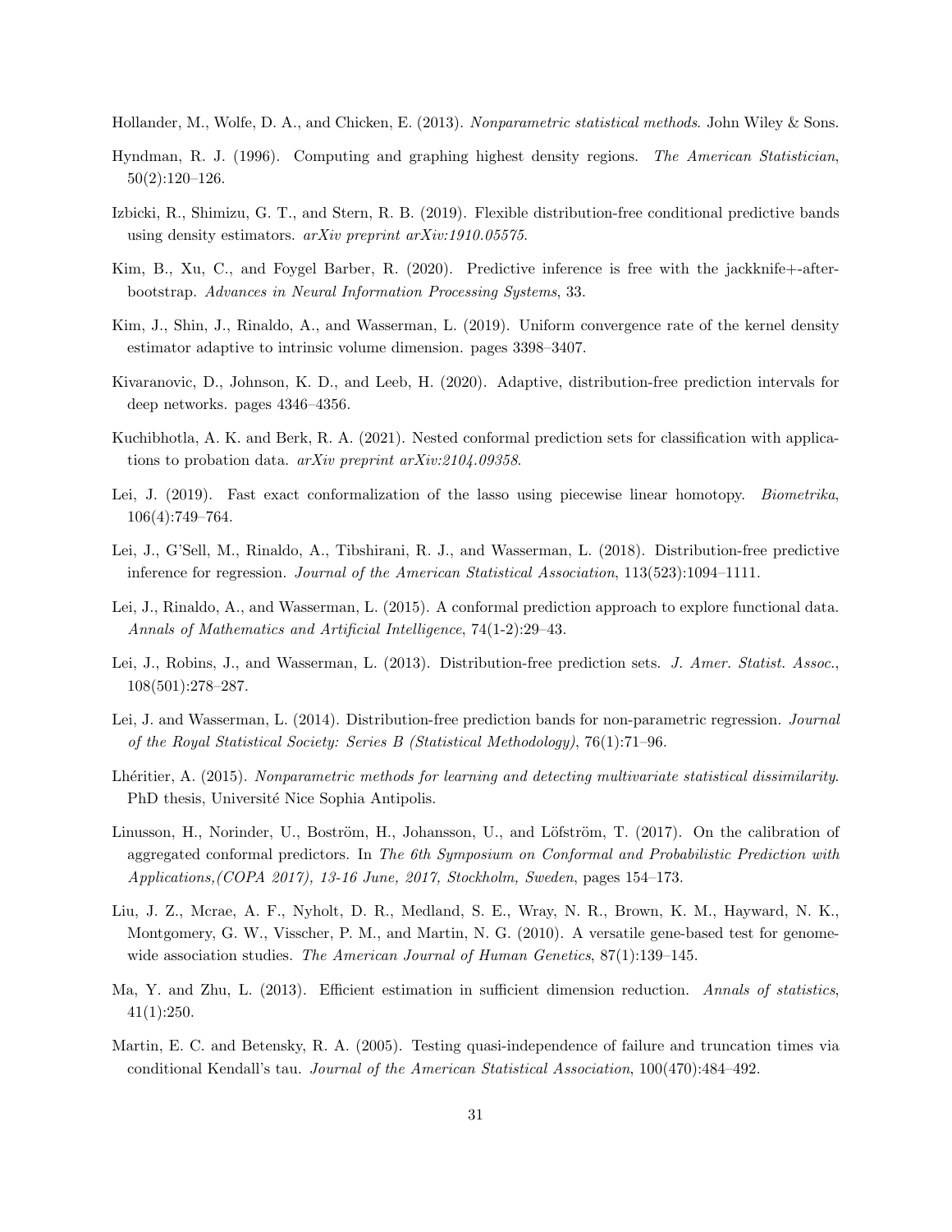Hollander, M., Wolfe, D. A., and Chicken, E. (2013). *Nonparametric statistical methods*. John Wiley & Sons.

Hyndman, R. J. (1996). Computing and graphing highest density regions. *The American Statistician*, 50(2):120–126.

Izbicki, R., Shimizu, G. T., and Stern, R. B. (2019). Flexible distribution-free conditional predictive bands using density estimators. *arXiv preprint arXiv:1910.05575*.

Kim, B., Xu, C., and Foygel Barber, R. (2020). Predictive inference is free with the jackknife+-after-bootstrap. *Advances in Neural Information Processing Systems*, 33.

Kim, J., Shin, J., Rinaldo, A., and Wasserman, L. (2019). Uniform convergence rate of the kernel density estimator adaptive to intrinsic volume dimension. pages 3398–3407.

Kivaranovic, D., Johnson, K. D., and Leeb, H. (2020). Adaptive, distribution-free prediction intervals for deep networks. pages 4346–4356.

Kuchibhotla, A. K. and Berk, R. A. (2021). Nested conformal prediction sets for classification with applications to probation data. *arXiv preprint arXiv:2104.09358*.

Lei, J. (2019). Fast exact conformalization of the lasso using piecewise linear homotopy. *Biometrika*, 106(4):749–764.

Lei, J., G'Sell, M., Rinaldo, A., Tibshirani, R. J., and Wasserman, L. (2018). Distribution-free predictive inference for regression. *Journal of the American Statistical Association*, 113(523):1094–1111.

Lei, J., Rinaldo, A., and Wasserman, L. (2015). A conformal prediction approach to explore functional data. *Annals of Mathematics and Artificial Intelligence*, 74(1-2):29–43.

Lei, J., Robins, J., and Wasserman, L. (2013). Distribution-free prediction sets. *J. Amer. Statist. Assoc.*, 108(501):278–287.

Lei, J. and Wasserman, L. (2014). Distribution-free prediction bands for non-parametric regression. *Journal of the Royal Statistical Society: Series B (Statistical Methodology)*, 76(1):71–96.

Lhéritier, A. (2015). *Nonparametric methods for learning and detecting multivariate statistical dissimilarity*. PhD thesis, Université Nice Sophia Antipolis.

Linusson, H., Norinder, U., Boström, H., Johansson, U., and Löfström, T. (2017). On the calibration of aggregated conformal predictors. In *The 6th Symposium on Conformal and Probabilistic Prediction with Applications,(COPA 2017), 13-16 June, 2017, Stockholm, Sweden*, pages 154–173.

Liu, J. Z., Mcrae, A. F., Nyholt, D. R., Medland, S. E., Wray, N. R., Brown, K. M., Hayward, N. K., Montgomery, G. W., Visscher, P. M., and Martin, N. G. (2010). A versatile gene-based test for genome-wide association studies. *The American Journal of Human Genetics*, 87(1):139–145.

Ma, Y. and Zhu, L. (2013). Efficient estimation in sufficient dimension reduction. *Annals of statistics*, 41(1):250.

Martin, E. C. and Betensky, R. A. (2005). Testing quasi-independence of failure and truncation times via conditional Kendall's tau. *Journal of the American Statistical Association*, 100(470):484–492.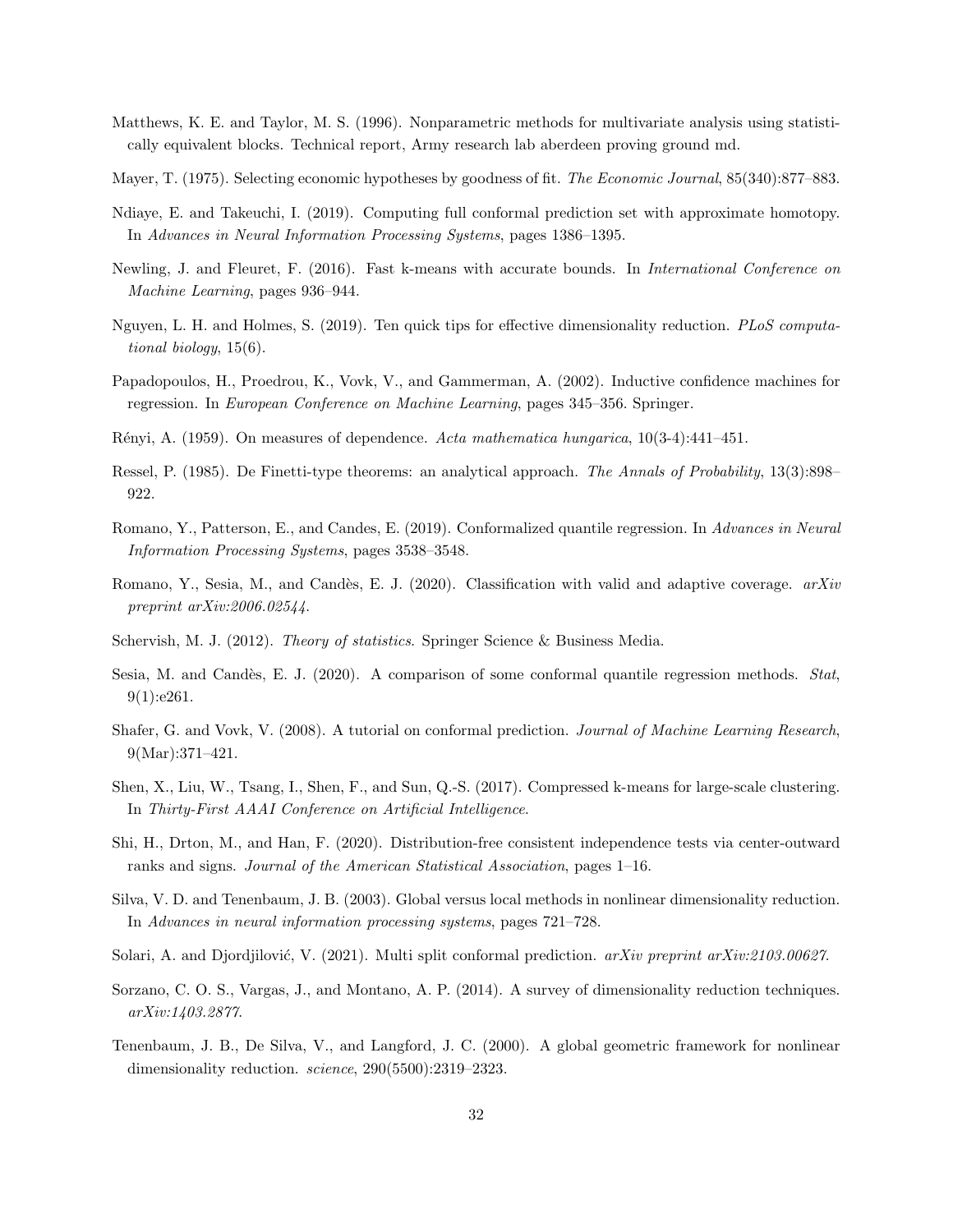Matthews, K. E. and Taylor, M. S. (1996). Nonparametric methods for multivariate analysis using statistically equivalent blocks. Technical report, Army research lab aberdeen proving ground md.

Mayer, T. (1975). Selecting economic hypotheses by goodness of fit. *The Economic Journal*, 85(340):877–883.

Ndiaye, E. and Takeuchi, I. (2019). Computing full conformal prediction set with approximate homotopy. In *Advances in Neural Information Processing Systems*, pages 1386–1395.

Newling, J. and Fleuret, F. (2016). Fast k-means with accurate bounds. In *International Conference on Machine Learning*, pages 936–944.

Nguyen, L. H. and Holmes, S. (2019). Ten quick tips for effective dimensionality reduction. *PLoS computational biology*, 15(6).

Papadopoulos, H., Proedrou, K., Vovk, V., and Gammerman, A. (2002). Inductive confidence machines for regression. In *European Conference on Machine Learning*, pages 345–356. Springer.

Rényi, A. (1959). On measures of dependence. *Acta mathematica hungarica*, 10(3-4):441–451.

Ressel, P. (1985). De Finetti-type theorems: an analytical approach. *The Annals of Probability*, 13(3):898–922.

Romano, Y., Patterson, E., and Candes, E. (2019). Conformalized quantile regression. In *Advances in Neural Information Processing Systems*, pages 3538–3548.

Romano, Y., Sesia, M., and Candès, E. J. (2020). Classification with valid and adaptive coverage. *arXiv preprint arXiv:2006.02544*.

Schervish, M. J. (2012). *Theory of statistics*. Springer Science & Business Media.

Sesia, M. and Candès, E. J. (2020). A comparison of some conformal quantile regression methods. *Stat*, 9(1):e261.

Shafer, G. and Vovk, V. (2008). A tutorial on conformal prediction. *Journal of Machine Learning Research*, 9(Mar):371–421.

Shen, X., Liu, W., Tsang, I., Shen, F., and Sun, Q.-S. (2017). Compressed k-means for large-scale clustering. In *Thirty-First AAAI Conference on Artificial Intelligence*.

Shi, H., Drton, M., and Han, F. (2020). Distribution-free consistent independence tests via center-outward ranks and signs. *Journal of the American Statistical Association*, pages 1–16.

Silva, V. D. and Tenenbaum, J. B. (2003). Global versus local methods in nonlinear dimensionality reduction. In *Advances in neural information processing systems*, pages 721–728.

Solari, A. and Djordjilović, V. (2021). Multi split conformal prediction. *arXiv preprint arXiv:2103.00627*.

Sorzano, C. O. S., Vargas, J., and Montano, A. P. (2014). A survey of dimensionality reduction techniques. *arXiv:1403.2877*.

Tenenbaum, J. B., De Silva, V., and Langford, J. C. (2000). A global geometric framework for nonlinear dimensionality reduction. *science*, 290(5500):2319–2323.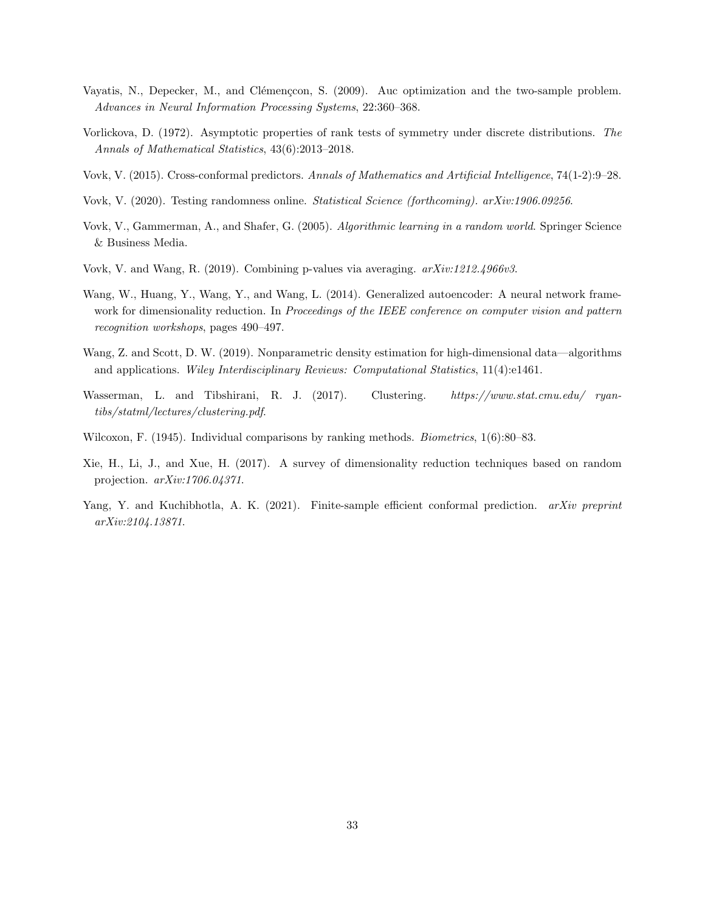Vayatis, N., Depecker, M., and Clémençcon, S. (2009). Auc optimization and the two-sample problem. *Advances in Neural Information Processing Systems*, 22:360–368.

Vorlickova, D. (1972). Asymptotic properties of rank tests of symmetry under discrete distributions. *The Annals of Mathematical Statistics*, 43(6):2013–2018.

Vovk, V. (2015). Cross-conformal predictors. *Annals of Mathematics and Artificial Intelligence*, 74(1-2):9–28.

Vovk, V. (2020). Testing randomness online. *Statistical Science (forthcoming). arXiv:1906.09256*.

Vovk, V., Gammerman, A., and Shafer, G. (2005). *Algorithmic learning in a random world*. Springer Science & Business Media.

Vovk, V. and Wang, R. (2019). Combining p-values via averaging. *arXiv:1212.4966v3*.

Wang, W., Huang, Y., Wang, Y., and Wang, L. (2014). Generalized autoencoder: A neural network framework for dimensionality reduction. In *Proceedings of the IEEE conference on computer vision and pattern recognition workshops*, pages 490–497.

Wang, Z. and Scott, D. W. (2019). Nonparametric density estimation for high-dimensional data—algorithms and applications. *Wiley Interdisciplinary Reviews: Computational Statistics*, 11(4):e1461.

Wasserman, L. and Tibshirani, R. J. (2017). Clustering. *https://www.stat.cmu.edu/ ryantibs/statml/lectures/clustering.pdf*.

Wilcoxon, F. (1945). Individual comparisons by ranking methods. *Biometrics*, 1(6):80–83.

Xie, H., Li, J., and Xue, H. (2017). A survey of dimensionality reduction techniques based on random projection. *arXiv:1706.04371*.

Yang, Y. and Kuchibhotla, A. K. (2021). Finite-sample efficient conformal prediction. *arXiv preprint arXiv:2104.13871*.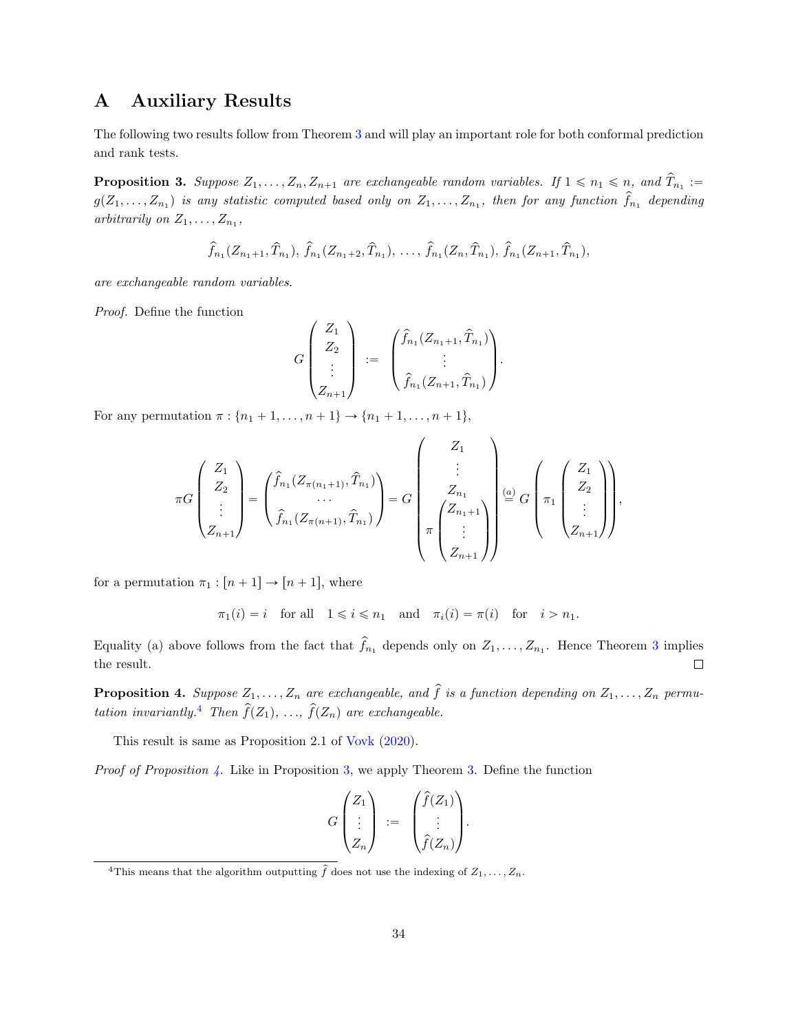# A Auxiliary Results

The following two results follow from Theorem 3 and will play an important role for both conformal prediction and rank tests.

**Proposition 3.** *Suppose $Z_1, \ldots, Z_n, Z_{n+1}$ are exchangeable random variables. If $1 \leqslant n_1 \leqslant n$, and $\widehat{T}_{n_1} := g(Z_1, \ldots, Z_{n_1})$ is any statistic computed based only on $Z_1, \ldots, Z_{n_1}$, then for any function $\widehat{f}_{n_1}$ depending arbitrarily on $Z_1, \ldots, Z_{n_1}$,*

$$\widehat{f}_{n_1}(Z_{n_1+1}, \widehat{T}_{n_1}),\ \widehat{f}_{n_1}(Z_{n_1+2}, \widehat{T}_{n_1}),\ \ldots,\ \widehat{f}_{n_1}(Z_n, \widehat{T}_{n_1}),\ \widehat{f}_{n_1}(Z_{n+1}, \widehat{T}_{n_1}),$$

*are exchangeable random variables.*

*Proof.* Define the function

$$G\begin{pmatrix} Z_1 \\ Z_2 \\ \vdots \\ Z_{n+1} \end{pmatrix} := \begin{pmatrix} \widehat{f}_{n_1}(Z_{n_1+1}, \widehat{T}_{n_1}) \\ \vdots \\ \widehat{f}_{n_1}(Z_{n+1}, \widehat{T}_{n_1}) \end{pmatrix}.$$

For any permutation $\pi : \{n_1+1, \ldots, n+1\} \to \{n_1+1, \ldots, n+1\}$,

$$\pi G\begin{pmatrix} Z_1 \\ Z_2 \\ \vdots \\ Z_{n+1} \end{pmatrix} = \begin{pmatrix} \widehat{f}_{n_1}(Z_{\pi(n_1+1)}, \widehat{T}_{n_1}) \\ \cdots \\ \widehat{f}_{n_1}(Z_{\pi(n+1)}, \widehat{T}_{n_1}) \end{pmatrix} = G\begin{pmatrix} Z_1 \\ \vdots \\ Z_{n_1} \\ \pi\begin{pmatrix} Z_{n_1+1} \\ \vdots \\ Z_{n+1} \end{pmatrix} \end{pmatrix} \overset{(a)}{=} G\left(\pi_1\begin{pmatrix} Z_1 \\ Z_2 \\ \vdots \\ Z_{n+1} \end{pmatrix}\right),$$

for a permutation $\pi_1 : [n+1] \to [n+1]$, where

$$\pi_1(i) = i \quad \text{for all} \quad 1 \leqslant i \leqslant n_1 \quad \text{and} \quad \pi_i(i) = \pi(i) \quad \text{for} \quad i > n_1.$$

Equality (a) above follows from the fact that $\widehat{f}_{n_1}$ depends only on $Z_1, \ldots, Z_{n_1}$. Hence Theorem 3 implies the result. □

**Proposition 4.** *Suppose $Z_1, \ldots, Z_n$ are exchangeable, and $\widehat{f}$ is a function depending on $Z_1, \ldots, Z_n$ permutation invariantly.*[4] *Then $\widehat{f}(Z_1), \ldots, \widehat{f}(Z_n)$ are exchangeable.*

This result is same as Proposition 2.1 of Vovk (2020).

*Proof of Proposition 4.* Like in Proposition 3, we apply Theorem 3. Define the function

$$G\begin{pmatrix} Z_1 \\ \vdots \\ Z_n \end{pmatrix} := \begin{pmatrix} \widehat{f}(Z_1) \\ \vdots \\ \widehat{f}(Z_n) \end{pmatrix}.$$

[4] This means that the algorithm outputting $\widehat{f}$ does not use the indexing of $Z_1, \ldots, Z_n$.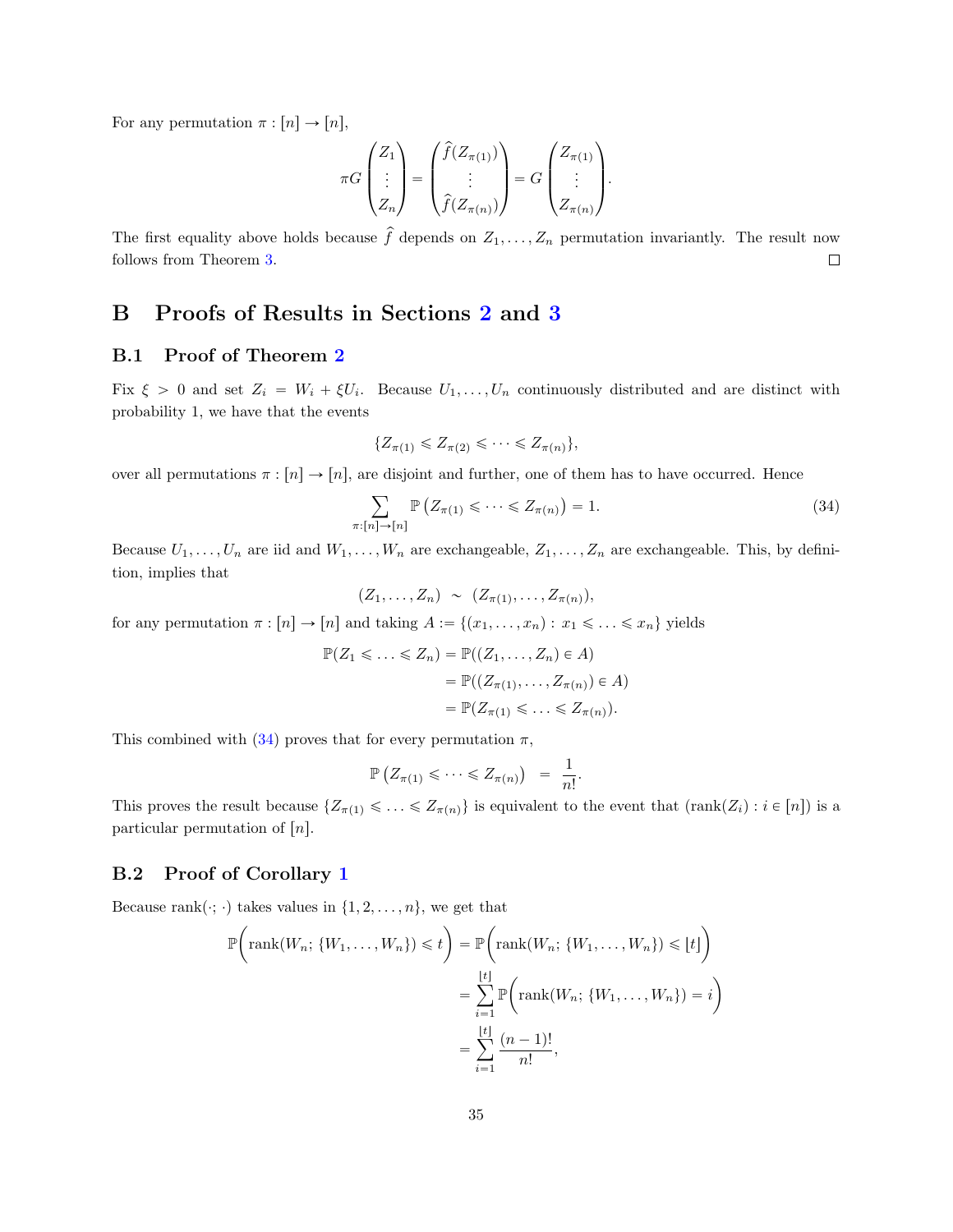For any permutation $\pi : [n] \to [n]$,

$$\pi G \begin{pmatrix} Z_1 \\ \vdots \\ Z_n \end{pmatrix} = \begin{pmatrix} \widehat{f}(Z_{\pi(1)}) \\ \vdots \\ \widehat{f}(Z_{\pi(n)}) \end{pmatrix} = G \begin{pmatrix} Z_{\pi(1)} \\ \vdots \\ Z_{\pi(n)} \end{pmatrix}.$$

The first equality above holds because $\widehat{f}$ depends on $Z_1, \ldots, Z_n$ permutation invariantly. The result now follows from Theorem 3. ◻

# B Proofs of Results in Sections 2 and 3

## B.1 Proof of Theorem 2

Fix $\xi > 0$ and set $Z_i = W_i + \xi U_i$. Because $U_1, \ldots, U_n$ continuously distributed and are distinct with probability 1, we have that the events

$$\{Z_{\pi(1)} \leqslant Z_{\pi(2)} \leqslant \cdots \leqslant Z_{\pi(n)}\},$$

over all permutations $\pi : [n] \to [n]$, are disjoint and further, one of them has to have occurred. Hence

$$\sum_{\pi:[n]\to[n]} \mathbb{P}\left(Z_{\pi(1)} \leqslant \cdots \leqslant Z_{\pi(n)}\right) = 1. \tag{34}$$

Because $U_1, \ldots, U_n$ are iid and $W_1, \ldots, W_n$ are exchangeable, $Z_1, \ldots, Z_n$ are exchangeable. This, by definition, implies that

$$(Z_1, \ldots, Z_n) \;\sim\; (Z_{\pi(1)}, \ldots, Z_{\pi(n)}),$$

for any permutation $\pi : [n] \to [n]$ and taking $A := \{(x_1, \ldots, x_n) : x_1 \leqslant \ldots \leqslant x_n\}$ yields

$$\begin{aligned}
\mathbb{P}(Z_1 \leqslant \ldots \leqslant Z_n) &= \mathbb{P}((Z_1, \ldots, Z_n) \in A) \\
&= \mathbb{P}((Z_{\pi(1)}, \ldots, Z_{\pi(n)}) \in A) \\
&= \mathbb{P}(Z_{\pi(1)} \leqslant \ldots \leqslant Z_{\pi(n)}).
\end{aligned}$$

This combined with (34) proves that for every permutation $\pi$,

$$\mathbb{P}\left(Z_{\pi(1)} \leqslant \cdots \leqslant Z_{\pi(n)}\right) \;=\; \frac{1}{n!}.$$

This proves the result because $\{Z_{\pi(1)} \leqslant \ldots \leqslant Z_{\pi(n)}\}$ is equivalent to the event that $(\mathrm{rank}(Z_i) : i \in [n])$ is a particular permutation of $[n]$.

## B.2 Proof of Corollary 1

Because $\mathrm{rank}(\cdot;\cdot)$ takes values in $\{1, 2, \ldots, n\}$, we get that

$$\begin{aligned}
\mathbb{P}\Big(\mathrm{rank}(W_n; \{W_1, \ldots, W_n\}) \leqslant t\Big) &= \mathbb{P}\Big(\mathrm{rank}(W_n; \{W_1, \ldots, W_n\}) \leqslant \lfloor t \rfloor\Big) \\
&= \sum_{i=1}^{\lfloor t \rfloor} \mathbb{P}\Big(\mathrm{rank}(W_n; \{W_1, \ldots, W_n\}) = i\Big) \\
&= \sum_{i=1}^{\lfloor t \rfloor} \frac{(n-1)!}{n!},
\end{aligned}$$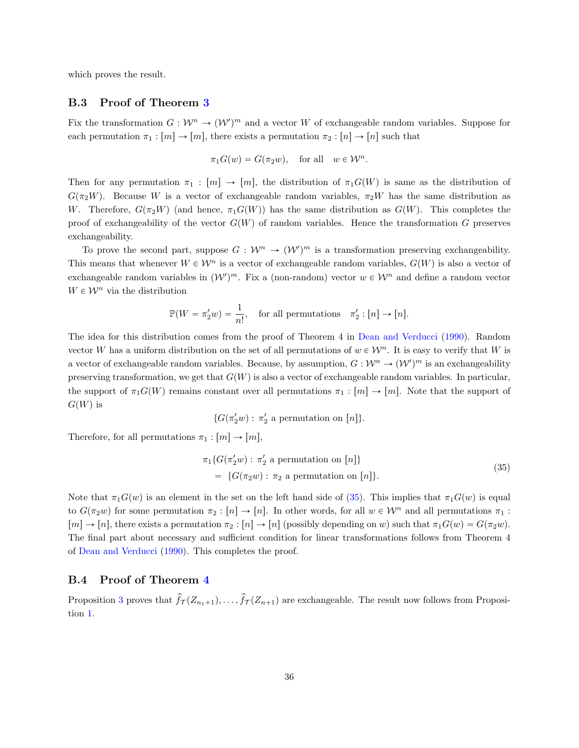which proves the result.

### B.3 Proof of Theorem 3

Fix the transformation $G : \mathcal{W}^n \to (\mathcal{W}')^m$ and a vector $W$ of exchangeable random variables. Suppose for each permutation $\pi_1 : [m] \to [m]$, there exists a permutation $\pi_2 : [n] \to [n]$ such that

$$\pi_1 G(w) = G(\pi_2 w), \quad \text{for all} \quad w \in \mathcal{W}^n.$$

Then for any permutation $\pi_1 : [m] \to [m]$, the distribution of $\pi_1 G(W)$ is same as the distribution of $G(\pi_2 W)$. Because $W$ is a vector of exchangeable random variables, $\pi_2 W$ has the same distribution as $W$. Therefore, $G(\pi_2 W)$ (and hence, $\pi_1 G(W)$) has the same distribution as $G(W)$. This completes the proof of exchangeability of the vector $G(W)$ of random variables. Hence the transformation $G$ preserves exchangeability.

To prove the second part, suppose $G : \mathcal{W}^n \to (\mathcal{W}')^m$ is a transformation preserving exchangeability. This means that whenever $W \in \mathcal{W}^n$ is a vector of exchangeable random variables, $G(W)$ is also a vector of exchangeable random variables in $(\mathcal{W}')^m$. Fix a (non-random) vector $w \in \mathcal{W}^n$ and define a random vector $W \in \mathcal{W}^n$ via the distribution

$$\mathbb{P}(W = \pi_2' w) = \frac{1}{n!}, \quad \text{for all permutations} \quad \pi_2' : [n] \to [n].$$

The idea for this distribution comes from the proof of Theorem 4 in Dean and Verducci (1990). Random vector $W$ has a uniform distribution on the set of all permutations of $w \in \mathcal{W}^n$. It is easy to verify that $W$ is a vector of exchangeable random variables. Because, by assumption, $G : \mathcal{W}^n \to (\mathcal{W}')^m$ is an exchangeability preserving transformation, we get that $G(W)$ is also a vector of exchangeable random variables. In particular, the support of $\pi_1 G(W)$ remains constant over all permutations $\pi_1 : [m] \to [m]$. Note that the support of $G(W)$ is

$$\{G(\pi_2' w) : \pi_2' \text{ a permutation on } [n]\}.$$

Therefore, for all permutations $\pi_1 : [m] \to [m]$,

$$\begin{aligned} &\pi_1 \{G(\pi_2' w) : \pi_2' \text{ a permutation on } [n]\} \\ &\quad = \{G(\pi_2 w) : \pi_2 \text{ a permutation on } [n]\}. \end{aligned} \tag{35}$$

Note that $\pi_1 G(w)$ is an element in the set on the left hand side of (35). This implies that $\pi_1 G(w)$ is equal to $G(\pi_2 w)$ for some permutation $\pi_2 : [n] \to [n]$. In other words, for all $w \in \mathcal{W}^n$ and all permutations $\pi_1 : [m] \to [n]$, there exists a permutation $\pi_2 : [n] \to [n]$ (possibly depending on $w$) such that $\pi_1 G(w) = G(\pi_2 w)$. The final part about necessary and sufficient condition for linear transformations follows from Theorem 4 of Dean and Verducci (1990). This completes the proof.

### B.4 Proof of Theorem 4

Proposition 3 proves that $\widehat{f}_{\mathcal{T}}(Z_{n_1+1}), \ldots, \widehat{f}_{\mathcal{T}}(Z_{n+1})$ are exchangeable. The result now follows from Proposition 1.